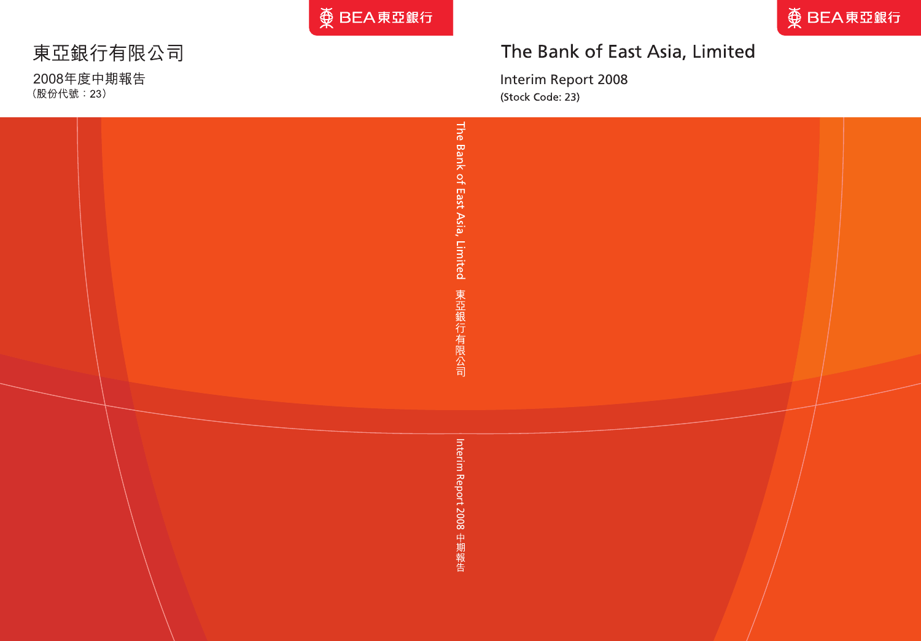BEA東亞銀行

# 東亞銀行有限公司

2008年度中期報告
（股份代號：23）

The Bank of East Asia, Limited 東亞銀行有限公司

Interim Report 2008 中期報告

BEA東亞銀行

# The Bank of East Asia, Limited

Interim Report 2008
(Stock Code: 23)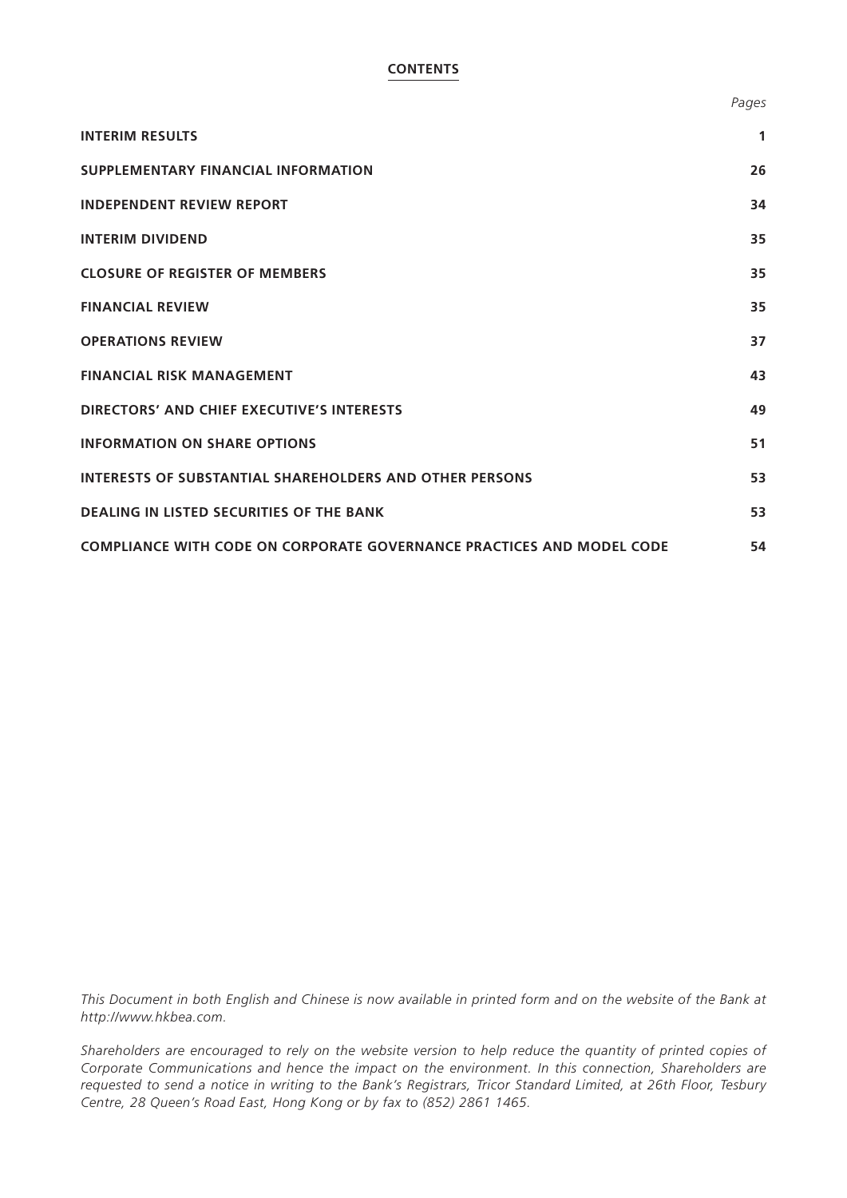# CONTENTS

| | *Pages* |
|---|---|
| **INTERIM RESULTS** | **1** |
| **SUPPLEMENTARY FINANCIAL INFORMATION** | **26** |
| **INDEPENDENT REVIEW REPORT** | **34** |
| **INTERIM DIVIDEND** | **35** |
| **CLOSURE OF REGISTER OF MEMBERS** | **35** |
| **FINANCIAL REVIEW** | **35** |
| **OPERATIONS REVIEW** | **37** |
| **FINANCIAL RISK MANAGEMENT** | **43** |
| **DIRECTORS' AND CHIEF EXECUTIVE'S INTERESTS** | **49** |
| **INFORMATION ON SHARE OPTIONS** | **51** |
| **INTERESTS OF SUBSTANTIAL SHAREHOLDERS AND OTHER PERSONS** | **53** |
| **DEALING IN LISTED SECURITIES OF THE BANK** | **53** |
| **COMPLIANCE WITH CODE ON CORPORATE GOVERNANCE PRACTICES AND MODEL CODE** | **54** |

*This Document in both English and Chinese is now available in printed form and on the website of the Bank at http://www.hkbea.com.*

*Shareholders are encouraged to rely on the website version to help reduce the quantity of printed copies of Corporate Communications and hence the impact on the environment. In this connection, Shareholders are requested to send a notice in writing to the Bank's Registrars, Tricor Standard Limited, at 26th Floor, Tesbury Centre, 28 Queen's Road East, Hong Kong or by fax to (852) 2861 1465.*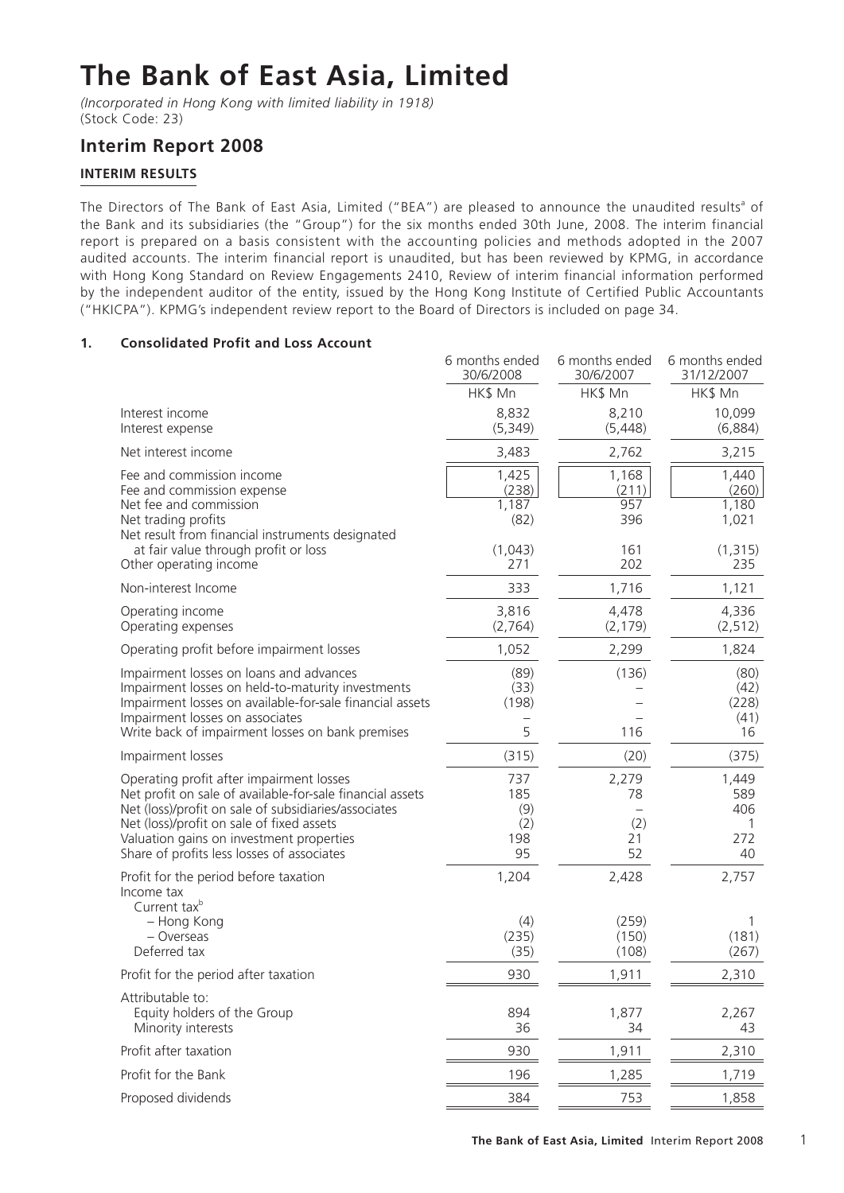# The Bank of East Asia, Limited

*(Incorporated in Hong Kong with limited liability in 1918)*
(Stock Code: 23)

## Interim Report 2008

### INTERIM RESULTS

The Directors of The Bank of East Asia, Limited ("BEA") are pleased to announce the unaudited results[a] of the Bank and its subsidiaries (the "Group") for the six months ended 30th June, 2008. The interim financial report is prepared on a basis consistent with the accounting policies and methods adopted in the 2007 audited accounts. The interim financial report is unaudited, but has been reviewed by KPMG, in accordance with Hong Kong Standard on Review Engagements 2410, Review of interim financial information performed by the independent auditor of the entity, issued by the Hong Kong Institute of Certified Public Accountants ("HKICPA"). KPMG's independent review report to the Board of Directors is included on page 34.

#### 1. Consolidated Profit and Loss Account

| | 6 months ended 30/6/2008 | 6 months ended 30/6/2007 | 6 months ended 31/12/2007 |
|---|---|---|---|
| | HK$ Mn | HK$ Mn | HK$ Mn |
| Interest income | 8,832 | 8,210 | 10,099 |
| Interest expense | (5,349) | (5,448) | (6,884) |
| Net interest income | 3,483 | 2,762 | 3,215 |
| Fee and commission income | 1,425 | 1,168 | 1,440 |
| Fee and commission expense | (238) | (211) | (260) |
| Net fee and commission | 1,187 | 957 | 1,180 |
| Net trading profits | (82) | 396 | 1,021 |
| Net result from financial instruments designated at fair value through profit or loss | (1,043) | 161 | (1,315) |
| Other operating income | 271 | 202 | 235 |
| Non-interest Income | 333 | 1,716 | 1,121 |
| Operating income | 3,816 | 4,478 | 4,336 |
| Operating expenses | (2,764) | (2,179) | (2,512) |
| Operating profit before impairment losses | 1,052 | 2,299 | 1,824 |
| Impairment losses on loans and advances | (89) | (136) | (80) |
| Impairment losses on held-to-maturity investments | (33) | – | (42) |
| Impairment losses on available-for-sale financial assets | (198) | – | (228) |
| Impairment losses on associates | – | – | (41) |
| Write back of impairment losses on bank premises | 5 | 116 | 16 |
| Impairment losses | (315) | (20) | (375) |
| Operating profit after impairment losses | 737 | 2,279 | 1,449 |
| Net profit on sale of available-for-sale financial assets | 185 | 78 | 589 |
| Net (loss)/profit on sale of subsidiaries/associates | (9) | – | 406 |
| Net (loss)/profit on sale of fixed assets | (2) | (2) | 1 |
| Valuation gains on investment properties | 198 | 21 | 272 |
| Share of profits less losses of associates | 95 | 52 | 40 |
| Profit for the period before taxation | 1,204 | 2,428 | 2,757 |
| Income tax | | | |
| Current tax[b] | | | |
| – Hong Kong | (4) | (259) | 1 |
| – Overseas | (235) | (150) | (181) |
| Deferred tax | (35) | (108) | (267) |
| Profit for the period after taxation | 930 | 1,911 | 2,310 |
| Attributable to: | | | |
| Equity holders of the Group | 894 | 1,877 | 2,267 |
| Minority interests | 36 | 34 | 43 |
| Profit after taxation | 930 | 1,911 | 2,310 |
| Profit for the Bank | 196 | 1,285 | 1,719 |
| Proposed dividends | 384 | 753 | 1,858 |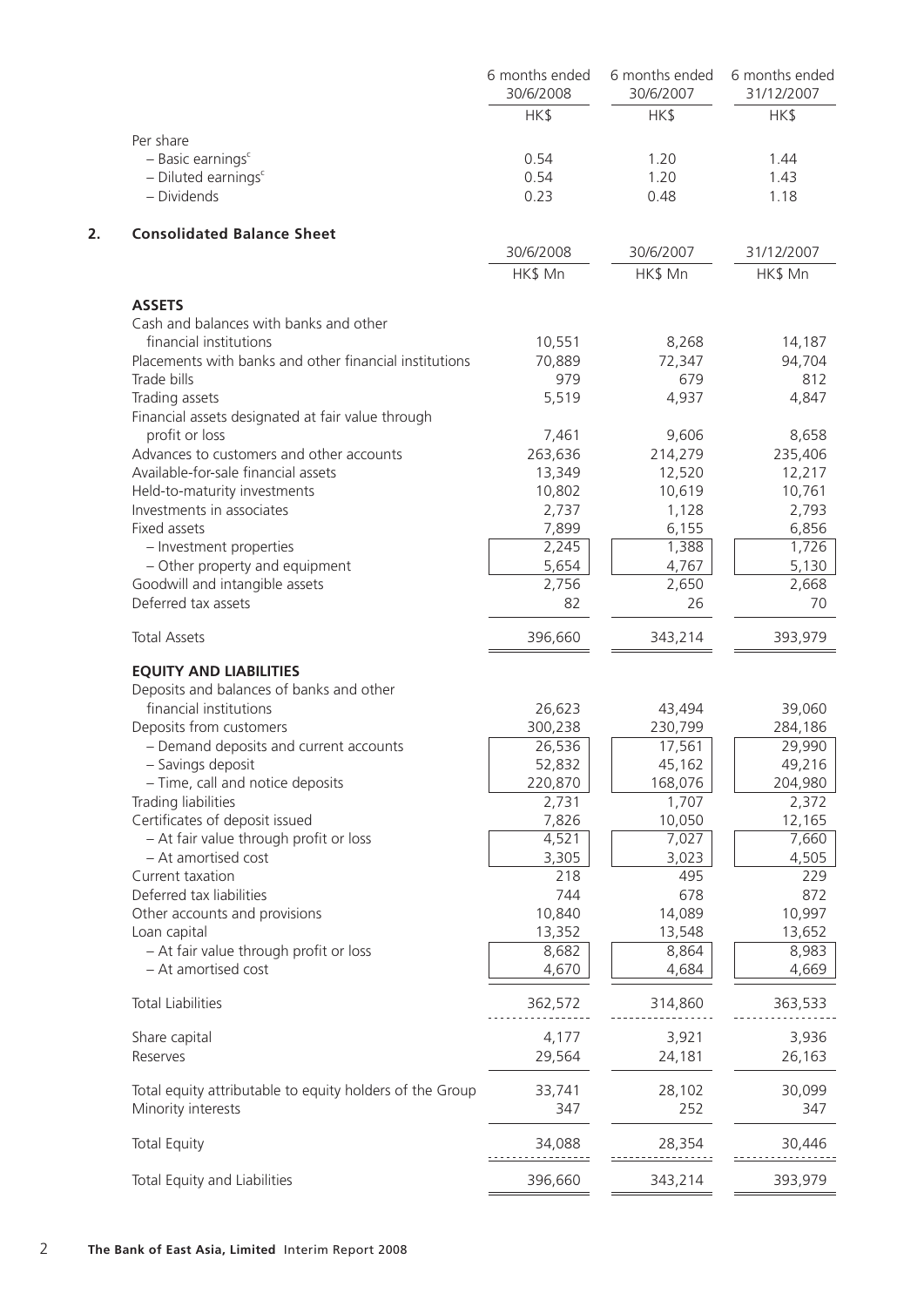| | 6 months ended 30/6/2008 | 6 months ended 30/6/2007 | 6 months ended 31/12/2007 |
|---|---|---|---|
| | HK$ | HK$ | HK$ |
| Per share | | | |
| – Basic earnings[c] | 0.54 | 1.20 | 1.44 |
| – Diluted earnings[c] | 0.54 | 1.20 | 1.43 |
| – Dividends | 0.23 | 0.48 | 1.18 |

## 2. Consolidated Balance Sheet

| | 30/6/2008 | 30/6/2007 | 31/12/2007 |
|---|---|---|---|
| | HK$ Mn | HK$ Mn | HK$ Mn |
| **ASSETS** | | | |
| Cash and balances with banks and other financial institutions | 10,551 | 8,268 | 14,187 |
| Placements with banks and other financial institutions | 70,889 | 72,347 | 94,704 |
| Trade bills | 979 | 679 | 812 |
| Trading assets | 5,519 | 4,937 | 4,847 |
| Financial assets designated at fair value through profit or loss | 7,461 | 9,606 | 8,658 |
| Advances to customers and other accounts | 263,636 | 214,279 | 235,406 |
| Available-for-sale financial assets | 13,349 | 12,520 | 12,217 |
| Held-to-maturity investments | 10,802 | 10,619 | 10,761 |
| Investments in associates | 2,737 | 1,128 | 2,793 |
| Fixed assets | 7,899 | 6,155 | 6,856 |
| – Investment properties | 2,245 | 1,388 | 1,726 |
| – Other property and equipment | 5,654 | 4,767 | 5,130 |
| Goodwill and intangible assets | 2,756 | 2,650 | 2,668 |
| Deferred tax assets | 82 | 26 | 70 |
| Total Assets | 396,660 | 343,214 | 393,979 |
| **EQUITY AND LIABILITIES** | | | |
| Deposits and balances of banks and other financial institutions | 26,623 | 43,494 | 39,060 |
| Deposits from customers | 300,238 | 230,799 | 284,186 |
| – Demand deposits and current accounts | 26,536 | 17,561 | 29,990 |
| – Savings deposit | 52,832 | 45,162 | 49,216 |
| – Time, call and notice deposits | 220,870 | 168,076 | 204,980 |
| Trading liabilities | 2,731 | 1,707 | 2,372 |
| Certificates of deposit issued | 7,826 | 10,050 | 12,165 |
| – At fair value through profit or loss | 4,521 | 7,027 | 7,660 |
| – At amortised cost | 3,305 | 3,023 | 4,505 |
| Current taxation | 218 | 495 | 229 |
| Deferred tax liabilities | 744 | 678 | 872 |
| Other accounts and provisions | 10,840 | 14,089 | 10,997 |
| Loan capital | 13,352 | 13,548 | 13,652 |
| – At fair value through profit or loss | 8,682 | 8,864 | 8,983 |
| – At amortised cost | 4,670 | 4,684 | 4,669 |
| Total Liabilities | 362,572 | 314,860 | 363,533 |
| Share capital | 4,177 | 3,921 | 3,936 |
| Reserves | 29,564 | 24,181 | 26,163 |
| Total equity attributable to equity holders of the Group | 33,741 | 28,102 | 30,099 |
| Minority interests | 347 | 252 | 347 |
| Total Equity | 34,088 | 28,354 | 30,446 |
| Total Equity and Liabilities | 396,660 | 343,214 | 393,979 |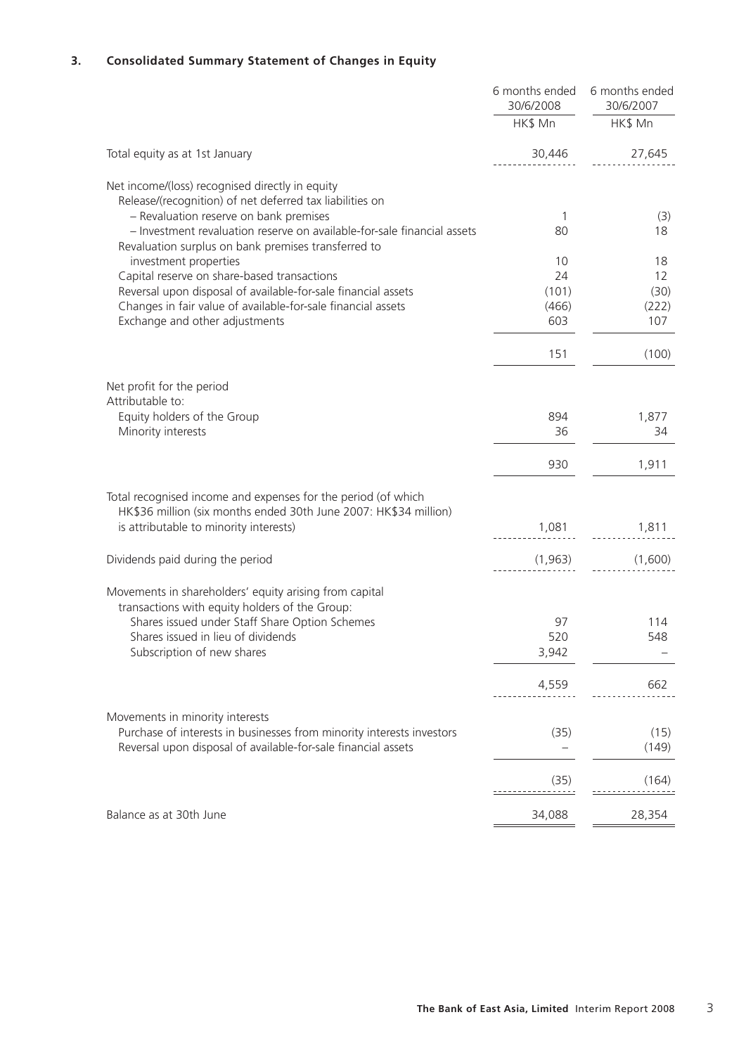### 3. Consolidated Summary Statement of Changes in Equity

| | 6 months ended 30/6/2008 | 6 months ended 30/6/2007 |
|---|---|---|
| | HK$ Mn | HK$ Mn |
| Total equity as at 1st January | 30,446 | 27,645 |
| Net income/(loss) recognised directly in equity | | |
| Release/(recognition) of net deferred tax liabilities on | | |
| – Revaluation reserve on bank premises | 1 | (3) |
| – Investment revaluation reserve on available-for-sale financial assets | 80 | 18 |
| Revaluation surplus on bank premises transferred to investment properties | 10 | 18 |
| Capital reserve on share-based transactions | 24 | 12 |
| Reversal upon disposal of available-for-sale financial assets | (101) | (30) |
| Changes in fair value of available-for-sale financial assets | (466) | (222) |
| Exchange and other adjustments | 603 | 107 |
| | 151 | (100) |
| Net profit for the period | | |
| Attributable to: | | |
| Equity holders of the Group | 894 | 1,877 |
| Minority interests | 36 | 34 |
| | 930 | 1,911 |
| Total recognised income and expenses for the period (of which HK$36 million (six months ended 30th June 2007: HK$34 million) is attributable to minority interests) | 1,081 | 1,811 |
| Dividends paid during the period | (1,963) | (1,600) |
| Movements in shareholders' equity arising from capital transactions with equity holders of the Group: | | |
| Shares issued under Staff Share Option Schemes | 97 | 114 |
| Shares issued in lieu of dividends | 520 | 548 |
| Subscription of new shares | 3,942 | – |
| | 4,559 | 662 |
| Movements in minority interests | | |
| Purchase of interests in businesses from minority interests investors | (35) | (15) |
| Reversal upon disposal of available-for-sale financial assets | – | (149) |
| | (35) | (164) |
| Balance as at 30th June | 34,088 | 28,354 |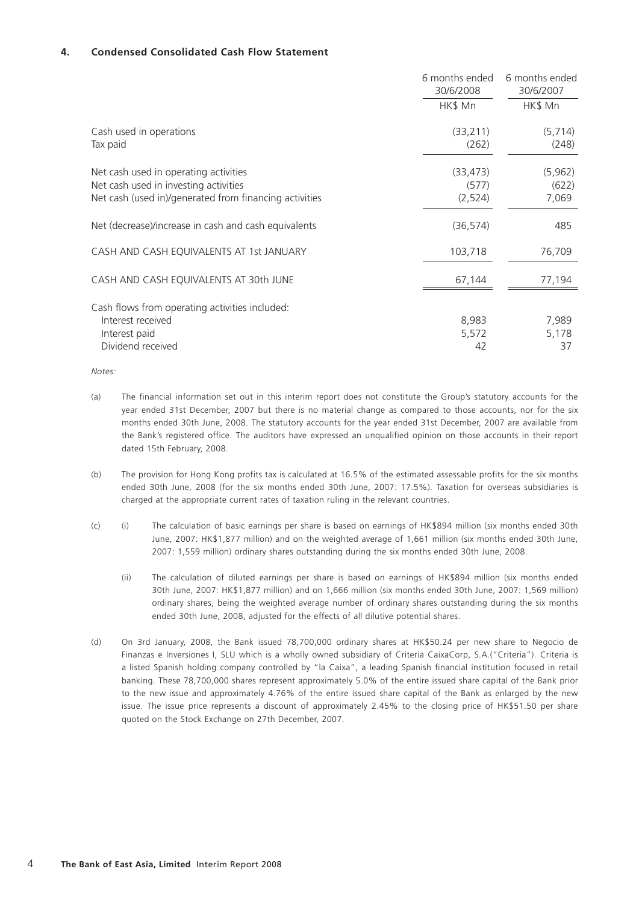## 4. Condensed Consolidated Cash Flow Statement

| | 6 months ended 30/6/2008 | 6 months ended 30/6/2007 |
|---|---|---|
| | HK$ Mn | HK$ Mn |
| Cash used in operations | (33,211) | (5,714) |
| Tax paid | (262) | (248) |
| Net cash used in operating activities | (33,473) | (5,962) |
| Net cash used in investing activities | (577) | (622) |
| Net cash (used in)/generated from financing activities | (2,524) | 7,069 |
| Net (decrease)/increase in cash and cash equivalents | (36,574) | 485 |
| CASH AND CASH EQUIVALENTS AT 1st JANUARY | 103,718 | 76,709 |
| CASH AND CASH EQUIVALENTS AT 30th JUNE | 67,144 | 77,194 |
| Cash flows from operating activities included: | | |
| Interest received | 8,983 | 7,989 |
| Interest paid | 5,572 | 5,178 |
| Dividend received | 42 | 37 |

*Notes:*

(a) The financial information set out in this interim report does not constitute the Group's statutory accounts for the year ended 31st December, 2007 but there is no material change as compared to those accounts, nor for the six months ended 30th June, 2008. The statutory accounts for the year ended 31st December, 2007 are available from the Bank's registered office. The auditors have expressed an unqualified opinion on those accounts in their report dated 15th February, 2008.

(b) The provision for Hong Kong profits tax is calculated at 16.5% of the estimated assessable profits for the six months ended 30th June, 2008 (for the six months ended 30th June, 2007: 17.5%). Taxation for overseas subsidiaries is charged at the appropriate current rates of taxation ruling in the relevant countries.

(c) (i) The calculation of basic earnings per share is based on earnings of HK$894 million (six months ended 30th June, 2007: HK$1,877 million) and on the weighted average of 1,661 million (six months ended 30th June, 2007: 1,559 million) ordinary shares outstanding during the six months ended 30th June, 2008.

(ii) The calculation of diluted earnings per share is based on earnings of HK$894 million (six months ended 30th June, 2007: HK$1,877 million) and on 1,666 million (six months ended 30th June, 2007: 1,569 million) ordinary shares, being the weighted average number of ordinary shares outstanding during the six months ended 30th June, 2008, adjusted for the effects of all dilutive potential shares.

(d) On 3rd January, 2008, the Bank issued 78,700,000 ordinary shares at HK$50.24 per new share to Negocio de Finanzas e Inversiones I, SLU which is a wholly owned subsidiary of Criteria CaixaCorp, S.A.("Criteria"). Criteria is a listed Spanish holding company controlled by "la Caixa", a leading Spanish financial institution focused in retail banking. These 78,700,000 shares represent approximately 5.0% of the entire issued share capital of the Bank prior to the new issue and approximately 4.76% of the entire issued share capital of the Bank as enlarged by the new issue. The issue price represents a discount of approximately 2.45% to the closing price of HK$51.50 per share quoted on the Stock Exchange on 27th December, 2007.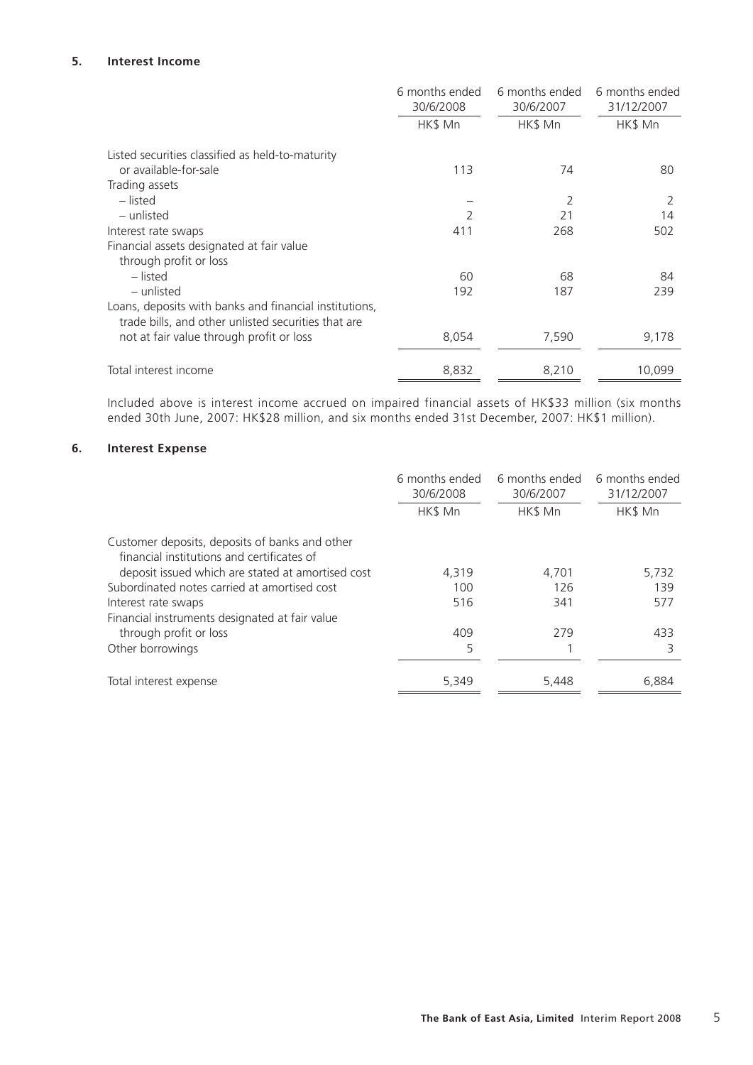## 5. Interest Income

| | 6 months ended 30/6/2008 | 6 months ended 30/6/2007 | 6 months ended 31/12/2007 |
|---|---|---|---|
| | HK$ Mn | HK$ Mn | HK$ Mn |
| Listed securities classified as held-to-maturity or available-for-sale | 113 | 74 | 80 |
| Trading assets | | | |
| – listed | – | 2 | 2 |
| – unlisted | 2 | 21 | 14 |
| Interest rate swaps | 411 | 268 | 502 |
| Financial assets designated at fair value through profit or loss | | | |
| – listed | 60 | 68 | 84 |
| – unlisted | 192 | 187 | 239 |
| Loans, deposits with banks and financial institutions, trade bills, and other unlisted securities that are not at fair value through profit or loss | 8,054 | 7,590 | 9,178 |
| Total interest income | 8,832 | 8,210 | 10,099 |

Included above is interest income accrued on impaired financial assets of HK$33 million (six months ended 30th June, 2007: HK$28 million, and six months ended 31st December, 2007: HK$1 million).

## 6. Interest Expense

| | 6 months ended 30/6/2008 | 6 months ended 30/6/2007 | 6 months ended 31/12/2007 |
|---|---|---|---|
| | HK$ Mn | HK$ Mn | HK$ Mn |
| Customer deposits, deposits of banks and other financial institutions and certificates of deposit issued which are stated at amortised cost | 4,319 | 4,701 | 5,732 |
| Subordinated notes carried at amortised cost | 100 | 126 | 139 |
| Interest rate swaps | 516 | 341 | 577 |
| Financial instruments designated at fair value through profit or loss | 409 | 279 | 433 |
| Other borrowings | 5 | 1 | 3 |
| Total interest expense | 5,349 | 5,448 | 6,884 |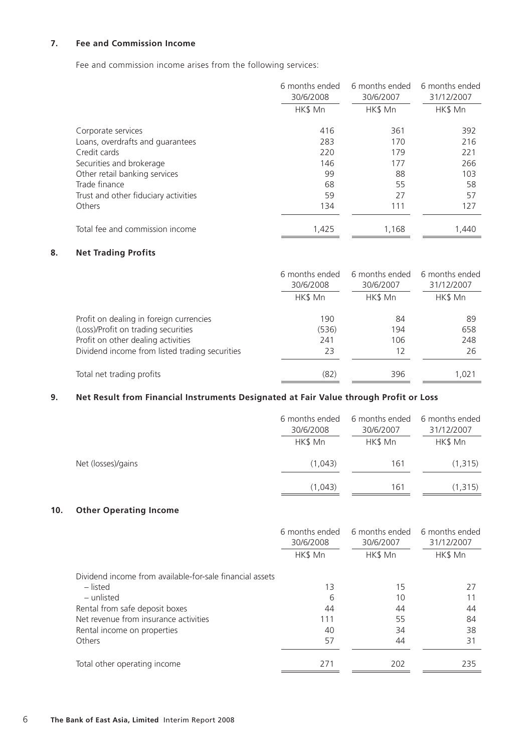## 7. Fee and Commission Income

Fee and commission income arises from the following services:

| | 6 months ended 30/6/2008 | 6 months ended 30/6/2007 | 6 months ended 31/12/2007 |
|---|---|---|---|
| | HK$ Mn | HK$ Mn | HK$ Mn |
| Corporate services | 416 | 361 | 392 |
| Loans, overdrafts and guarantees | 283 | 170 | 216 |
| Credit cards | 220 | 179 | 221 |
| Securities and brokerage | 146 | 177 | 266 |
| Other retail banking services | 99 | 88 | 103 |
| Trade finance | 68 | 55 | 58 |
| Trust and other fiduciary activities | 59 | 27 | 57 |
| Others | 134 | 111 | 127 |
| Total fee and commission income | 1,425 | 1,168 | 1,440 |

## 8. Net Trading Profits

| | 6 months ended 30/6/2008 | 6 months ended 30/6/2007 | 6 months ended 31/12/2007 |
|---|---|---|---|
| | HK$ Mn | HK$ Mn | HK$ Mn |
| Profit on dealing in foreign currencies | 190 | 84 | 89 |
| (Loss)/Profit on trading securities | (536) | 194 | 658 |
| Profit on other dealing activities | 241 | 106 | 248 |
| Dividend income from listed trading securities | 23 | 12 | 26 |
| Total net trading profits | (82) | 396 | 1,021 |

## 9. Net Result from Financial Instruments Designated at Fair Value through Profit or Loss

| | 6 months ended 30/6/2008 | 6 months ended 30/6/2007 | 6 months ended 31/12/2007 |
|---|---|---|---|
| | HK$ Mn | HK$ Mn | HK$ Mn |
| Net (losses)/gains | (1,043) | 161 | (1,315) |
| | (1,043) | 161 | (1,315) |

## 10. Other Operating Income

| | 6 months ended 30/6/2008 | 6 months ended 30/6/2007 | 6 months ended 31/12/2007 |
|---|---|---|---|
| | HK$ Mn | HK$ Mn | HK$ Mn |
| Dividend income from available-for-sale financial assets | | | |
| – listed | 13 | 15 | 27 |
| – unlisted | 6 | 10 | 11 |
| Rental from safe deposit boxes | 44 | 44 | 44 |
| Net revenue from insurance activities | 111 | 55 | 84 |
| Rental income on properties | 40 | 34 | 38 |
| Others | 57 | 44 | 31 |
| Total other operating income | 271 | 202 | 235 |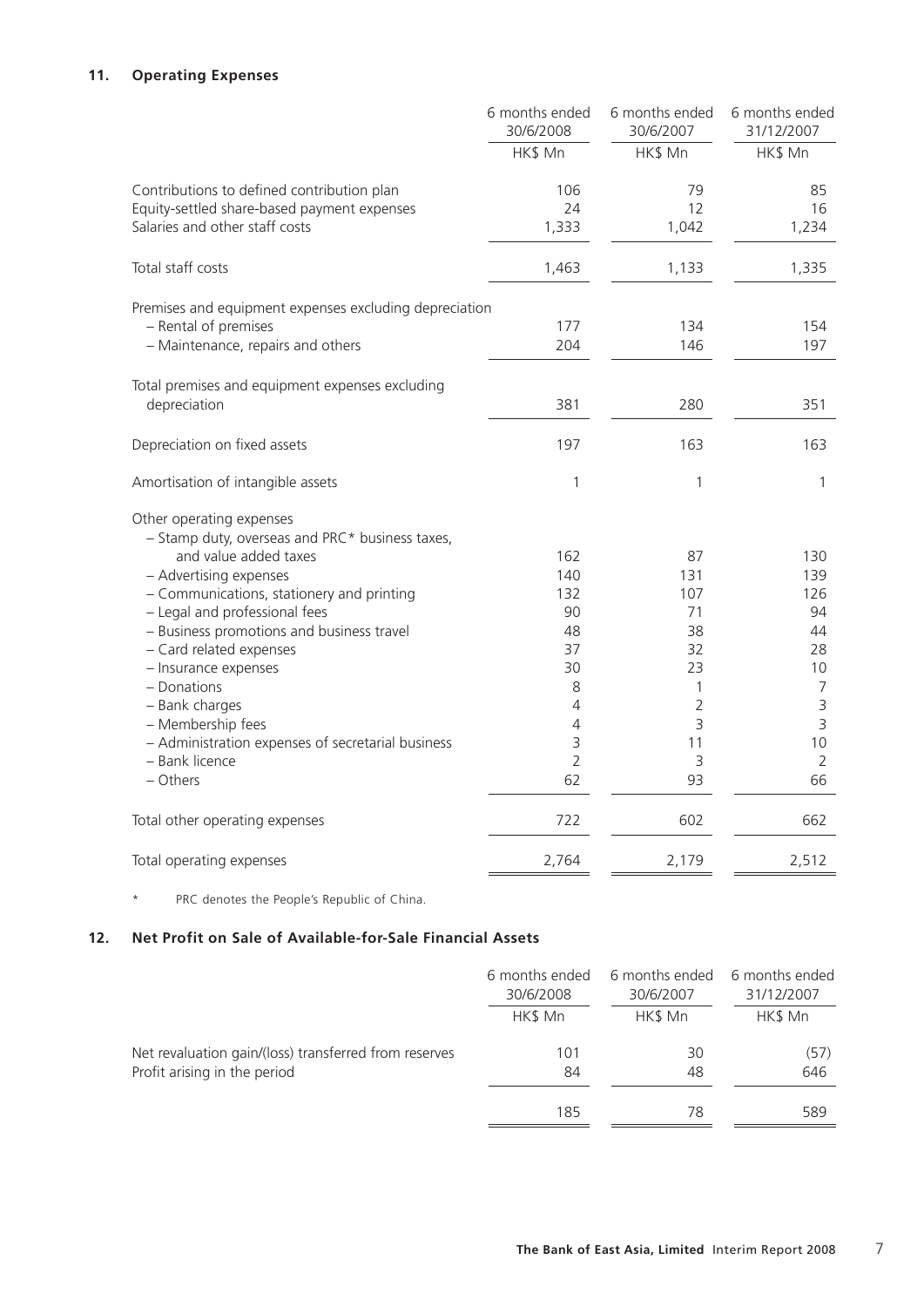## 11. Operating Expenses

| | 6 months ended 30/6/2008 | 6 months ended 30/6/2007 | 6 months ended 31/12/2007 |
|---|---|---|---|
| | HK$ Mn | HK$ Mn | HK$ Mn |
| Contributions to defined contribution plan | 106 | 79 | 85 |
| Equity-settled share-based payment expenses | 24 | 12 | 16 |
| Salaries and other staff costs | 1,333 | 1,042 | 1,234 |
| Total staff costs | 1,463 | 1,133 | 1,335 |
| Premises and equipment expenses excluding depreciation | | | |
| – Rental of premises | 177 | 134 | 154 |
| – Maintenance, repairs and others | 204 | 146 | 197 |
| Total premises and equipment expenses excluding depreciation | 381 | 280 | 351 |
| Depreciation on fixed assets | 197 | 163 | 163 |
| Amortisation of intangible assets | 1 | 1 | 1 |
| Other operating expenses | | | |
| – Stamp duty, overseas and PRC* business taxes, and value added taxes | 162 | 87 | 130 |
| – Advertising expenses | 140 | 131 | 139 |
| – Communications, stationery and printing | 132 | 107 | 126 |
| – Legal and professional fees | 90 | 71 | 94 |
| – Business promotions and business travel | 48 | 38 | 44 |
| – Card related expenses | 37 | 32 | 28 |
| – Insurance expenses | 30 | 23 | 10 |
| – Donations | 8 | 1 | 7 |
| – Bank charges | 4 | 2 | 3 |
| – Membership fees | 4 | 3 | 3 |
| – Administration expenses of secretarial business | 3 | 11 | 10 |
| – Bank licence | 2 | 3 | 2 |
| – Others | 62 | 93 | 66 |
| Total other operating expenses | 722 | 602 | 662 |
| Total operating expenses | 2,764 | 2,179 | 2,512 |

\* PRC denotes the People's Republic of China.

## 12. Net Profit on Sale of Available-for-Sale Financial Assets

| | 6 months ended 30/6/2008 | 6 months ended 30/6/2007 | 6 months ended 31/12/2007 |
|---|---|---|---|
| | HK$ Mn | HK$ Mn | HK$ Mn |
| Net revaluation gain/(loss) transferred from reserves | 101 | 30 | (57) |
| Profit arising in the period | 84 | 48 | 646 |
| | 185 | 78 | 589 |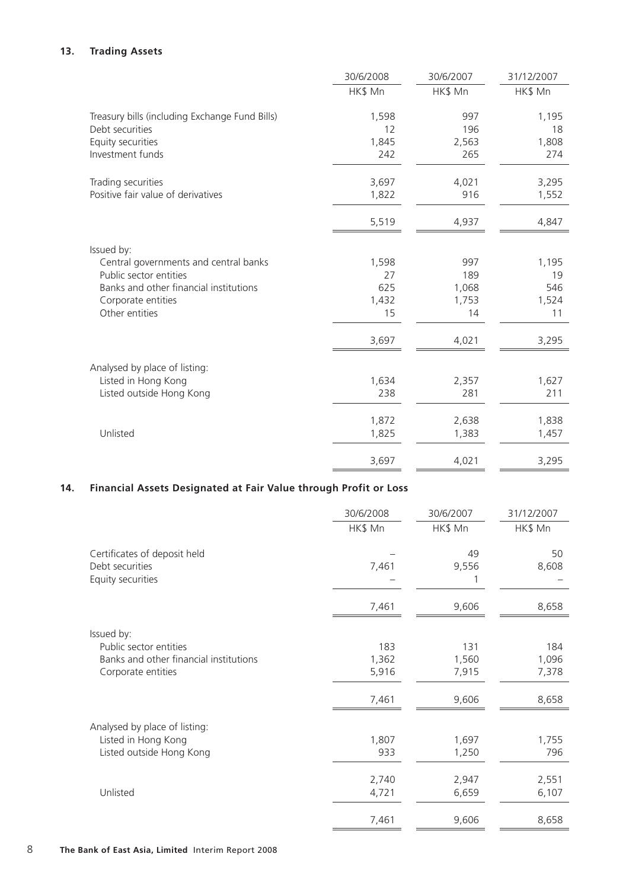## 13. Trading Assets

| | 30/6/2008 | 30/6/2007 | 31/12/2007 |
|---|---|---|---|
| | HK$ Mn | HK$ Mn | HK$ Mn |
| Treasury bills (including Exchange Fund Bills) | 1,598 | 997 | 1,195 |
| Debt securities | 12 | 196 | 18 |
| Equity securities | 1,845 | 2,563 | 1,808 |
| Investment funds | 242 | 265 | 274 |
| Trading securities | 3,697 | 4,021 | 3,295 |
| Positive fair value of derivatives | 1,822 | 916 | 1,552 |
| | 5,519 | 4,937 | 4,847 |
| Issued by: | | | |
| Central governments and central banks | 1,598 | 997 | 1,195 |
| Public sector entities | 27 | 189 | 19 |
| Banks and other financial institutions | 625 | 1,068 | 546 |
| Corporate entities | 1,432 | 1,753 | 1,524 |
| Other entities | 15 | 14 | 11 |
| | 3,697 | 4,021 | 3,295 |
| Analysed by place of listing: | | | |
| Listed in Hong Kong | 1,634 | 2,357 | 1,627 |
| Listed outside Hong Kong | 238 | 281 | 211 |
| | 1,872 | 2,638 | 1,838 |
| Unlisted | 1,825 | 1,383 | 1,457 |
| | 3,697 | 4,021 | 3,295 |

## 14. Financial Assets Designated at Fair Value through Profit or Loss

| | 30/6/2008 | 30/6/2007 | 31/12/2007 |
|---|---|---|---|
| | HK$ Mn | HK$ Mn | HK$ Mn |
| Certificates of deposit held | – | 49 | 50 |
| Debt securities | 7,461 | 9,556 | 8,608 |
| Equity securities | – | 1 | – |
| | 7,461 | 9,606 | 8,658 |
| Issued by: | | | |
| Public sector entities | 183 | 131 | 184 |
| Banks and other financial institutions | 1,362 | 1,560 | 1,096 |
| Corporate entities | 5,916 | 7,915 | 7,378 |
| | 7,461 | 9,606 | 8,658 |
| Analysed by place of listing: | | | |
| Listed in Hong Kong | 1,807 | 1,697 | 1,755 |
| Listed outside Hong Kong | 933 | 1,250 | 796 |
| | 2,740 | 2,947 | 2,551 |
| Unlisted | 4,721 | 6,659 | 6,107 |
| | 7,461 | 9,606 | 8,658 |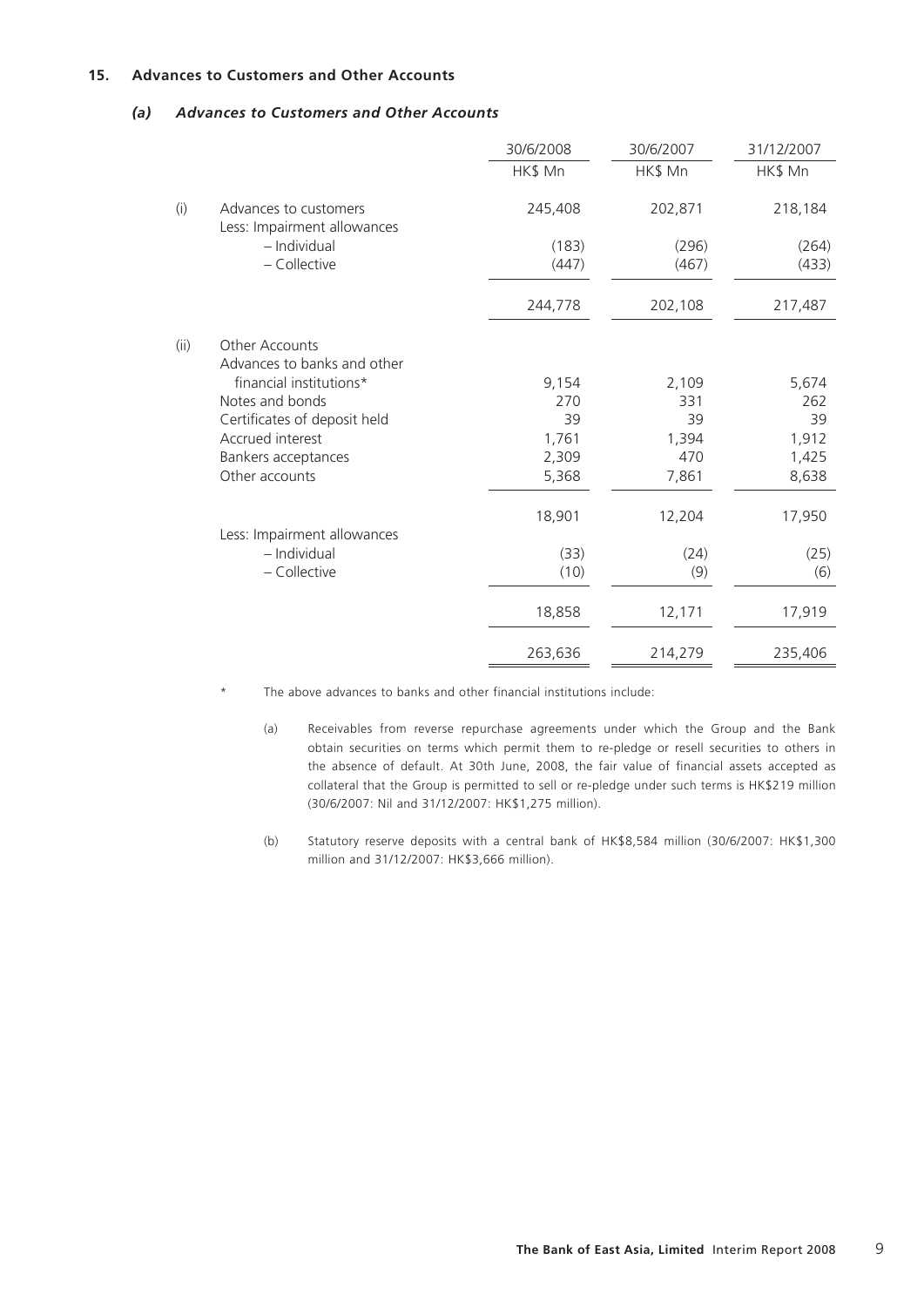## 15. Advances to Customers and Other Accounts

### *(a) Advances to Customers and Other Accounts*

| | | 30/6/2008 | 30/6/2007 | 31/12/2007 |
|---|---|---|---|---|
| | | HK$ Mn | HK$ Mn | HK$ Mn |
| (i) | Advances to customers | 245,408 | 202,871 | 218,184 |
| | Less: Impairment allowances | | | |
| | – Individual | (183) | (296) | (264) |
| | – Collective | (447) | (467) | (433) |
| | | 244,778 | 202,108 | 217,487 |
| (ii) | Other Accounts | | | |
| | Advances to banks and other financial institutions* | 9,154 | 2,109 | 5,674 |
| | Notes and bonds | 270 | 331 | 262 |
| | Certificates of deposit held | 39 | 39 | 39 |
| | Accrued interest | 1,761 | 1,394 | 1,912 |
| | Bankers acceptances | 2,309 | 470 | 1,425 |
| | Other accounts | 5,368 | 7,861 | 8,638 |
| | | 18,901 | 12,204 | 17,950 |
| | Less: Impairment allowances | | | |
| | – Individual | (33) | (24) | (25) |
| | – Collective | (10) | (9) | (6) |
| | | 18,858 | 12,171 | 17,919 |
| | | 263,636 | 214,279 | 235,406 |

\* The above advances to banks and other financial institutions include:

(a) Receivables from reverse repurchase agreements under which the Group and the Bank obtain securities on terms which permit them to re-pledge or resell securities to others in the absence of default. At 30th June, 2008, the fair value of financial assets accepted as collateral that the Group is permitted to sell or re-pledge under such terms is HK$219 million (30/6/2007: Nil and 31/12/2007: HK$1,275 million).

(b) Statutory reserve deposits with a central bank of HK$8,584 million (30/6/2007: HK$1,300 million and 31/12/2007: HK$3,666 million).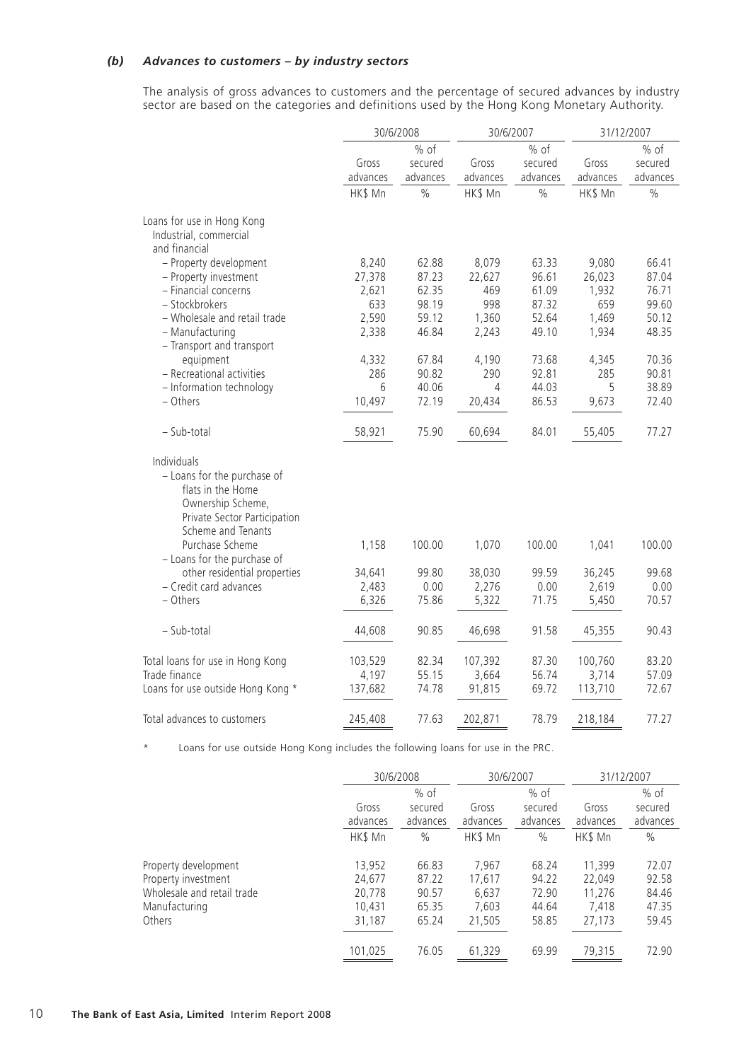### *(b) Advances to customers – by industry sectors*

The analysis of gross advances to customers and the percentage of secured advances by industry sector are based on the categories and definitions used by the Hong Kong Monetary Authority.

| | 30/6/2008 | | 30/6/2007 | | 31/12/2007 | |
|---|---|---|---|---|---|---|
| | Gross advances | % of secured advances | Gross advances | % of secured advances | Gross advances | % of secured advances |
| | HK$ Mn | % | HK$ Mn | % | HK$ Mn | % |
| Loans for use in Hong Kong | | | | | | |
| Industrial, commercial and financial | | | | | | |
| – Property development | 8,240 | 62.88 | 8,079 | 63.33 | 9,080 | 66.41 |
| – Property investment | 27,378 | 87.23 | 22,627 | 96.61 | 26,023 | 87.04 |
| – Financial concerns | 2,621 | 62.35 | 469 | 61.09 | 1,932 | 76.71 |
| – Stockbrokers | 633 | 98.19 | 998 | 87.32 | 659 | 99.60 |
| – Wholesale and retail trade | 2,590 | 59.12 | 1,360 | 52.64 | 1,469 | 50.12 |
| – Manufacturing | 2,338 | 46.84 | 2,243 | 49.10 | 1,934 | 48.35 |
| – Transport and transport equipment | 4,332 | 67.84 | 4,190 | 73.68 | 4,345 | 70.36 |
| – Recreational activities | 286 | 90.82 | 290 | 92.81 | 285 | 90.81 |
| – Information technology | 6 | 40.06 | 4 | 44.03 | 5 | 38.89 |
| – Others | 10,497 | 72.19 | 20,434 | 86.53 | 9,673 | 72.40 |
| – Sub-total | 58,921 | 75.90 | 60,694 | 84.01 | 55,405 | 77.27 |
| Individuals | | | | | | |
| – Loans for the purchase of flats in the Home Ownership Scheme, Private Sector Participation Scheme and Tenants Purchase Scheme | 1,158 | 100.00 | 1,070 | 100.00 | 1,041 | 100.00 |
| – Loans for the purchase of other residential properties | 34,641 | 99.80 | 38,030 | 99.59 | 36,245 | 99.68 |
| – Credit card advances | 2,483 | 0.00 | 2,276 | 0.00 | 2,619 | 0.00 |
| – Others | 6,326 | 75.86 | 5,322 | 71.75 | 5,450 | 70.57 |
| – Sub-total | 44,608 | 90.85 | 46,698 | 91.58 | 45,355 | 90.43 |
| Total loans for use in Hong Kong | 103,529 | 82.34 | 107,392 | 87.30 | 100,760 | 83.20 |
| Trade finance | 4,197 | 55.15 | 3,664 | 56.74 | 3,714 | 57.09 |
| Loans for use outside Hong Kong * | 137,682 | 74.78 | 91,815 | 69.72 | 113,710 | 72.67 |
| Total advances to customers | 245,408 | 77.63 | 202,871 | 78.79 | 218,184 | 77.27 |

\* Loans for use outside Hong Kong includes the following loans for use in the PRC.

| | 30/6/2008 | | 30/6/2007 | | 31/12/2007 | |
|---|---|---|---|---|---|---|
| | Gross advances | % of secured advances | Gross advances | % of secured advances | Gross advances | % of secured advances |
| | HK$ Mn | % | HK$ Mn | % | HK$ Mn | % |
| Property development | 13,952 | 66.83 | 7,967 | 68.24 | 11,399 | 72.07 |
| Property investment | 24,677 | 87.22 | 17,617 | 94.22 | 22,049 | 92.58 |
| Wholesale and retail trade | 20,778 | 90.57 | 6,637 | 72.90 | 11,276 | 84.46 |
| Manufacturing | 10,431 | 65.35 | 7,603 | 44.64 | 7,418 | 47.35 |
| Others | 31,187 | 65.24 | 21,505 | 58.85 | 27,173 | 59.45 |
| | 101,025 | 76.05 | 61,329 | 69.99 | 79,315 | 72.90 |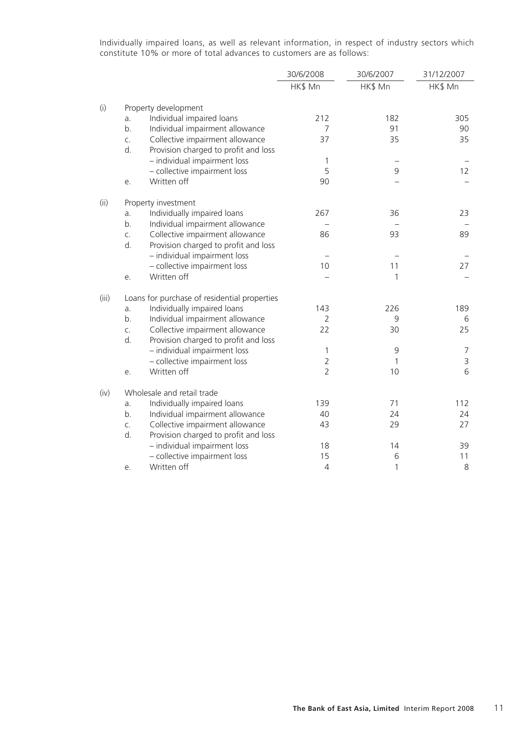Individually impaired loans, as well as relevant information, in respect of industry sectors which constitute 10% or more of total advances to customers are as follows:

| | | | 30/6/2008 | 30/6/2007 | 31/12/2007 |
|---|---|---|---|---|---|
| | | | HK$ Mn | HK$ Mn | HK$ Mn |
| (i) | | Property development | | | |
| | a. | Individual impaired loans | 212 | 182 | 305 |
| | b. | Individual impairment allowance | 7 | 91 | 90 |
| | c. | Collective impairment allowance | 37 | 35 | 35 |
| | d. | Provision charged to profit and loss | | | |
| | | – individual impairment loss | 1 | – | – |
| | | – collective impairment loss | 5 | 9 | 12 |
| | e. | Written off | 90 | – | – |
| (ii) | | Property investment | | | |
| | a. | Individually impaired loans | 267 | 36 | 23 |
| | b. | Individual impairment allowance | – | – | – |
| | c. | Collective impairment allowance | 86 | 93 | 89 |
| | d. | Provision charged to profit and loss | | | |
| | | – individual impairment loss | – | – | – |
| | | – collective impairment loss | 10 | 11 | 27 |
| | e. | Written off | – | 1 | – |
| (iii) | | Loans for purchase of residential properties | | | |
| | a. | Individually impaired loans | 143 | 226 | 189 |
| | b. | Individual impairment allowance | 2 | 9 | 6 |
| | c. | Collective impairment allowance | 22 | 30 | 25 |
| | d. | Provision charged to profit and loss | | | |
| | | – individual impairment loss | 1 | 9 | 7 |
| | | – collective impairment loss | 2 | 1 | 3 |
| | e. | Written off | 2 | 10 | 6 |
| (iv) | | Wholesale and retail trade | | | |
| | a. | Individually impaired loans | 139 | 71 | 112 |
| | b. | Individual impairment allowance | 40 | 24 | 24 |
| | c. | Collective impairment allowance | 43 | 29 | 27 |
| | d. | Provision charged to profit and loss | | | |
| | | – individual impairment loss | 18 | 14 | 39 |
| | | – collective impairment loss | 15 | 6 | 11 |
| | e. | Written off | 4 | 1 | 8 |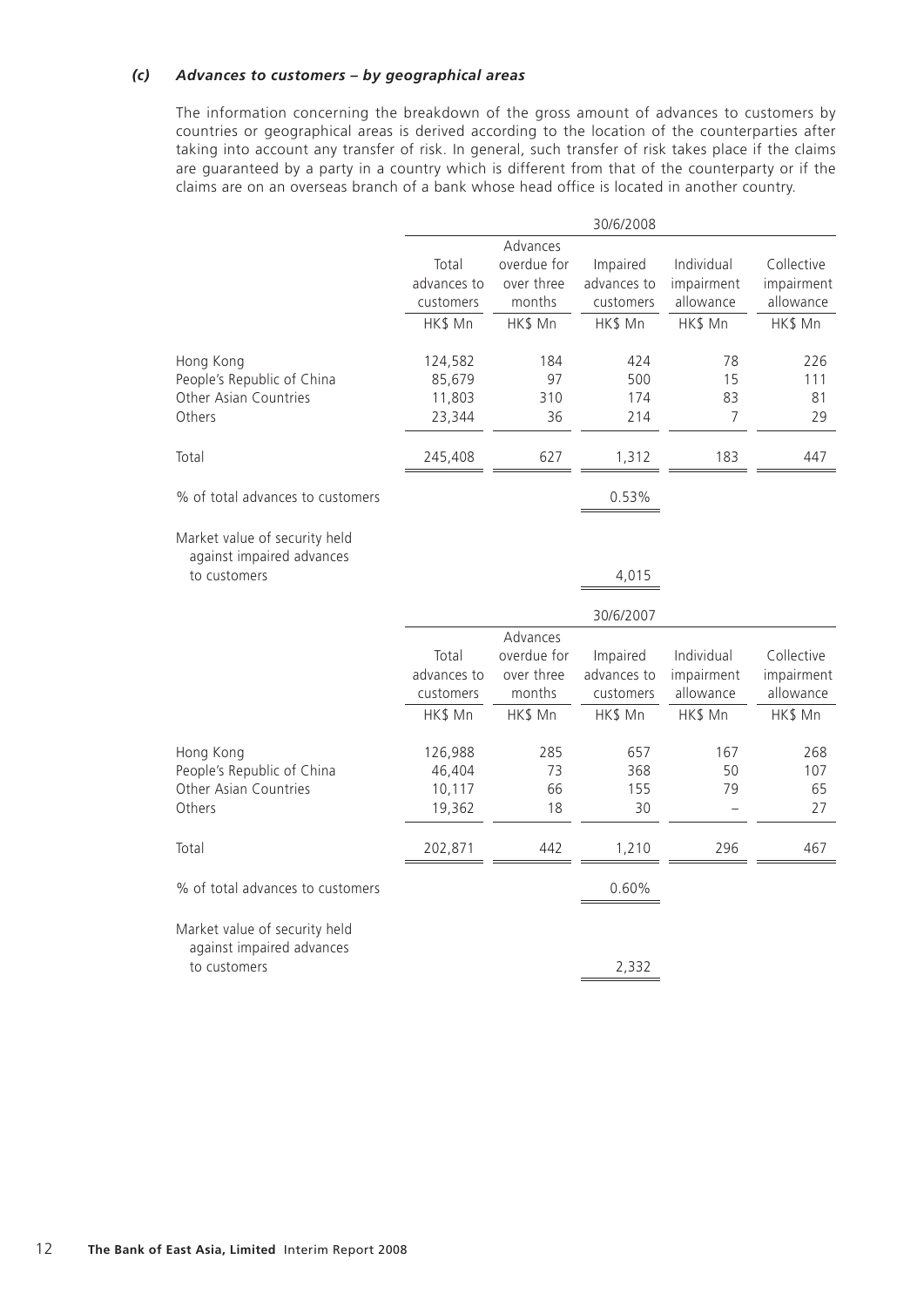### *(c) Advances to customers – by geographical areas*

The information concerning the breakdown of the gross amount of advances to customers by countries or geographical areas is derived according to the location of the counterparties after taking into account any transfer of risk. In general, such transfer of risk takes place if the claims are guaranteed by a party in a country which is different from that of the counterparty or if the claims are on an overseas branch of a bank whose head office is located in another country.

| | 30/6/2008 | | | | |
|---|---|---|---|---|---|
| | Total advances to customers | Advances overdue for over three months | Impaired advances to customers | Individual impairment allowance | Collective impairment allowance |
| | HK$ Mn | HK$ Mn | HK$ Mn | HK$ Mn | HK$ Mn |
| Hong Kong | 124,582 | 184 | 424 | 78 | 226 |
| People's Republic of China | 85,679 | 97 | 500 | 15 | 111 |
| Other Asian Countries | 11,803 | 310 | 174 | 83 | 81 |
| Others | 23,344 | 36 | 214 | 7 | 29 |
| Total | 245,408 | 627 | 1,312 | 183 | 447 |
| % of total advances to customers | | | 0.53% | | |
| Market value of security held against impaired advances to customers | | | 4,015 | | |

| | 30/6/2007 | | | | |
|---|---|---|---|---|---|
| | Total advances to customers | Advances overdue for over three months | Impaired advances to customers | Individual impairment allowance | Collective impairment allowance |
| | HK$ Mn | HK$ Mn | HK$ Mn | HK$ Mn | HK$ Mn |
| Hong Kong | 126,988 | 285 | 657 | 167 | 268 |
| People's Republic of China | 46,404 | 73 | 368 | 50 | 107 |
| Other Asian Countries | 10,117 | 66 | 155 | 79 | 65 |
| Others | 19,362 | 18 | 30 | – | 27 |
| Total | 202,871 | 442 | 1,210 | 296 | 467 |
| % of total advances to customers | | | 0.60% | | |
| Market value of security held against impaired advances to customers | | | 2,332 | | |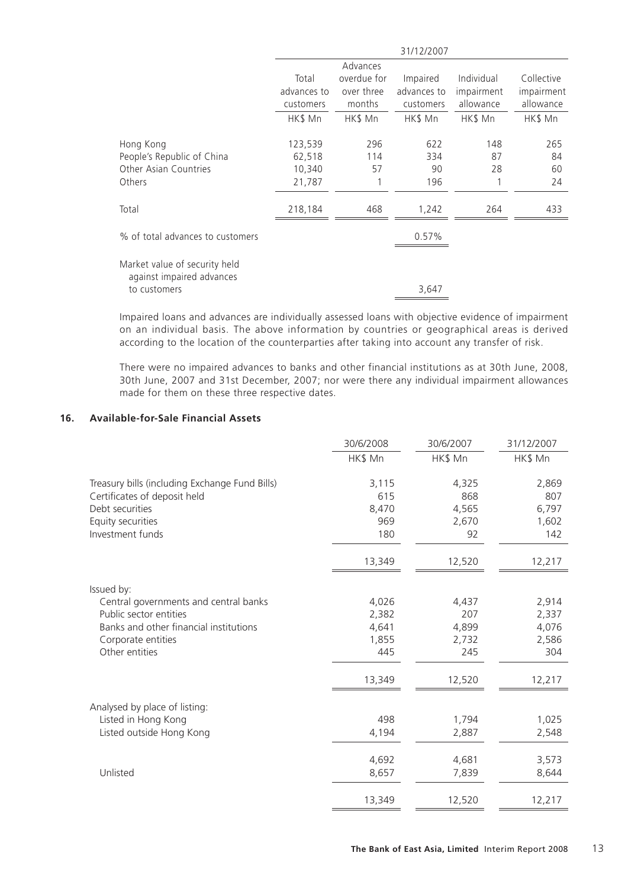| | 31/12/2007 | | | | |
|---|---|---|---|---|---|
| | Total advances to customers | Advances overdue for over three months | Impaired advances to customers | Individual impairment allowance | Collective impairment allowance |
| | HK$ Mn | HK$ Mn | HK$ Mn | HK$ Mn | HK$ Mn |
| Hong Kong | 123,539 | 296 | 622 | 148 | 265 |
| People's Republic of China | 62,518 | 114 | 334 | 87 | 84 |
| Other Asian Countries | 10,340 | 57 | 90 | 28 | 60 |
| Others | 21,787 | 1 | 196 | 1 | 24 |
| Total | 218,184 | 468 | 1,242 | 264 | 433 |
| % of total advances to customers | | | 0.57% | | |
| Market value of security held against impaired advances to customers | | | 3,647 | | |

Impaired loans and advances are individually assessed loans with objective evidence of impairment on an individual basis. The above information by countries or geographical areas is derived according to the location of the counterparties after taking into account any transfer of risk.

There were no impaired advances to banks and other financial institutions as at 30th June, 2008, 30th June, 2007 and 31st December, 2007; nor were there any individual impairment allowances made for them on these three respective dates.

## 16. Available-for-Sale Financial Assets

| | 30/6/2008 | 30/6/2007 | 31/12/2007 |
|---|---|---|---|
| | HK$ Mn | HK$ Mn | HK$ Mn |
| Treasury bills (including Exchange Fund Bills) | 3,115 | 4,325 | 2,869 |
| Certificates of deposit held | 615 | 868 | 807 |
| Debt securities | 8,470 | 4,565 | 6,797 |
| Equity securities | 969 | 2,670 | 1,602 |
| Investment funds | 180 | 92 | 142 |
| | 13,349 | 12,520 | 12,217 |
| Issued by: | | | |
| Central governments and central banks | 4,026 | 4,437 | 2,914 |
| Public sector entities | 2,382 | 207 | 2,337 |
| Banks and other financial institutions | 4,641 | 4,899 | 4,076 |
| Corporate entities | 1,855 | 2,732 | 2,586 |
| Other entities | 445 | 245 | 304 |
| | 13,349 | 12,520 | 12,217 |
| Analysed by place of listing: | | | |
| Listed in Hong Kong | 498 | 1,794 | 1,025 |
| Listed outside Hong Kong | 4,194 | 2,887 | 2,548 |
| | 4,692 | 4,681 | 3,573 |
| Unlisted | 8,657 | 7,839 | 8,644 |
| | 13,349 | 12,520 | 12,217 |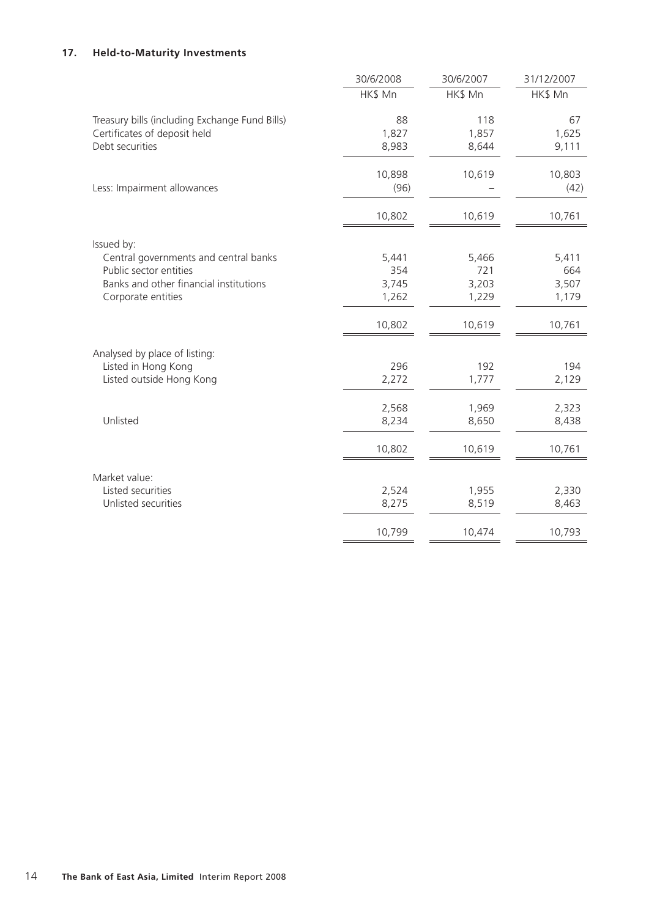## 17. Held-to-Maturity Investments

| | 30/6/2008 | 30/6/2007 | 31/12/2007 |
|---|---|---|---|
| | HK$ Mn | HK$ Mn | HK$ Mn |
| Treasury bills (including Exchange Fund Bills) | 88 | 118 | 67 |
| Certificates of deposit held | 1,827 | 1,857 | 1,625 |
| Debt securities | 8,983 | 8,644 | 9,111 |
| | 10,898 | 10,619 | 10,803 |
| Less: Impairment allowances | (96) | – | (42) |
| | 10,802 | 10,619 | 10,761 |
| Issued by: | | | |
| Central governments and central banks | 5,441 | 5,466 | 5,411 |
| Public sector entities | 354 | 721 | 664 |
| Banks and other financial institutions | 3,745 | 3,203 | 3,507 |
| Corporate entities | 1,262 | 1,229 | 1,179 |
| | 10,802 | 10,619 | 10,761 |
| Analysed by place of listing: | | | |
| Listed in Hong Kong | 296 | 192 | 194 |
| Listed outside Hong Kong | 2,272 | 1,777 | 2,129 |
| | 2,568 | 1,969 | 2,323 |
| Unlisted | 8,234 | 8,650 | 8,438 |
| | 10,802 | 10,619 | 10,761 |
| Market value: | | | |
| Listed securities | 2,524 | 1,955 | 2,330 |
| Unlisted securities | 8,275 | 8,519 | 8,463 |
| | 10,799 | 10,474 | 10,793 |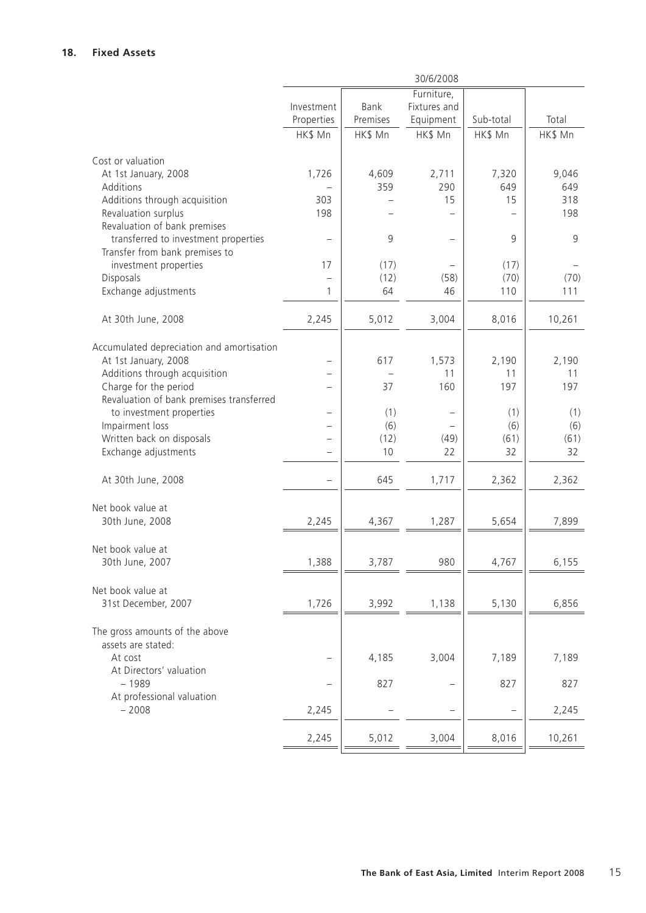## 18. Fixed Assets

| | 30/6/2008 | | | | |
|---|---|---|---|---|---|
| | Investment Properties | Bank Premises | Furniture, Fixtures and Equipment | Sub-total | Total |
| | HK$ Mn | HK$ Mn | HK$ Mn | HK$ Mn | HK$ Mn |
| **Cost or valuation** | | | | | |
| At 1st January, 2008 | 1,726 | 4,609 | 2,711 | 7,320 | 9,046 |
| Additions | – | 359 | 290 | 649 | 649 |
| Additions through acquisition | 303 | – | 15 | 15 | 318 |
| Revaluation surplus | 198 | – | – | – | 198 |
| Revaluation of bank premises transferred to investment properties | – | 9 | – | 9 | 9 |
| Transfer from bank premises to investment properties | 17 | (17) | – | (17) | – |
| Disposals | – | (12) | (58) | (70) | (70) |
| Exchange adjustments | 1 | 64 | 46 | 110 | 111 |
| At 30th June, 2008 | 2,245 | 5,012 | 3,004 | 8,016 | 10,261 |
| **Accumulated depreciation and amortisation** | | | | | |
| At 1st January, 2008 | – | 617 | 1,573 | 2,190 | 2,190 |
| Additions through acquisition | – | – | 11 | 11 | 11 |
| Charge for the period | – | 37 | 160 | 197 | 197 |
| Revaluation of bank premises transferred to investment properties | – | (1) | – | (1) | (1) |
| Impairment loss | – | (6) | – | (6) | (6) |
| Written back on disposals | – | (12) | (49) | (61) | (61) |
| Exchange adjustments | – | 10 | 22 | 32 | 32 |
| At 30th June, 2008 | – | 645 | 1,717 | 2,362 | 2,362 |
| Net book value at 30th June, 2008 | 2,245 | 4,367 | 1,287 | 5,654 | 7,899 |
| Net book value at 30th June, 2007 | 1,388 | 3,787 | 980 | 4,767 | 6,155 |
| Net book value at 31st December, 2007 | 1,726 | 3,992 | 1,138 | 5,130 | 6,856 |
| The gross amounts of the above assets are stated: | | | | | |
| At cost | – | 4,185 | 3,004 | 7,189 | 7,189 |
| At Directors' valuation – 1989 | – | 827 | – | 827 | 827 |
| At professional valuation – 2008 | 2,245 | – | – | – | 2,245 |
| | 2,245 | 5,012 | 3,004 | 8,016 | 10,261 |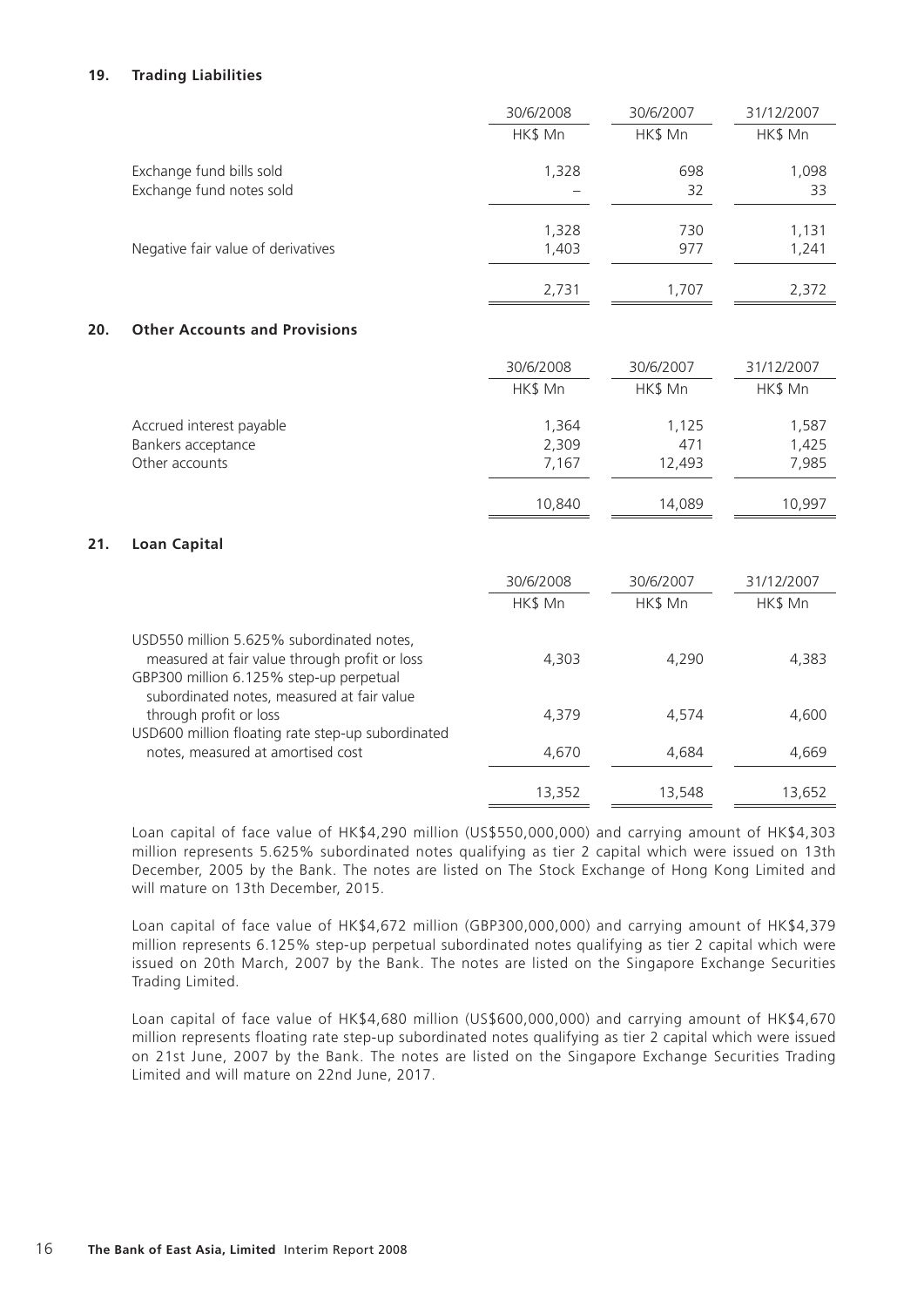## 19. Trading Liabilities

| | 30/6/2008 | 30/6/2007 | 31/12/2007 |
|---|---|---|---|
| | HK$ Mn | HK$ Mn | HK$ Mn |
| Exchange fund bills sold | 1,328 | 698 | 1,098 |
| Exchange fund notes sold | – | 32 | 33 |
| | 1,328 | 730 | 1,131 |
| Negative fair value of derivatives | 1,403 | 977 | 1,241 |
| | 2,731 | 1,707 | 2,372 |

## 20. Other Accounts and Provisions

| | 30/6/2008 | 30/6/2007 | 31/12/2007 |
|---|---|---|---|
| | HK$ Mn | HK$ Mn | HK$ Mn |
| Accrued interest payable | 1,364 | 1,125 | 1,587 |
| Bankers acceptance | 2,309 | 471 | 1,425 |
| Other accounts | 7,167 | 12,493 | 7,985 |
| | 10,840 | 14,089 | 10,997 |

## 21. Loan Capital

| | 30/6/2008 | 30/6/2007 | 31/12/2007 |
|---|---|---|---|
| | HK$ Mn | HK$ Mn | HK$ Mn |
| USD550 million 5.625% subordinated notes, measured at fair value through profit or loss | 4,303 | 4,290 | 4,383 |
| GBP300 million 6.125% step-up perpetual subordinated notes, measured at fair value through profit or loss | 4,379 | 4,574 | 4,600 |
| USD600 million floating rate step-up subordinated notes, measured at amortised cost | 4,670 | 4,684 | 4,669 |
| | 13,352 | 13,548 | 13,652 |

Loan capital of face value of HK$4,290 million (US$550,000,000) and carrying amount of HK$4,303 million represents 5.625% subordinated notes qualifying as tier 2 capital which were issued on 13th December, 2005 by the Bank. The notes are listed on The Stock Exchange of Hong Kong Limited and will mature on 13th December, 2015.

Loan capital of face value of HK$4,672 million (GBP300,000,000) and carrying amount of HK$4,379 million represents 6.125% step-up perpetual subordinated notes qualifying as tier 2 capital which were issued on 20th March, 2007 by the Bank. The notes are listed on the Singapore Exchange Securities Trading Limited.

Loan capital of face value of HK$4,680 million (US$600,000,000) and carrying amount of HK$4,670 million represents floating rate step-up subordinated notes qualifying as tier 2 capital which were issued on 21st June, 2007 by the Bank. The notes are listed on the Singapore Exchange Securities Trading Limited and will mature on 22nd June, 2017.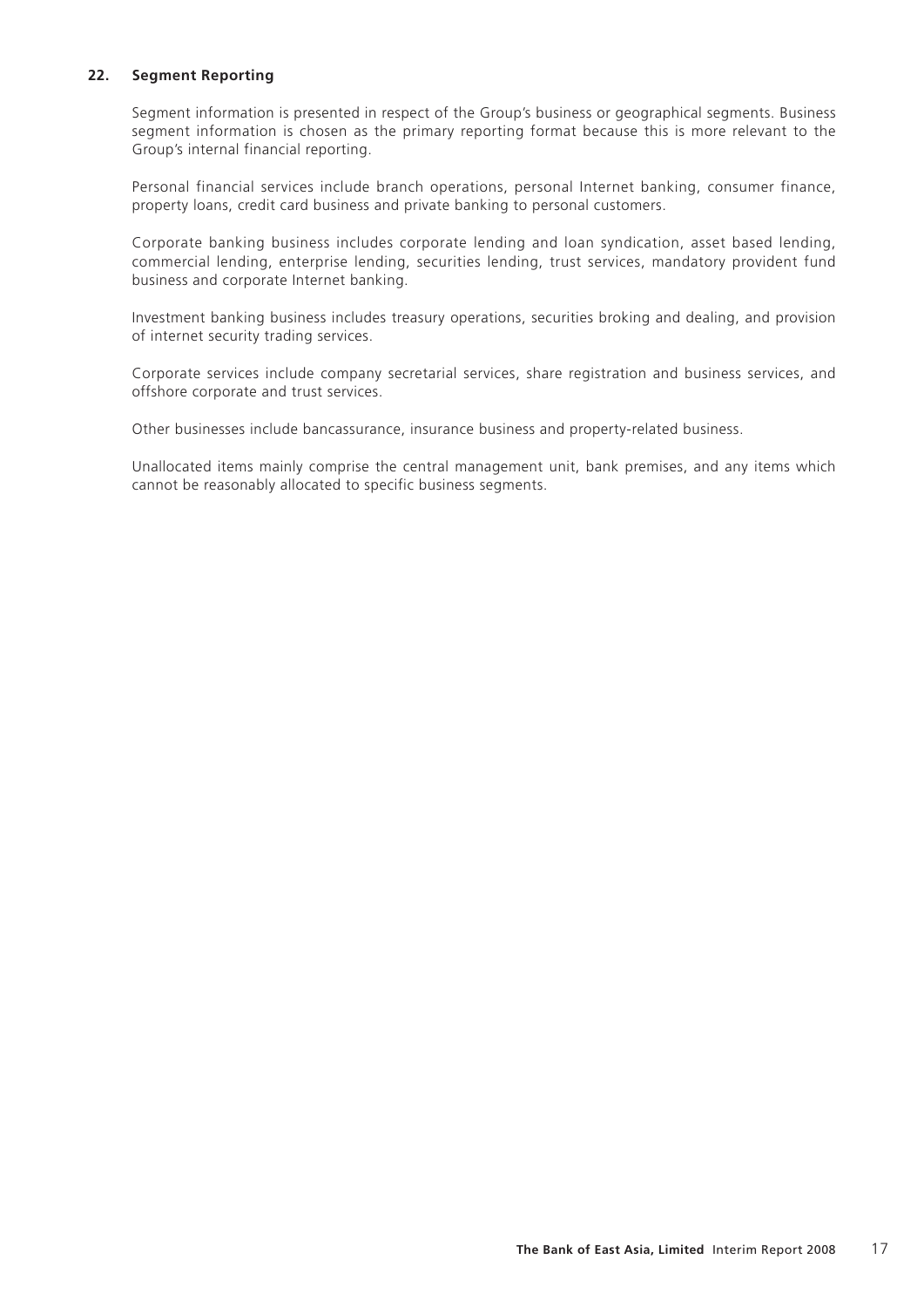## 22. Segment Reporting

Segment information is presented in respect of the Group's business or geographical segments. Business segment information is chosen as the primary reporting format because this is more relevant to the Group's internal financial reporting.

Personal financial services include branch operations, personal Internet banking, consumer finance, property loans, credit card business and private banking to personal customers.

Corporate banking business includes corporate lending and loan syndication, asset based lending, commercial lending, enterprise lending, securities lending, trust services, mandatory provident fund business and corporate Internet banking.

Investment banking business includes treasury operations, securities broking and dealing, and provision of internet security trading services.

Corporate services include company secretarial services, share registration and business services, and offshore corporate and trust services.

Other businesses include bancassurance, insurance business and property-related business.

Unallocated items mainly comprise the central management unit, bank premises, and any items which cannot be reasonably allocated to specific business segments.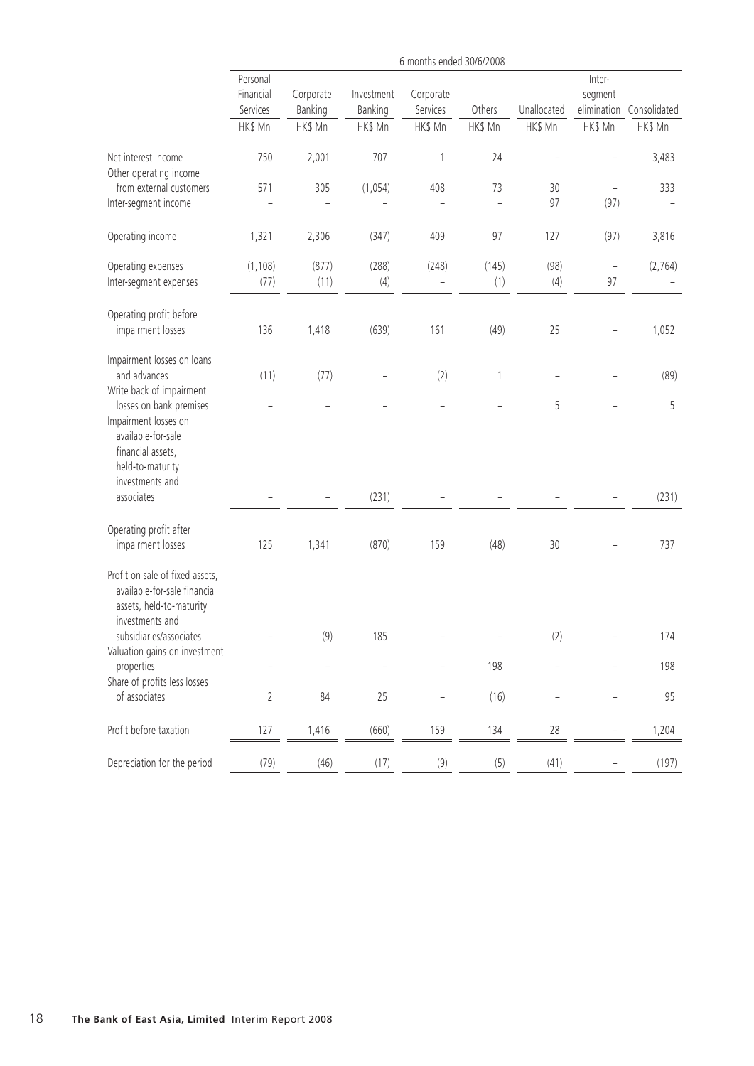| | 6 months ended 30/6/2008 | | | | | | | |
|---|---|---|---|---|---|---|---|---|
| | Personal Financial Services | Corporate Banking | Investment Banking | Corporate Services | Others | Unallocated | Inter-segment elimination | Consolidated |
| | HK$ Mn | HK$ Mn | HK$ Mn | HK$ Mn | HK$ Mn | HK$ Mn | HK$ Mn | HK$ Mn |
| Net interest income | 750 | 2,001 | 707 | 1 | 24 | – | – | 3,483 |
| Other operating income from external customers | 571 | 305 | (1,054) | 408 | 73 | 30 | – | 333 |
| Inter-segment income | – | – | – | – | – | 97 | (97) | – |
| Operating income | 1,321 | 2,306 | (347) | 409 | 97 | 127 | (97) | 3,816 |
| Operating expenses | (1,108) | (877) | (288) | (248) | (145) | (98) | – | (2,764) |
| Inter-segment expenses | (77) | (11) | (4) | – | (1) | (4) | 97 | – |
| Operating profit before impairment losses | 136 | 1,418 | (639) | 161 | (49) | 25 | – | 1,052 |
| Impairment losses on loans and advances | (11) | (77) | – | (2) | 1 | – | – | (89) |
| Write back of impairment losses on bank premises | – | – | – | – | – | 5 | – | 5 |
| Impairment losses on available-for-sale financial assets, held-to-maturity investments and associates | – | – | (231) | – | – | – | – | (231) |
| Operating profit after impairment losses | 125 | 1,341 | (870) | 159 | (48) | 30 | – | 737 |
| Profit on sale of fixed assets, available-for-sale financial assets, held-to-maturity investments and subsidiaries/associates | – | (9) | 185 | – | – | (2) | – | 174 |
| Valuation gains on investment properties | – | – | – | – | 198 | – | – | 198 |
| Share of profits less losses of associates | 2 | 84 | 25 | – | (16) | – | – | 95 |
| Profit before taxation | 127 | 1,416 | (660) | 159 | 134 | 28 | – | 1,204 |
| Depreciation for the period | (79) | (46) | (17) | (9) | (5) | (41) | – | (197) |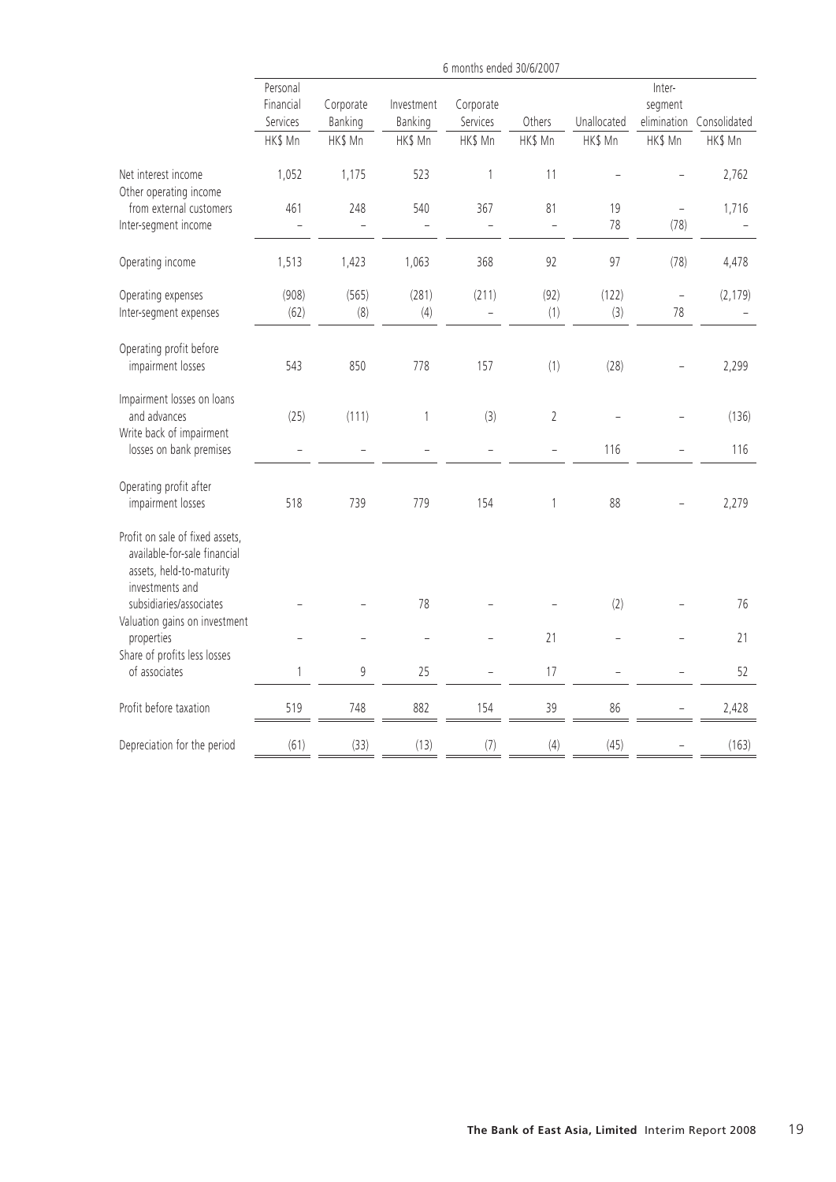| | 6 months ended 30/6/2007 | | | | | | | |
|---|---|---|---|---|---|---|---|---|
| | Personal Financial Services | Corporate Banking | Investment Banking | Corporate Services | Others | Unallocated | Inter-segment elimination | Consolidated |
| | HK$ Mn | HK$ Mn | HK$ Mn | HK$ Mn | HK$ Mn | HK$ Mn | HK$ Mn | HK$ Mn |
| Net interest income | 1,052 | 1,175 | 523 | 1 | 11 | – | – | 2,762 |
| Other operating income from external customers | 461 | 248 | 540 | 367 | 81 | 19 | – | 1,716 |
| Inter-segment income | – | – | – | – | – | 78 | (78) | – |
| Operating income | 1,513 | 1,423 | 1,063 | 368 | 92 | 97 | (78) | 4,478 |
| Operating expenses | (908) | (565) | (281) | (211) | (92) | (122) | – | (2,179) |
| Inter-segment expenses | (62) | (8) | (4) | – | (1) | (3) | 78 | – |
| Operating profit before impairment losses | 543 | 850 | 778 | 157 | (1) | (28) | – | 2,299 |
| Impairment losses on loans and advances | (25) | (111) | 1 | (3) | 2 | – | – | (136) |
| Write back of impairment losses on bank premises | – | – | – | – | – | 116 | – | 116 |
| Operating profit after impairment losses | 518 | 739 | 779 | 154 | 1 | 88 | – | 2,279 |
| Profit on sale of fixed assets, available-for-sale financial assets, held-to-maturity investments and subsidiaries/associates | – | – | 78 | – | – | (2) | – | 76 |
| Valuation gains on investment properties | – | – | – | – | 21 | – | – | 21 |
| Share of profits less losses of associates | 1 | 9 | 25 | – | 17 | – | – | 52 |
| Profit before taxation | 519 | 748 | 882 | 154 | 39 | 86 | – | 2,428 |
| Depreciation for the period | (61) | (33) | (13) | (7) | (4) | (45) | – | (163) |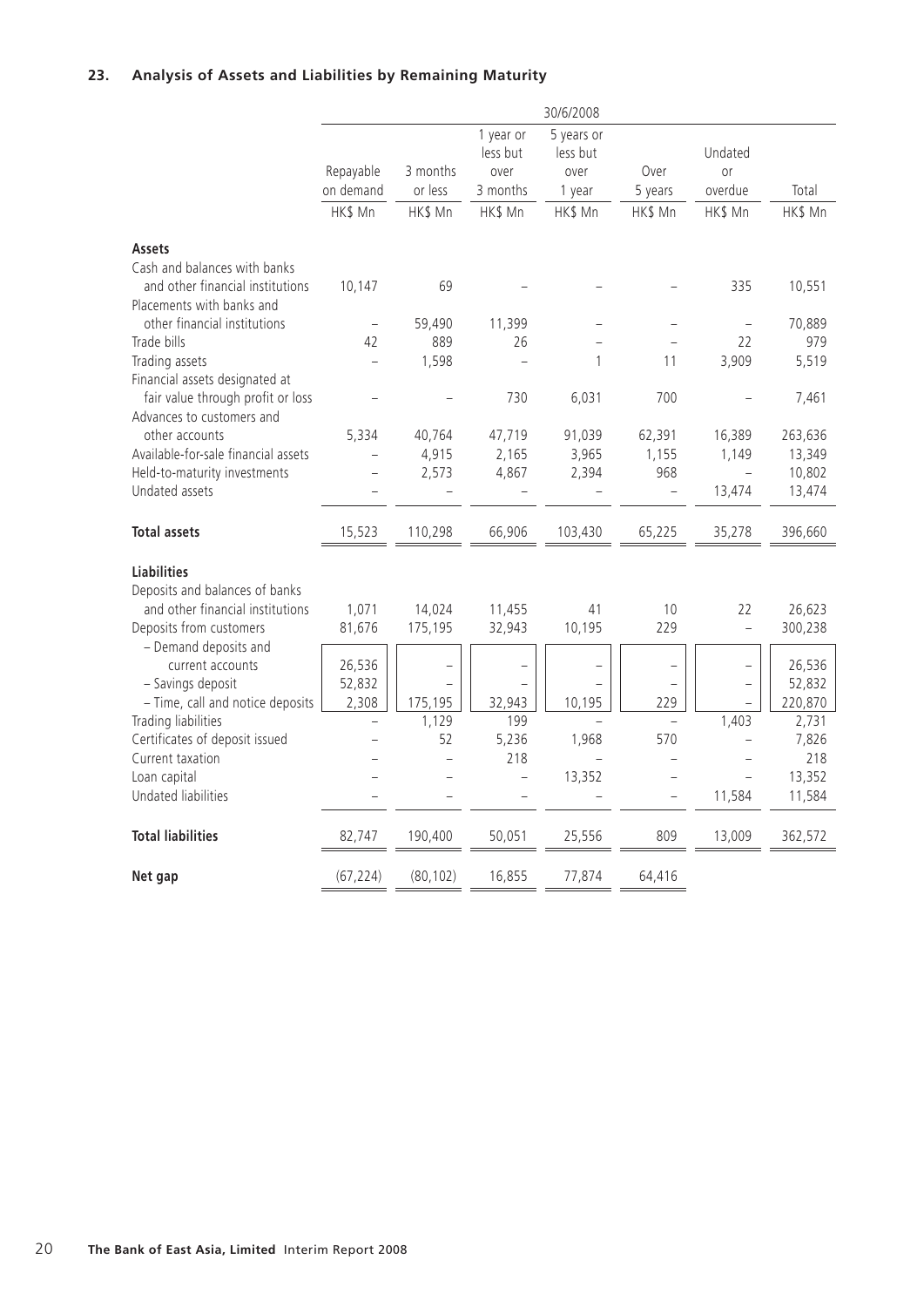## 23. Analysis of Assets and Liabilities by Remaining Maturity

| | 30/6/2008 | | | | | | |
|---|---|---|---|---|---|---|---|
| | Repayable on demand | 3 months or less | 1 year or less but over 3 months | 5 years or less but over 1 year | Over 5 years | Undated or overdue | Total |
| | HK$ Mn | HK$ Mn | HK$ Mn | HK$ Mn | HK$ Mn | HK$ Mn | HK$ Mn |
| **Assets** | | | | | | | |
| Cash and balances with banks and other financial institutions | 10,147 | 69 | – | – | – | 335 | 10,551 |
| Placements with banks and other financial institutions | – | 59,490 | 11,399 | – | – | – | 70,889 |
| Trade bills | 42 | 889 | 26 | – | – | 22 | 979 |
| Trading assets | – | 1,598 | – | 1 | 11 | 3,909 | 5,519 |
| Financial assets designated at fair value through profit or loss | – | – | 730 | 6,031 | 700 | – | 7,461 |
| Advances to customers and other accounts | 5,334 | 40,764 | 47,719 | 91,039 | 62,391 | 16,389 | 263,636 |
| Available-for-sale financial assets | – | 4,915 | 2,165 | 3,965 | 1,155 | 1,149 | 13,349 |
| Held-to-maturity investments | – | 2,573 | 4,867 | 2,394 | 968 | – | 10,802 |
| Undated assets | – | – | – | – | – | 13,474 | 13,474 |
| **Total assets** | 15,523 | 110,298 | 66,906 | 103,430 | 65,225 | 35,278 | 396,660 |
| **Liabilities** | | | | | | | |
| Deposits and balances of banks and other financial institutions | 1,071 | 14,024 | 11,455 | 41 | 10 | 22 | 26,623 |
| Deposits from customers | 81,676 | 175,195 | 32,943 | 10,195 | 229 | – | 300,238 |
| – Demand deposits and current accounts | 26,536 | – | – | – | – | – | 26,536 |
| – Savings deposit | 52,832 | – | – | – | – | – | 52,832 |
| – Time, call and notice deposits | 2,308 | 175,195 | 32,943 | 10,195 | 229 | – | 220,870 |
| Trading liabilities | – | 1,129 | 199 | – | – | 1,403 | 2,731 |
| Certificates of deposit issued | – | 52 | 5,236 | 1,968 | 570 | – | 7,826 |
| Current taxation | – | – | 218 | – | – | – | 218 |
| Loan capital | – | – | – | 13,352 | – | – | 13,352 |
| Undated liabilities | – | – | – | – | – | 11,584 | 11,584 |
| **Total liabilities** | 82,747 | 190,400 | 50,051 | 25,556 | 809 | 13,009 | 362,572 |
| **Net gap** | (67,224) | (80,102) | 16,855 | 77,874 | 64,416 | | |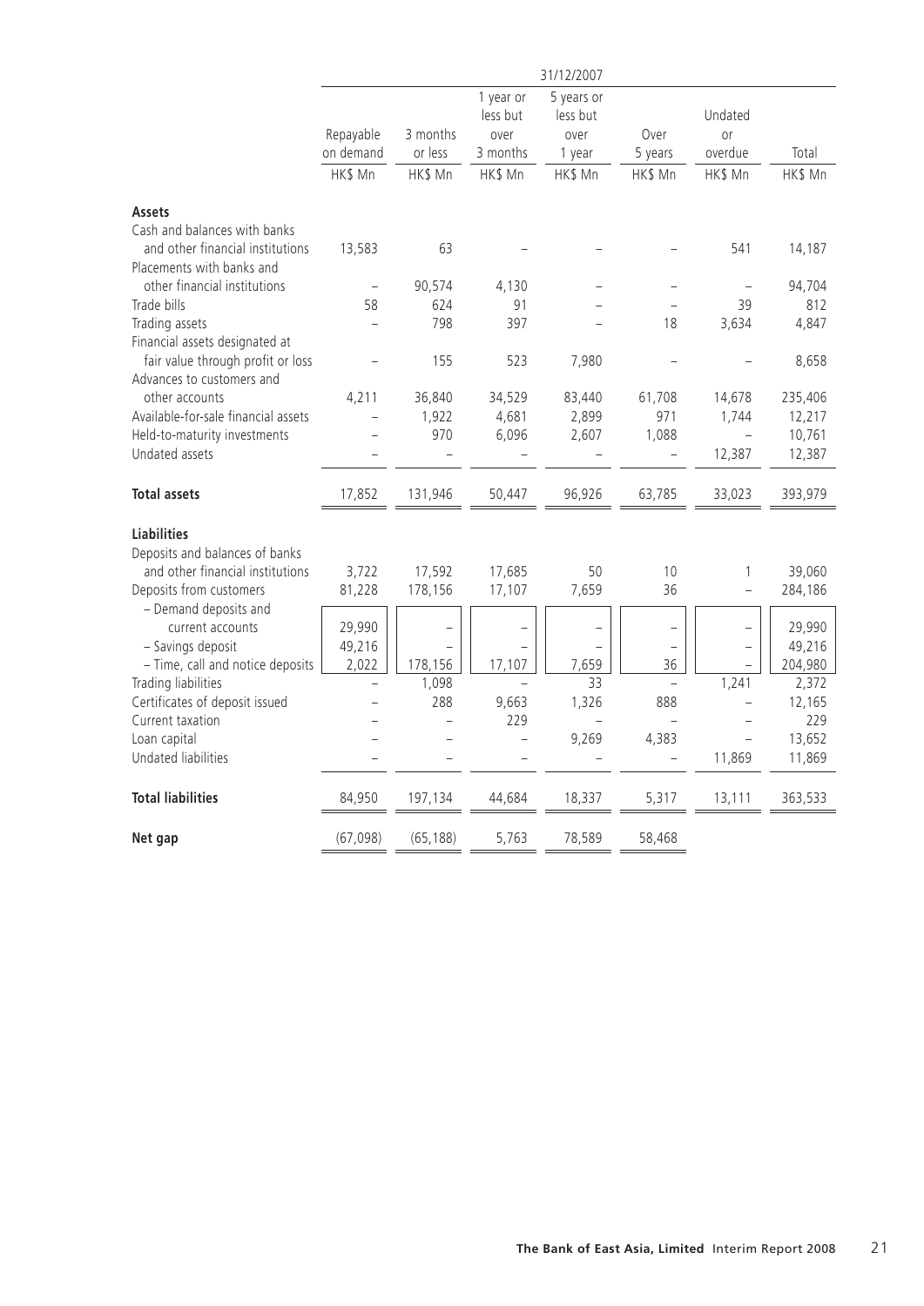| | 31/12/2007 | | | | | | |
|---|---|---|---|---|---|---|---|
| | Repayable on demand | 3 months or less | 1 year or less but over 3 months | 5 years or less but over 1 year | Over 5 years | Undated or overdue | Total |
| | HK$ Mn | HK$ Mn | HK$ Mn | HK$ Mn | HK$ Mn | HK$ Mn | HK$ Mn |
| **Assets** | | | | | | | |
| Cash and balances with banks and other financial institutions | 13,583 | 63 | – | – | – | 541 | 14,187 |
| Placements with banks and other financial institutions | – | 90,574 | 4,130 | – | – | – | 94,704 |
| Trade bills | 58 | 624 | 91 | – | – | 39 | 812 |
| Trading assets | – | 798 | 397 | – | 18 | 3,634 | 4,847 |
| Financial assets designated at fair value through profit or loss | – | 155 | 523 | 7,980 | – | – | 8,658 |
| Advances to customers and other accounts | 4,211 | 36,840 | 34,529 | 83,440 | 61,708 | 14,678 | 235,406 |
| Available-for-sale financial assets | – | 1,922 | 4,681 | 2,899 | 971 | 1,744 | 12,217 |
| Held-to-maturity investments | – | 970 | 6,096 | 2,607 | 1,088 | – | 10,761 |
| Undated assets | – | – | – | – | – | 12,387 | 12,387 |
| **Total assets** | 17,852 | 131,946 | 50,447 | 96,926 | 63,785 | 33,023 | 393,979 |
| **Liabilities** | | | | | | | |
| Deposits and balances of banks and other financial institutions | 3,722 | 17,592 | 17,685 | 50 | 10 | 1 | 39,060 |
| Deposits from customers | 81,228 | 178,156 | 17,107 | 7,659 | 36 | – | 284,186 |
| – Demand deposits and current accounts | 29,990 | – | – | – | – | – | 29,990 |
| – Savings deposit | 49,216 | – | – | – | – | – | 49,216 |
| – Time, call and notice deposits | 2,022 | 178,156 | 17,107 | 7,659 | 36 | – | 204,980 |
| Trading liabilities | – | 1,098 | – | 33 | – | 1,241 | 2,372 |
| Certificates of deposit issued | – | 288 | 9,663 | 1,326 | 888 | – | 12,165 |
| Current taxation | – | – | 229 | – | – | – | 229 |
| Loan capital | – | – | – | 9,269 | 4,383 | – | 13,652 |
| Undated liabilities | – | – | – | – | – | 11,869 | 11,869 |
| **Total liabilities** | 84,950 | 197,134 | 44,684 | 18,337 | 5,317 | 13,111 | 363,533 |
| **Net gap** | (67,098) | (65,188) | 5,763 | 78,589 | 58,468 | | |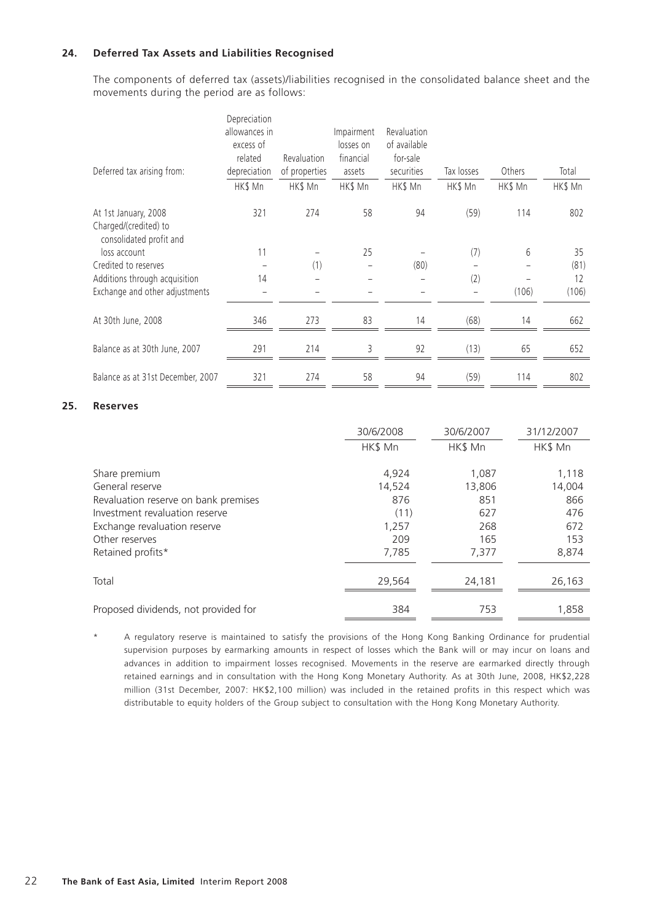## 24. Deferred Tax Assets and Liabilities Recognised

The components of deferred tax (assets)/liabilities recognised in the consolidated balance sheet and the movements during the period are as follows:

| Deferred tax arising from: | Depreciation allowances in excess of related depreciation | Revaluation of properties | Impairment losses on financial assets | Revaluation of available for-sale securities | Tax losses | Others | Total |
|---|---|---|---|---|---|---|---|
| | HK$ Mn | HK$ Mn | HK$ Mn | HK$ Mn | HK$ Mn | HK$ Mn | HK$ Mn |
| At 1st January, 2008 | 321 | 274 | 58 | 94 | (59) | 114 | 802 |
| Charged/(credited) to consolidated profit and loss account | 11 | – | 25 | – | (7) | 6 | 35 |
| Credited to reserves | – | (1) | – | (80) | – | – | (81) |
| Additions through acquisition | 14 | – | – | – | (2) | – | 12 |
| Exchange and other adjustments | – | – | – | – | – | (106) | (106) |
| At 30th June, 2008 | 346 | 273 | 83 | 14 | (68) | 14 | 662 |
| Balance as at 30th June, 2007 | 291 | 214 | 3 | 92 | (13) | 65 | 652 |
| Balance as at 31st December, 2007 | 321 | 274 | 58 | 94 | (59) | 114 | 802 |

## 25. Reserves

| | 30/6/2008 | 30/6/2007 | 31/12/2007 |
|---|---|---|---|
| | HK$ Mn | HK$ Mn | HK$ Mn |
| Share premium | 4,924 | 1,087 | 1,118 |
| General reserve | 14,524 | 13,806 | 14,004 |
| Revaluation reserve on bank premises | 876 | 851 | 866 |
| Investment revaluation reserve | (11) | 627 | 476 |
| Exchange revaluation reserve | 1,257 | 268 | 672 |
| Other reserves | 209 | 165 | 153 |
| Retained profits* | 7,785 | 7,377 | 8,874 |
| Total | 29,564 | 24,181 | 26,163 |
| Proposed dividends, not provided for | 384 | 753 | 1,858 |

\* A regulatory reserve is maintained to satisfy the provisions of the Hong Kong Banking Ordinance for prudential supervision purposes by earmarking amounts in respect of losses which the Bank will or may incur on loans and advances in addition to impairment losses recognised. Movements in the reserve are earmarked directly through retained earnings and in consultation with the Hong Kong Monetary Authority. As at 30th June, 2008, HK$2,228 million (31st December, 2007: HK$2,100 million) was included in the retained profits in this respect which was distributable to equity holders of the Group subject to consultation with the Hong Kong Monetary Authority.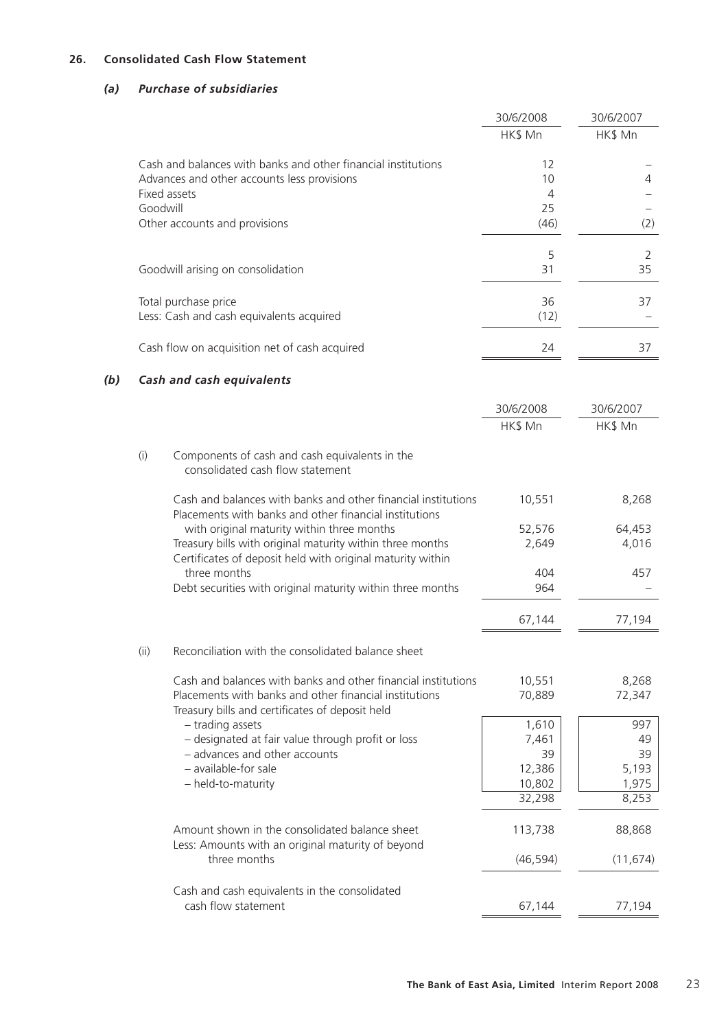## 26. Consolidated Cash Flow Statement

### *(a) Purchase of subsidiaries*

| | 30/6/2008 | 30/6/2007 |
|---|---|---|
| | HK$ Mn | HK$ Mn |
| Cash and balances with banks and other financial institutions | 12 | – |
| Advances and other accounts less provisions | 10 | 4 |
| Fixed assets | 4 | – |
| Goodwill | 25 | – |
| Other accounts and provisions | (46) | (2) |
| | 5 | 2 |
| Goodwill arising on consolidation | 31 | 35 |
| Total purchase price | 36 | 37 |
| Less: Cash and cash equivalents acquired | (12) | – |
| Cash flow on acquisition net of cash acquired | 24 | 37 |

### *(b) Cash and cash equivalents*

| | 30/6/2008 | 30/6/2007 |
|---|---|---|
| | HK$ Mn | HK$ Mn |
| (i) Components of cash and cash equivalents in the consolidated cash flow statement | | |
| Cash and balances with banks and other financial institutions | 10,551 | 8,268 |
| Placements with banks and other financial institutions with original maturity within three months | 52,576 | 64,453 |
| Treasury bills with original maturity within three months | 2,649 | 4,016 |
| Certificates of deposit held with original maturity within three months | 404 | 457 |
| Debt securities with original maturity within three months | 964 | – |
| | 67,144 | 77,194 |
| (ii) Reconciliation with the consolidated balance sheet | | |
| Cash and balances with banks and other financial institutions | 10,551 | 8,268 |
| Placements with banks and other financial institutions | 70,889 | 72,347 |
| Treasury bills and certificates of deposit held | | |
| – trading assets | 1,610 | 997 |
| – designated at fair value through profit or loss | 7,461 | 49 |
| – advances and other accounts | 39 | 39 |
| – available-for sale | 12,386 | 5,193 |
| – held-to-maturity | 10,802 | 1,975 |
| | 32,298 | 8,253 |
| Amount shown in the consolidated balance sheet | 113,738 | 88,868 |
| Less: Amounts with an original maturity of beyond three months | (46,594) | (11,674) |
| Cash and cash equivalents in the consolidated cash flow statement | 67,144 | 77,194 |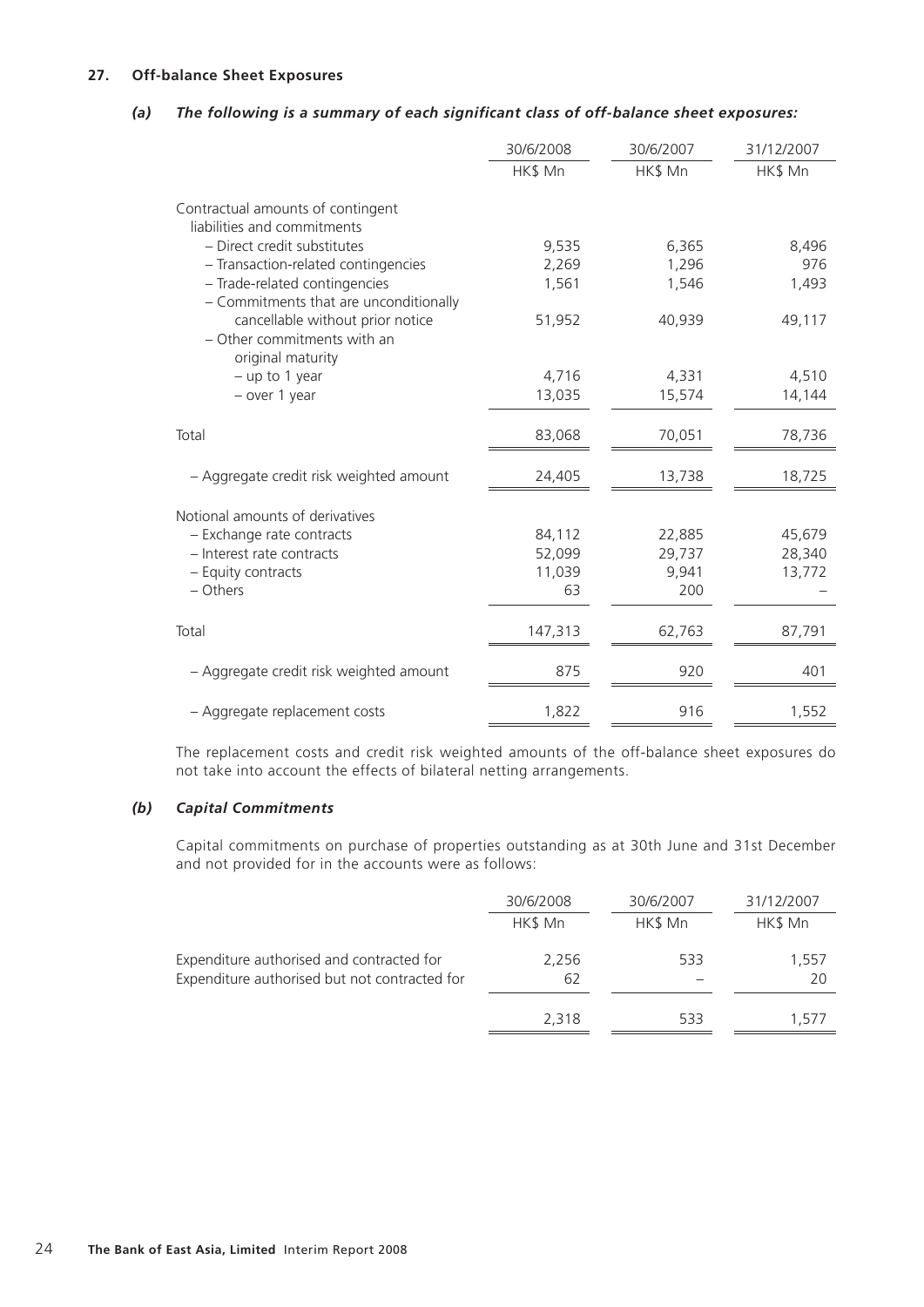## 27. Off-balance Sheet Exposures

### *(a) The following is a summary of each significant class of off-balance sheet exposures:*

| | 30/6/2008 | 30/6/2007 | 31/12/2007 |
|---|---|---|---|
| | HK$ Mn | HK$ Mn | HK$ Mn |
| Contractual amounts of contingent liabilities and commitments | | | |
| – Direct credit substitutes | 9,535 | 6,365 | 8,496 |
| – Transaction-related contingencies | 2,269 | 1,296 | 976 |
| – Trade-related contingencies | 1,561 | 1,546 | 1,493 |
| – Commitments that are unconditionally cancellable without prior notice | 51,952 | 40,939 | 49,117 |
| – Other commitments with an original maturity | | | |
| – up to 1 year | 4,716 | 4,331 | 4,510 |
| – over 1 year | 13,035 | 15,574 | 14,144 |
| Total | 83,068 | 70,051 | 78,736 |
| – Aggregate credit risk weighted amount | 24,405 | 13,738 | 18,725 |
| Notional amounts of derivatives | | | |
| – Exchange rate contracts | 84,112 | 22,885 | 45,679 |
| – Interest rate contracts | 52,099 | 29,737 | 28,340 |
| – Equity contracts | 11,039 | 9,941 | 13,772 |
| – Others | 63 | 200 | – |
| Total | 147,313 | 62,763 | 87,791 |
| – Aggregate credit risk weighted amount | 875 | 920 | 401 |
| – Aggregate replacement costs | 1,822 | 916 | 1,552 |

The replacement costs and credit risk weighted amounts of the off-balance sheet exposures do not take into account the effects of bilateral netting arrangements.

### *(b) Capital Commitments*

Capital commitments on purchase of properties outstanding as at 30th June and 31st December and not provided for in the accounts were as follows:

| | 30/6/2008 | 30/6/2007 | 31/12/2007 |
|---|---|---|---|
| | HK$ Mn | HK$ Mn | HK$ Mn |
| Expenditure authorised and contracted for | 2,256 | 533 | 1,557 |
| Expenditure authorised but not contracted for | 62 | – | 20 |
| | 2,318 | 533 | 1,577 |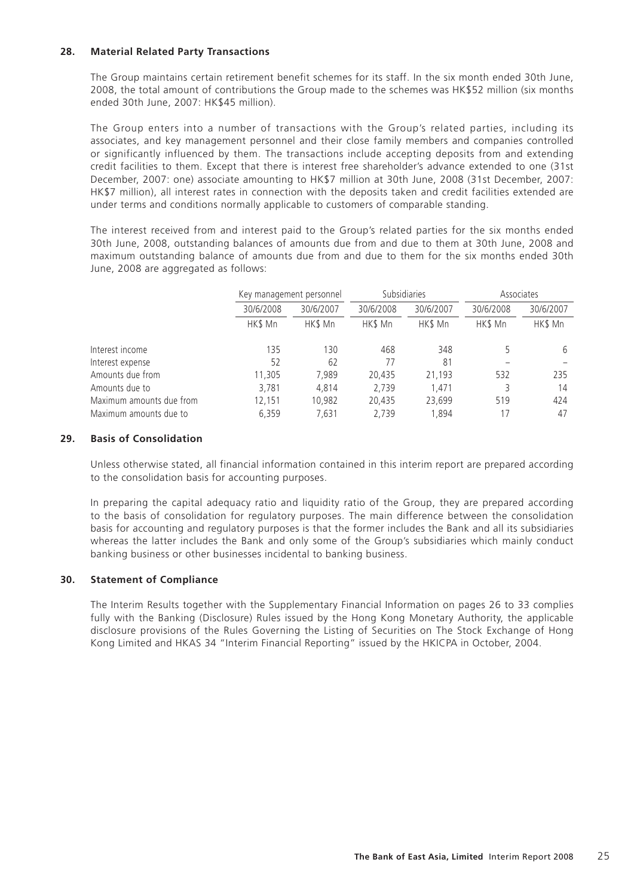## 28. Material Related Party Transactions

The Group maintains certain retirement benefit schemes for its staff. In the six month ended 30th June, 2008, the total amount of contributions the Group made to the schemes was HK$52 million (six months ended 30th June, 2007: HK$45 million).

The Group enters into a number of transactions with the Group's related parties, including its associates, and key management personnel and their close family members and companies controlled or significantly influenced by them. The transactions include accepting deposits from and extending credit facilities to them. Except that there is interest free shareholder's advance extended to one (31st December, 2007: one) associate amounting to HK$7 million at 30th June, 2008 (31st December, 2007: HK$7 million), all interest rates in connection with the deposits taken and credit facilities extended are under terms and conditions normally applicable to customers of comparable standing.

The interest received from and interest paid to the Group's related parties for the six months ended 30th June, 2008, outstanding balances of amounts due from and due to them at 30th June, 2008 and maximum outstanding balance of amounts due from and due to them for the six months ended 30th June, 2008 are aggregated as follows:

| | Key management personnel | | Subsidiaries | | Associates | |
|---|---|---|---|---|---|---|
| | 30/6/2008 | 30/6/2007 | 30/6/2008 | 30/6/2007 | 30/6/2008 | 30/6/2007 |
| | HK$ Mn | HK$ Mn | HK$ Mn | HK$ Mn | HK$ Mn | HK$ Mn |
| Interest income | 135 | 130 | 468 | 348 | 5 | 6 |
| Interest expense | 52 | 62 | 77 | 81 | – | – |
| Amounts due from | 11,305 | 7,989 | 20,435 | 21,193 | 532 | 235 |
| Amounts due to | 3,781 | 4,814 | 2,739 | 1,471 | 3 | 14 |
| Maximum amounts due from | 12,151 | 10,982 | 20,435 | 23,699 | 519 | 424 |
| Maximum amounts due to | 6,359 | 7,631 | 2,739 | 1,894 | 17 | 47 |

## 29. Basis of Consolidation

Unless otherwise stated, all financial information contained in this interim report are prepared according to the consolidation basis for accounting purposes.

In preparing the capital adequacy ratio and liquidity ratio of the Group, they are prepared according to the basis of consolidation for regulatory purposes. The main difference between the consolidation basis for accounting and regulatory purposes is that the former includes the Bank and all its subsidiaries whereas the latter includes the Bank and only some of the Group's subsidiaries which mainly conduct banking business or other businesses incidental to banking business.

## 30. Statement of Compliance

The Interim Results together with the Supplementary Financial Information on pages 26 to 33 complies fully with the Banking (Disclosure) Rules issued by the Hong Kong Monetary Authority, the applicable disclosure provisions of the Rules Governing the Listing of Securities on The Stock Exchange of Hong Kong Limited and HKAS 34 "Interim Financial Reporting" issued by the HKICPA in October, 2004.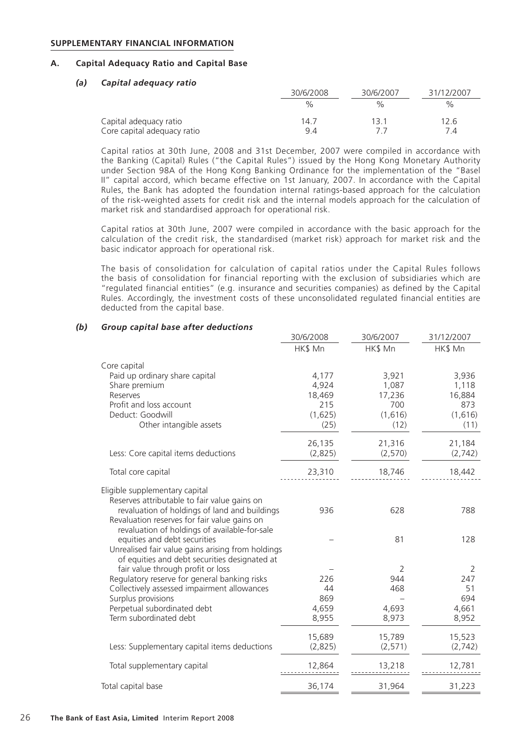## SUPPLEMENTARY FINANCIAL INFORMATION

### A. Capital Adequacy Ratio and Capital Base

#### *(a) Capital adequacy ratio*

| | 30/6/2008 | 30/6/2007 | 31/12/2007 |
|---|---|---|---|
| | % | % | % |
| Capital adequacy ratio | 14.7 | 13.1 | 12.6 |
| Core capital adequacy ratio | 9.4 | 7.7 | 7.4 |

Capital ratios at 30th June, 2008 and 31st December, 2007 were compiled in accordance with the Banking (Capital) Rules ("the Capital Rules") issued by the Hong Kong Monetary Authority under Section 98A of the Hong Kong Banking Ordinance for the implementation of the "Basel II" capital accord, which became effective on 1st January, 2007. In accordance with the Capital Rules, the Bank has adopted the foundation internal ratings-based approach for the calculation of the risk-weighted assets for credit risk and the internal models approach for the calculation of market risk and standardised approach for operational risk.

Capital ratios at 30th June, 2007 were compiled in accordance with the basic approach for the calculation of the credit risk, the standardised (market risk) approach for market risk and the basic indicator approach for operational risk.

The basis of consolidation for calculation of capital ratios under the Capital Rules follows the basis of consolidation for financial reporting with the exclusion of subsidiaries which are "regulated financial entities" (e.g. insurance and securities companies) as defined by the Capital Rules. Accordingly, the investment costs of these unconsolidated regulated financial entities are deducted from the capital base.

#### *(b) Group capital base after deductions*

| | 30/6/2008 | 30/6/2007 | 31/12/2007 |
|---|---|---|---|
| | HK$ Mn | HK$ Mn | HK$ Mn |
| Core capital | | | |
| Paid up ordinary share capital | 4,177 | 3,921 | 3,936 |
| Share premium | 4,924 | 1,087 | 1,118 |
| Reserves | 18,469 | 17,236 | 16,884 |
| Profit and loss account | 215 | 700 | 873 |
| Deduct: Goodwill | (1,625) | (1,616) | (1,616) |
| Other intangible assets | (25) | (12) | (11) |
| | 26,135 | 21,316 | 21,184 |
| Less: Core capital items deductions | (2,825) | (2,570) | (2,742) |
| Total core capital | 23,310 | 18,746 | 18,442 |
| Eligible supplementary capital | | | |
| Reserves attributable to fair value gains on revaluation of holdings of land and buildings | 936 | 628 | 788 |
| Revaluation reserves for fair value gains on revaluation of holdings of available-for-sale equities and debt securities | – | 81 | 128 |
| Unrealised fair value gains arising from holdings of equities and debt securities designated at fair value through profit or loss | – | 2 | 2 |
| Regulatory reserve for general banking risks | 226 | 944 | 247 |
| Collectively assessed impairment allowances | 44 | 468 | 51 |
| Surplus provisions | 869 | – | 694 |
| Perpetual subordinated debt | 4,659 | 4,693 | 4,661 |
| Term subordinated debt | 8,955 | 8,973 | 8,952 |
| | 15,689 | 15,789 | 15,523 |
| Less: Supplementary capital items deductions | (2,825) | (2,571) | (2,742) |
| Total supplementary capital | 12,864 | 13,218 | 12,781 |
| Total capital base | 36,174 | 31,964 | 31,223 |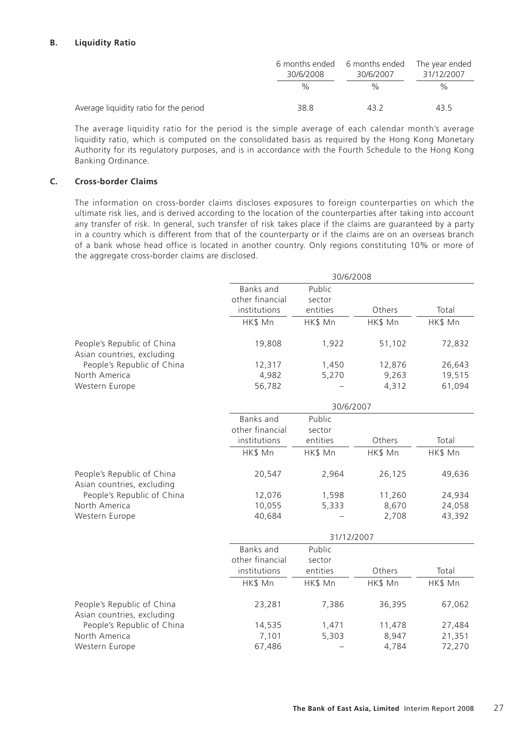### B. Liquidity Ratio

| | 6 months ended 30/6/2008 | 6 months ended 30/6/2007 | The year ended 31/12/2007 |
|---|---|---|---|
| | % | % | % |
| Average liquidity ratio for the period | 38.8 | 43.2 | 43.5 |

The average liquidity ratio for the period is the simple average of each calendar month's average liquidity ratio, which is computed on the consolidated basis as required by the Hong Kong Monetary Authority for its regulatory purposes, and is in accordance with the Fourth Schedule to the Hong Kong Banking Ordinance.

### C. Cross-border Claims

The information on cross-border claims discloses exposures to foreign counterparties on which the ultimate risk lies, and is derived according to the location of the counterparties after taking into account any transfer of risk. In general, such transfer of risk takes place if the claims are guaranteed by a party in a country which is different from that of the counterparty or if the claims are on an overseas branch of a bank whose head office is located in another country. Only regions constituting 10% or more of the aggregate cross-border claims are disclosed.

| | 30/6/2008 | | | |
|---|---|---|---|---|
| | Banks and other financial institutions | Public sector entities | Others | Total |
| | HK$ Mn | HK$ Mn | HK$ Mn | HK$ Mn |
| People's Republic of China | 19,808 | 1,922 | 51,102 | 72,832 |
| Asian countries, excluding People's Republic of China | 12,317 | 1,450 | 12,876 | 26,643 |
| North America | 4,982 | 5,270 | 9,263 | 19,515 |
| Western Europe | 56,782 | – | 4,312 | 61,094 |

| | 30/6/2007 | | | |
|---|---|---|---|---|
| | Banks and other financial institutions | Public sector entities | Others | Total |
| | HK$ Mn | HK$ Mn | HK$ Mn | HK$ Mn |
| People's Republic of China | 20,547 | 2,964 | 26,125 | 49,636 |
| Asian countries, excluding People's Republic of China | 12,076 | 1,598 | 11,260 | 24,934 |
| North America | 10,055 | 5,333 | 8,670 | 24,058 |
| Western Europe | 40,684 | – | 2,708 | 43,392 |

| | 31/12/2007 | | | |
|---|---|---|---|---|
| | Banks and other financial institutions | Public sector entities | Others | Total |
| | HK$ Mn | HK$ Mn | HK$ Mn | HK$ Mn |
| People's Republic of China | 23,281 | 7,386 | 36,395 | 67,062 |
| Asian countries, excluding People's Republic of China | 14,535 | 1,471 | 11,478 | 27,484 |
| North America | 7,101 | 5,303 | 8,947 | 21,351 |
| Western Europe | 67,486 | – | 4,784 | 72,270 |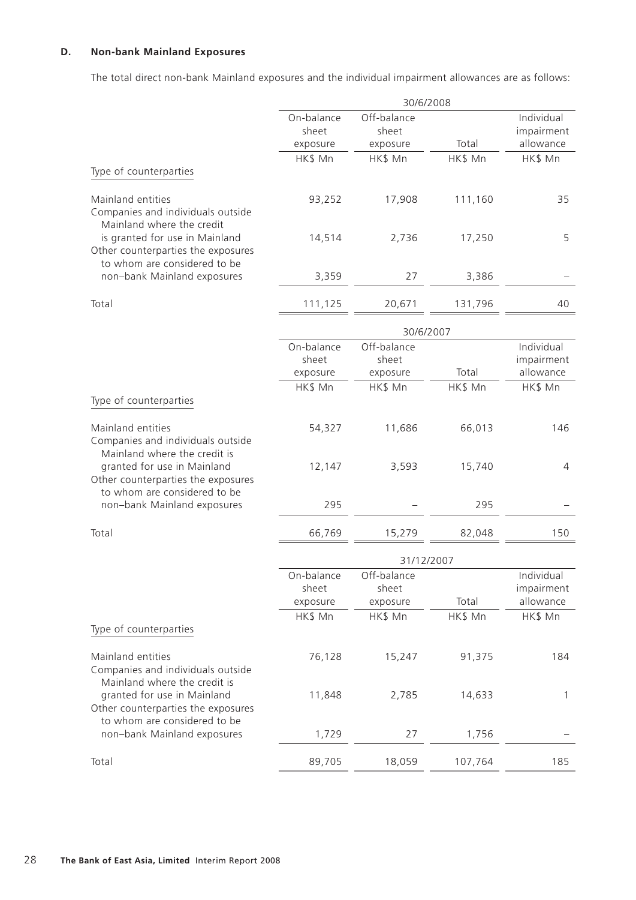### D. Non-bank Mainland Exposures

The total direct non-bank Mainland exposures and the individual impairment allowances are as follows:

| | 30/6/2008 | | | |
|---|---|---|---|---|
| | On-balance sheet exposure | Off-balance sheet exposure | Total | Individual impairment allowance |
| | HK$ Mn | HK$ Mn | HK$ Mn | HK$ Mn |
| Type of counterparties | | | | |
| Mainland entities | 93,252 | 17,908 | 111,160 | 35 |
| Companies and individuals outside Mainland where the credit is granted for use in Mainland | 14,514 | 2,736 | 17,250 | 5 |
| Other counterparties the exposures to whom are considered to be non–bank Mainland exposures | 3,359 | 27 | 3,386 | – |
| Total | 111,125 | 20,671 | 131,796 | 40 |

| | 30/6/2007 | | | |
|---|---|---|---|---|
| | On-balance sheet exposure | Off-balance sheet exposure | Total | Individual impairment allowance |
| | HK$ Mn | HK$ Mn | HK$ Mn | HK$ Mn |
| Type of counterparties | | | | |
| Mainland entities | 54,327 | 11,686 | 66,013 | 146 |
| Companies and individuals outside Mainland where the credit is granted for use in Mainland | 12,147 | 3,593 | 15,740 | 4 |
| Other counterparties the exposures to whom are considered to be non–bank Mainland exposures | 295 | – | 295 | – |
| Total | 66,769 | 15,279 | 82,048 | 150 |

| | 31/12/2007 | | | |
|---|---|---|---|---|
| | On-balance sheet exposure | Off-balance sheet exposure | Total | Individual impairment allowance |
| | HK$ Mn | HK$ Mn | HK$ Mn | HK$ Mn |
| Type of counterparties | | | | |
| Mainland entities | 76,128 | 15,247 | 91,375 | 184 |
| Companies and individuals outside Mainland where the credit is granted for use in Mainland | 11,848 | 2,785 | 14,633 | 1 |
| Other counterparties the exposures to whom are considered to be non–bank Mainland exposures | 1,729 | 27 | 1,756 | – |
| Total | 89,705 | 18,059 | 107,764 | 185 |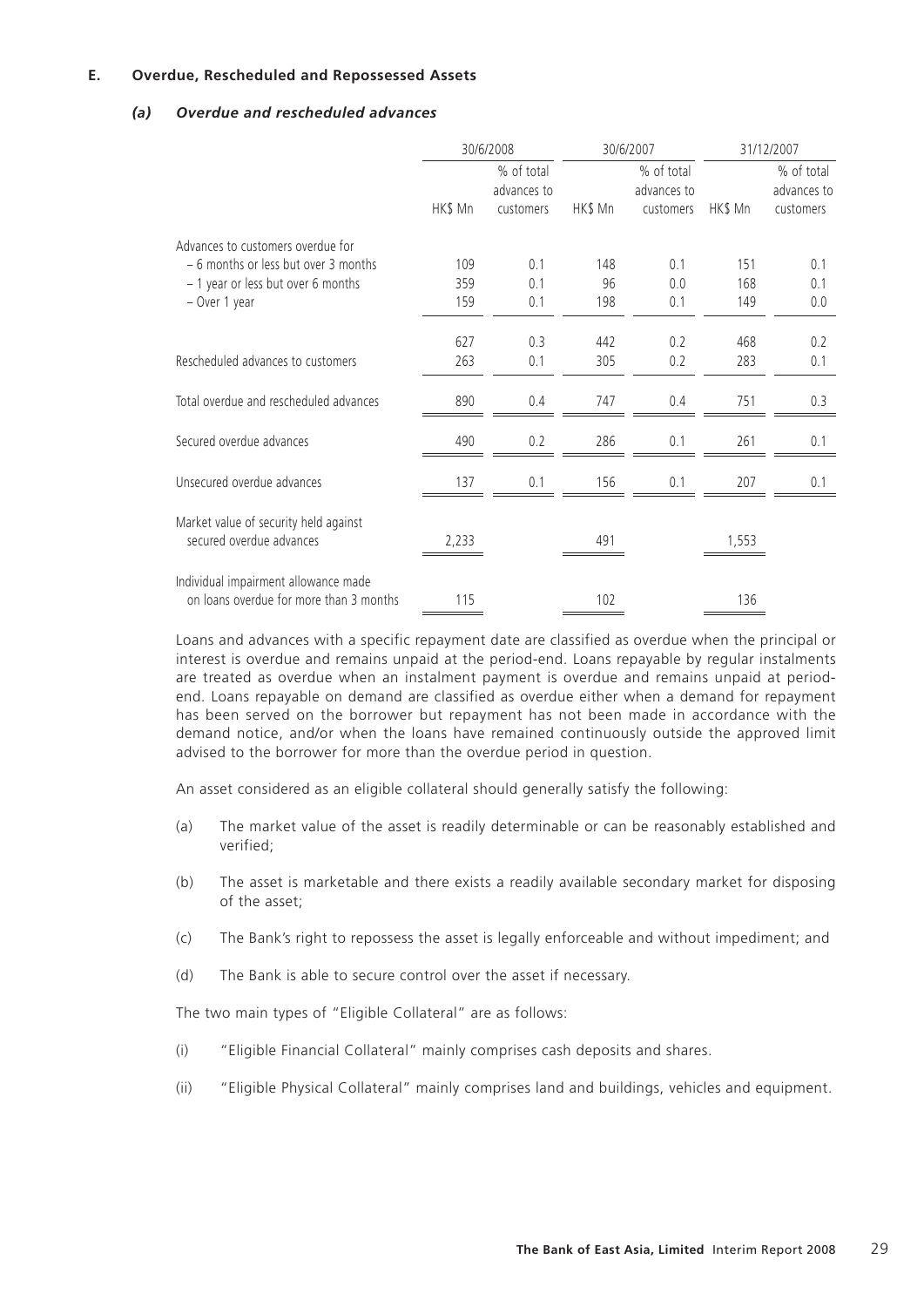### E. Overdue, Rescheduled and Repossessed Assets

#### *(a) Overdue and rescheduled advances*

| | 30/6/2008 | | 30/6/2007 | | 31/12/2007 | |
|---|---|---|---|---|---|---|
| | HK$ Mn | % of total advances to customers | HK$ Mn | % of total advances to customers | HK$ Mn | % of total advances to customers |
| Advances to customers overdue for | | | | | | |
| – 6 months or less but over 3 months | 109 | 0.1 | 148 | 0.1 | 151 | 0.1 |
| – 1 year or less but over 6 months | 359 | 0.1 | 96 | 0.0 | 168 | 0.1 |
| – Over 1 year | 159 | 0.1 | 198 | 0.1 | 149 | 0.0 |
| | 627 | 0.3 | 442 | 0.2 | 468 | 0.2 |
| Rescheduled advances to customers | 263 | 0.1 | 305 | 0.2 | 283 | 0.1 |
| Total overdue and rescheduled advances | 890 | 0.4 | 747 | 0.4 | 751 | 0.3 |
| Secured overdue advances | 490 | 0.2 | 286 | 0.1 | 261 | 0.1 |
| Unsecured overdue advances | 137 | 0.1 | 156 | 0.1 | 207 | 0.1 |
| Market value of security held against secured overdue advances | 2,233 | | 491 | | 1,553 | |
| Individual impairment allowance made on loans overdue for more than 3 months | 115 | | 102 | | 136 | |

Loans and advances with a specific repayment date are classified as overdue when the principal or interest is overdue and remains unpaid at the period-end. Loans repayable by regular instalments are treated as overdue when an instalment payment is overdue and remains unpaid at period-end. Loans repayable on demand are classified as overdue either when a demand for repayment has been served on the borrower but repayment has not been made in accordance with the demand notice, and/or when the loans have remained continuously outside the approved limit advised to the borrower for more than the overdue period in question.

An asset considered as an eligible collateral should generally satisfy the following:

(a) The market value of the asset is readily determinable or can be reasonably established and verified;

(b) The asset is marketable and there exists a readily available secondary market for disposing of the asset;

(c) The Bank's right to repossess the asset is legally enforceable and without impediment; and

(d) The Bank is able to secure control over the asset if necessary.

The two main types of "Eligible Collateral" are as follows:

(i) "Eligible Financial Collateral" mainly comprises cash deposits and shares.

(ii) "Eligible Physical Collateral" mainly comprises land and buildings, vehicles and equipment.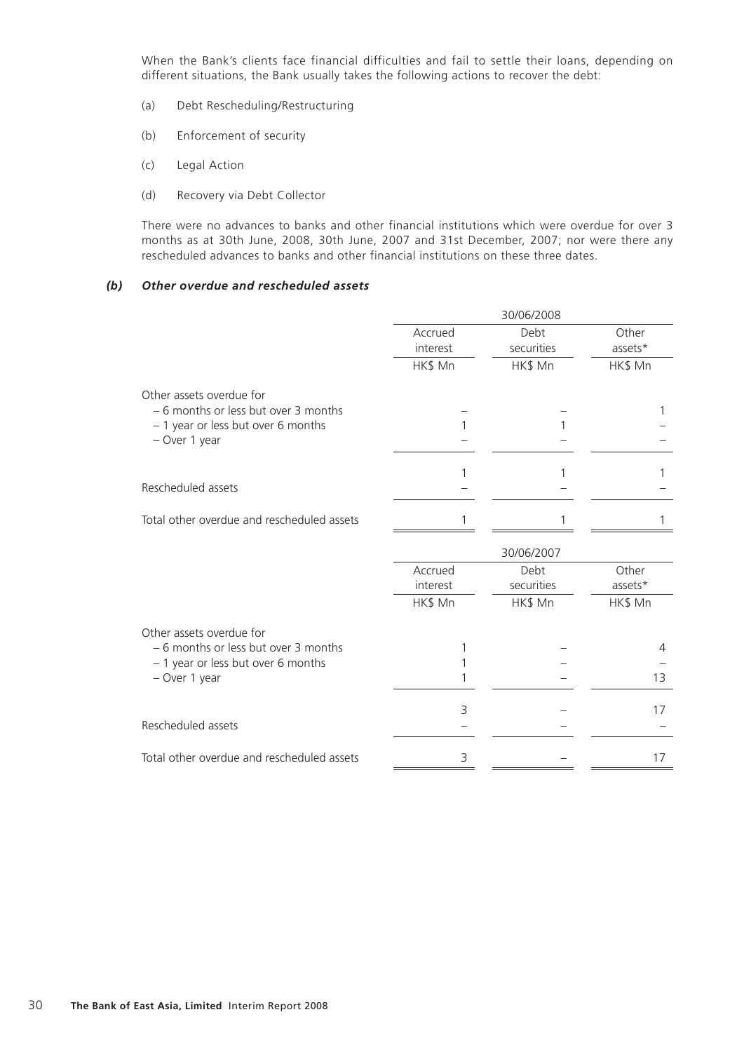When the Bank's clients face financial difficulties and fail to settle their loans, depending on different situations, the Bank usually takes the following actions to recover the debt:

(a) Debt Rescheduling/Restructuring

(b) Enforcement of security

(c) Legal Action

(d) Recovery via Debt Collector

There were no advances to banks and other financial institutions which were overdue for over 3 months as at 30th June, 2008, 30th June, 2007 and 31st December, 2007; nor were there any rescheduled advances to banks and other financial institutions on these three dates.

### *(b) Other overdue and rescheduled assets*

| | 30/06/2008 | | |
|---|---|---|---|
| | Accrued interest | Debt securities | Other assets* |
| | HK$ Mn | HK$ Mn | HK$ Mn |
| Other assets overdue for | | | |
| – 6 months or less but over 3 months | – | – | 1 |
| – 1 year or less but over 6 months | 1 | 1 | – |
| – Over 1 year | – | – | – |
| | 1 | 1 | 1 |
| Rescheduled assets | – | – | – |
| Total other overdue and rescheduled assets | 1 | 1 | 1 |

| | 30/06/2007 | | |
|---|---|---|---|
| | Accrued interest | Debt securities | Other assets* |
| | HK$ Mn | HK$ Mn | HK$ Mn |
| Other assets overdue for | | | |
| – 6 months or less but over 3 months | 1 | – | 4 |
| – 1 year or less but over 6 months | 1 | – | – |
| – Over 1 year | 1 | – | 13 |
| | 3 | – | 17 |
| Rescheduled assets | – | – | – |
| Total other overdue and rescheduled assets | 3 | – | 17 |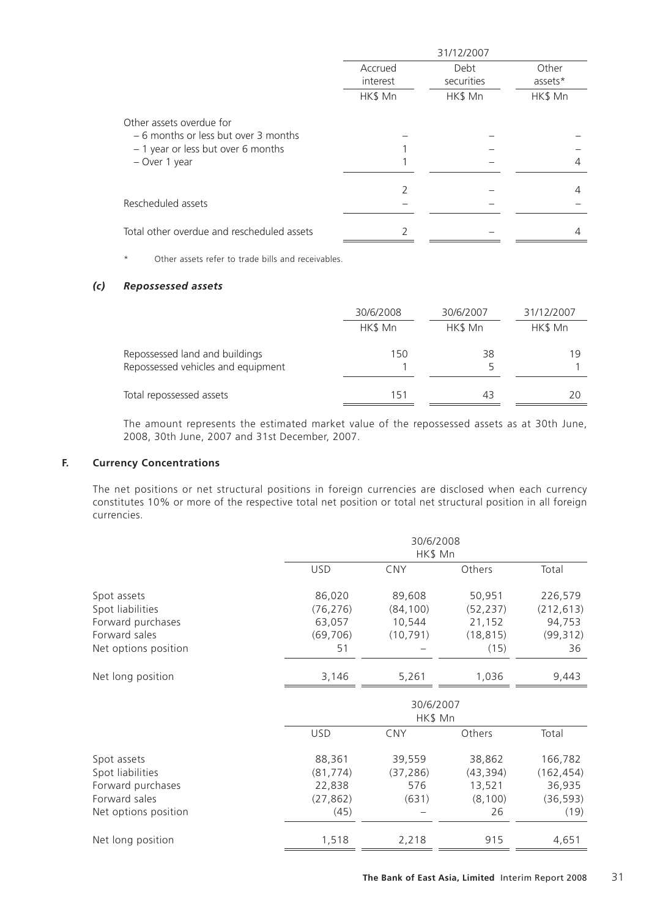| | 31/12/2007 | | |
|---|---|---|---|
| | Accrued interest | Debt securities | Other assets* |
| | HK$ Mn | HK$ Mn | HK$ Mn |
| Other assets overdue for | | | |
| – 6 months or less but over 3 months | – | – | – |
| – 1 year or less but over 6 months | 1 | – | – |
| – Over 1 year | 1 | – | 4 |
| | 2 | – | 4 |
| Rescheduled assets | – | – | – |
| Total other overdue and rescheduled assets | 2 | – | 4 |

\* Other assets refer to trade bills and receivables.

### *(c) Repossessed assets*

| | 30/6/2008 | 30/6/2007 | 31/12/2007 |
|---|---|---|---|
| | HK$ Mn | HK$ Mn | HK$ Mn |
| Repossessed land and buildings | 150 | 38 | 19 |
| Repossessed vehicles and equipment | 1 | 5 | 1 |
| Total repossessed assets | 151 | 43 | 20 |

The amount represents the estimated market value of the repossessed assets as at 30th June, 2008, 30th June, 2007 and 31st December, 2007.

## F. Currency Concentrations

The net positions or net structural positions in foreign currencies are disclosed when each currency constitutes 10% or more of the respective total net position or total net structural position in all foreign currencies.

| | 30/6/2008 HK$ Mn | | | |
|---|---|---|---|---|
| | USD | CNY | Others | Total |
| Spot assets | 86,020 | 89,608 | 50,951 | 226,579 |
| Spot liabilities | (76,276) | (84,100) | (52,237) | (212,613) |
| Forward purchases | 63,057 | 10,544 | 21,152 | 94,753 |
| Forward sales | (69,706) | (10,791) | (18,815) | (99,312) |
| Net options position | 51 | – | (15) | 36 |
| Net long position | 3,146 | 5,261 | 1,036 | 9,443 |

| | 30/6/2007 HK$ Mn | | | |
|---|---|---|---|---|
| | USD | CNY | Others | Total |
| Spot assets | 88,361 | 39,559 | 38,862 | 166,782 |
| Spot liabilities | (81,774) | (37,286) | (43,394) | (162,454) |
| Forward purchases | 22,838 | 576 | 13,521 | 36,935 |
| Forward sales | (27,862) | (631) | (8,100) | (36,593) |
| Net options position | (45) | – | 26 | (19) |
| Net long position | 1,518 | 2,218 | 915 | 4,651 |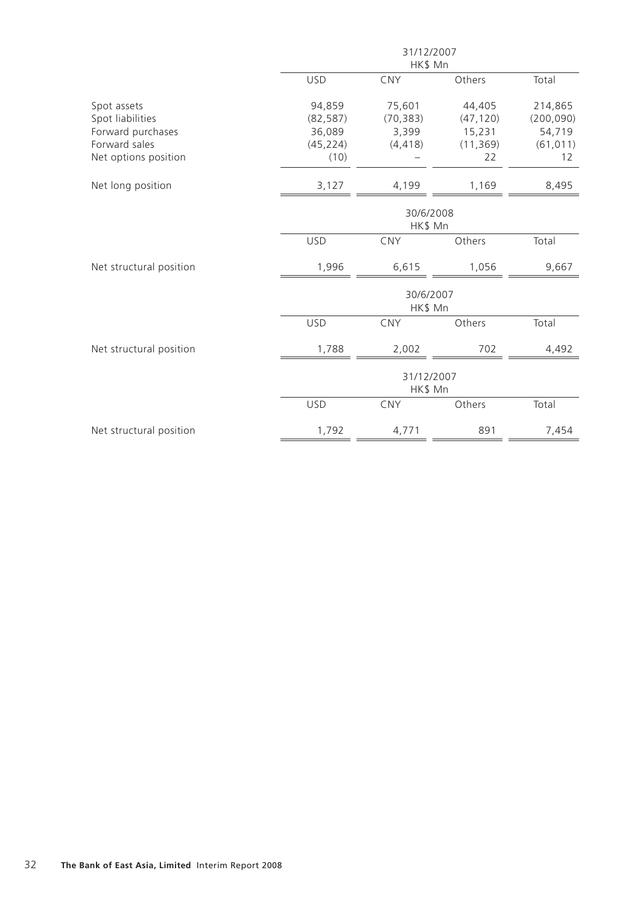| | 31/12/2007 HK$ Mn | | | |
|---|---|---|---|---|
| | USD | CNY | Others | Total |
| Spot assets | 94,859 | 75,601 | 44,405 | 214,865 |
| Spot liabilities | (82,587) | (70,383) | (47,120) | (200,090) |
| Forward purchases | 36,089 | 3,399 | 15,231 | 54,719 |
| Forward sales | (45,224) | (4,418) | (11,369) | (61,011) |
| Net options position | (10) | – | 22 | 12 |
| Net long position | 3,127 | 4,199 | 1,169 | 8,495 |

| | 30/6/2008 HK$ Mn | | | |
|---|---|---|---|---|
| | USD | CNY | Others | Total |
| Net structural position | 1,996 | 6,615 | 1,056 | 9,667 |

| | 30/6/2007 HK$ Mn | | | |
|---|---|---|---|---|
| | USD | CNY | Others | Total |
| Net structural position | 1,788 | 2,002 | 702 | 4,492 |

| | 31/12/2007 HK$ Mn | | | |
|---|---|---|---|---|
| | USD | CNY | Others | Total |
| Net structural position | 1,792 | 4,771 | 891 | 7,454 |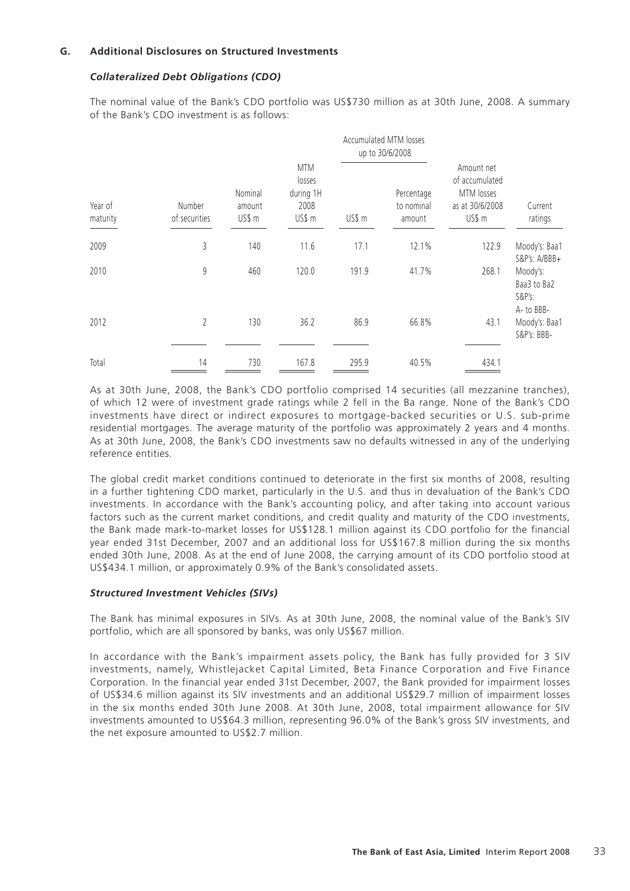### G. Additional Disclosures on Structured Investments

***Collateralized Debt Obligations (CDO)***

The nominal value of the Bank's CDO portfolio was US$730 million as at 30th June, 2008. A summary of the Bank's CDO investment is as follows:

| | | | | Accumulated MTM losses up to 30/6/2008 | | | |
|---|---|---|---|---|---|---|---|
| Year of maturity | Number of securities | Nominal amount US$ m | MTM losses during 1H 2008 US$ m | US$ m | Percentage to nominal amount | Amount net of accumulated MTM losses as at 30/6/2008 US$ m | Current ratings |
| 2009 | 3 | 140 | 11.6 | 17.1 | 12.1% | 122.9 | Moody's: Baa1 S&P's: A/BBB+ |
| 2010 | 9 | 460 | 120.0 | 191.9 | 41.7% | 268.1 | Moody's: Baa3 to Ba2 S&P's: A- to BBB- |
| 2012 | 2 | 130 | 36.2 | 86.9 | 66.8% | 43.1 | Moody's: Baa1 S&P's: BBB- |
| Total | 14 | 730 | 167.8 | 295.9 | 40.5% | 434.1 | |

As at 30th June, 2008, the Bank's CDO portfolio comprised 14 securities (all mezzanine tranches), of which 12 were of investment grade ratings while 2 fell in the Ba range. None of the Bank's CDO investments have direct or indirect exposures to mortgage-backed securities or U.S. sub-prime residential mortgages. The average maturity of the portfolio was approximately 2 years and 4 months. As at 30th June, 2008, the Bank's CDO investments saw no defaults witnessed in any of the underlying reference entities.

The global credit market conditions continued to deteriorate in the first six months of 2008, resulting in a further tightening CDO market, particularly in the U.S. and thus in devaluation of the Bank's CDO investments. In accordance with the Bank's accounting policy, and after taking into account various factors such as the current market conditions, and credit quality and maturity of the CDO investments, the Bank made mark-to-market losses for US$128.1 million against its CDO portfolio for the financial year ended 31st December, 2007 and an additional loss for US$167.8 million during the six months ended 30th June, 2008. As at the end of June 2008, the carrying amount of its CDO portfolio stood at US$434.1 million, or approximately 0.9% of the Bank's consolidated assets.

***Structured Investment Vehicles (SIVs)***

The Bank has minimal exposures in SIVs. As at 30th June, 2008, the nominal value of the Bank's SIV portfolio, which are all sponsored by banks, was only US$67 million.

In accordance with the Bank's impairment assets policy, the Bank has fully provided for 3 SIV investments, namely, Whistlejacket Capital Limited, Beta Finance Corporation and Five Finance Corporation. In the financial year ended 31st December, 2007, the Bank provided for impairment losses of US$34.6 million against its SIV investments and an additional US$29.7 million of impairment losses in the six months ended 30th June 2008. At 30th June, 2008, total impairment allowance for SIV investments amounted to US$64.3 million, representing 96.0% of the Bank's gross SIV investments, and the net exposure amounted to US$2.7 million.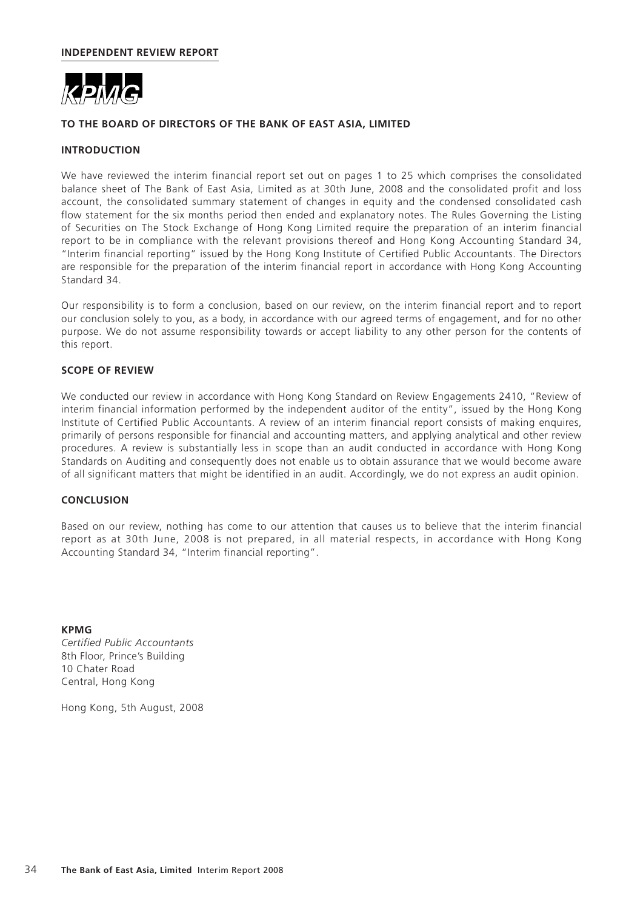## INDEPENDENT REVIEW REPORT

KPMG

### TO THE BOARD OF DIRECTORS OF THE BANK OF EAST ASIA, LIMITED

### INTRODUCTION

We have reviewed the interim financial report set out on pages 1 to 25 which comprises the consolidated balance sheet of The Bank of East Asia, Limited as at 30th June, 2008 and the consolidated profit and loss account, the consolidated summary statement of changes in equity and the condensed consolidated cash flow statement for the six months period then ended and explanatory notes. The Rules Governing the Listing of Securities on The Stock Exchange of Hong Kong Limited require the preparation of an interim financial report to be in compliance with the relevant provisions thereof and Hong Kong Accounting Standard 34, "Interim financial reporting" issued by the Hong Kong Institute of Certified Public Accountants. The Directors are responsible for the preparation of the interim financial report in accordance with Hong Kong Accounting Standard 34.

Our responsibility is to form a conclusion, based on our review, on the interim financial report and to report our conclusion solely to you, as a body, in accordance with our agreed terms of engagement, and for no other purpose. We do not assume responsibility towards or accept liability to any other person for the contents of this report.

### SCOPE OF REVIEW

We conducted our review in accordance with Hong Kong Standard on Review Engagements 2410, "Review of interim financial information performed by the independent auditor of the entity", issued by the Hong Kong Institute of Certified Public Accountants. A review of an interim financial report consists of making enquires, primarily of persons responsible for financial and accounting matters, and applying analytical and other review procedures. A review is substantially less in scope than an audit conducted in accordance with Hong Kong Standards on Auditing and consequently does not enable us to obtain assurance that we would become aware of all significant matters that might be identified in an audit. Accordingly, we do not express an audit opinion.

### CONCLUSION

Based on our review, nothing has come to our attention that causes us to believe that the interim financial report as at 30th June, 2008 is not prepared, in all material respects, in accordance with Hong Kong Accounting Standard 34, "Interim financial reporting".

**KPMG**
*Certified Public Accountants*
8th Floor, Prince's Building
10 Chater Road
Central, Hong Kong

Hong Kong, 5th August, 2008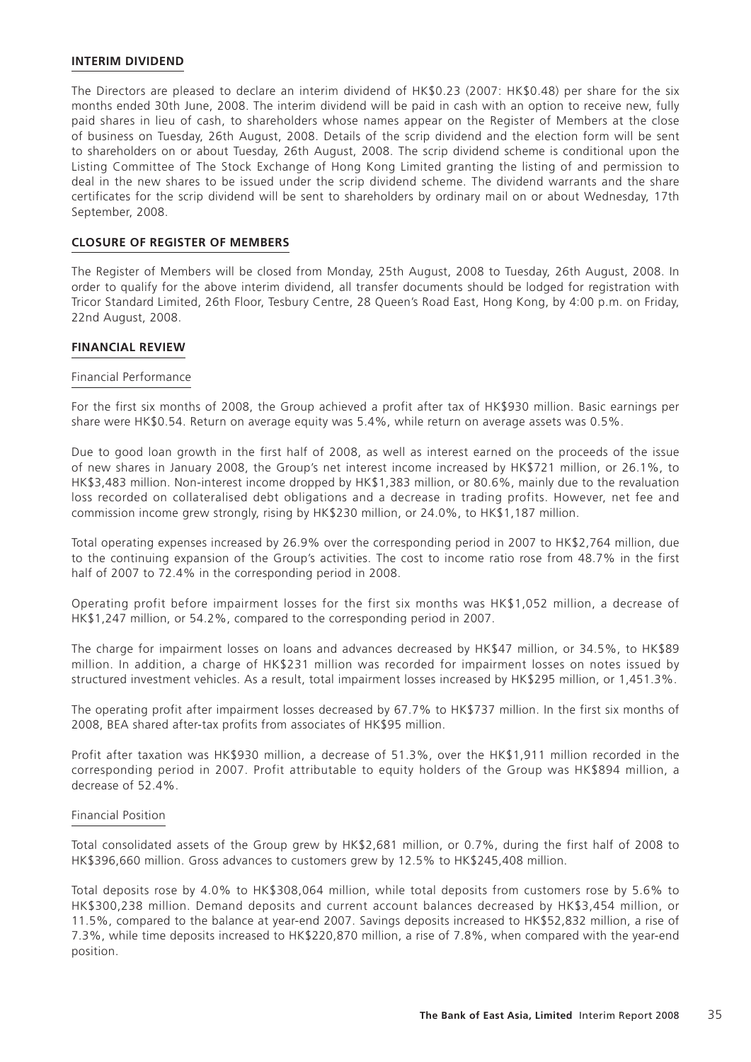## INTERIM DIVIDEND

The Directors are pleased to declare an interim dividend of HK$0.23 (2007: HK$0.48) per share for the six months ended 30th June, 2008. The interim dividend will be paid in cash with an option to receive new, fully paid shares in lieu of cash, to shareholders whose names appear on the Register of Members at the close of business on Tuesday, 26th August, 2008. Details of the scrip dividend and the election form will be sent to shareholders on or about Tuesday, 26th August, 2008. The scrip dividend scheme is conditional upon the Listing Committee of The Stock Exchange of Hong Kong Limited granting the listing of and permission to deal in the new shares to be issued under the scrip dividend scheme. The dividend warrants and the share certificates for the scrip dividend will be sent to shareholders by ordinary mail on or about Wednesday, 17th September, 2008.

## CLOSURE OF REGISTER OF MEMBERS

The Register of Members will be closed from Monday, 25th August, 2008 to Tuesday, 26th August, 2008. In order to qualify for the above interim dividend, all transfer documents should be lodged for registration with Tricor Standard Limited, 26th Floor, Tesbury Centre, 28 Queen's Road East, Hong Kong, by 4:00 p.m. on Friday, 22nd August, 2008.

## FINANCIAL REVIEW

### Financial Performance

For the first six months of 2008, the Group achieved a profit after tax of HK$930 million. Basic earnings per share were HK$0.54. Return on average equity was 5.4%, while return on average assets was 0.5%.

Due to good loan growth in the first half of 2008, as well as interest earned on the proceeds of the issue of new shares in January 2008, the Group's net interest income increased by HK$721 million, or 26.1%, to HK$3,483 million. Non-interest income dropped by HK$1,383 million, or 80.6%, mainly due to the revaluation loss recorded on collateralised debt obligations and a decrease in trading profits. However, net fee and commission income grew strongly, rising by HK$230 million, or 24.0%, to HK$1,187 million.

Total operating expenses increased by 26.9% over the corresponding period in 2007 to HK$2,764 million, due to the continuing expansion of the Group's activities. The cost to income ratio rose from 48.7% in the first half of 2007 to 72.4% in the corresponding period in 2008.

Operating profit before impairment losses for the first six months was HK$1,052 million, a decrease of HK$1,247 million, or 54.2%, compared to the corresponding period in 2007.

The charge for impairment losses on loans and advances decreased by HK$47 million, or 34.5%, to HK$89 million. In addition, a charge of HK$231 million was recorded for impairment losses on notes issued by structured investment vehicles. As a result, total impairment losses increased by HK$295 million, or 1,451.3%.

The operating profit after impairment losses decreased by 67.7% to HK$737 million. In the first six months of 2008, BEA shared after-tax profits from associates of HK$95 million.

Profit after taxation was HK$930 million, a decrease of 51.3%, over the HK$1,911 million recorded in the corresponding period in 2007. Profit attributable to equity holders of the Group was HK$894 million, a decrease of 52.4%.

### Financial Position

Total consolidated assets of the Group grew by HK$2,681 million, or 0.7%, during the first half of 2008 to HK$396,660 million. Gross advances to customers grew by 12.5% to HK$245,408 million.

Total deposits rose by 4.0% to HK$308,064 million, while total deposits from customers rose by 5.6% to HK$300,238 million. Demand deposits and current account balances decreased by HK$3,454 million, or 11.5%, compared to the balance at year-end 2007. Savings deposits increased to HK$52,832 million, a rise of 7.3%, while time deposits increased to HK$220,870 million, a rise of 7.8%, when compared with the year-end position.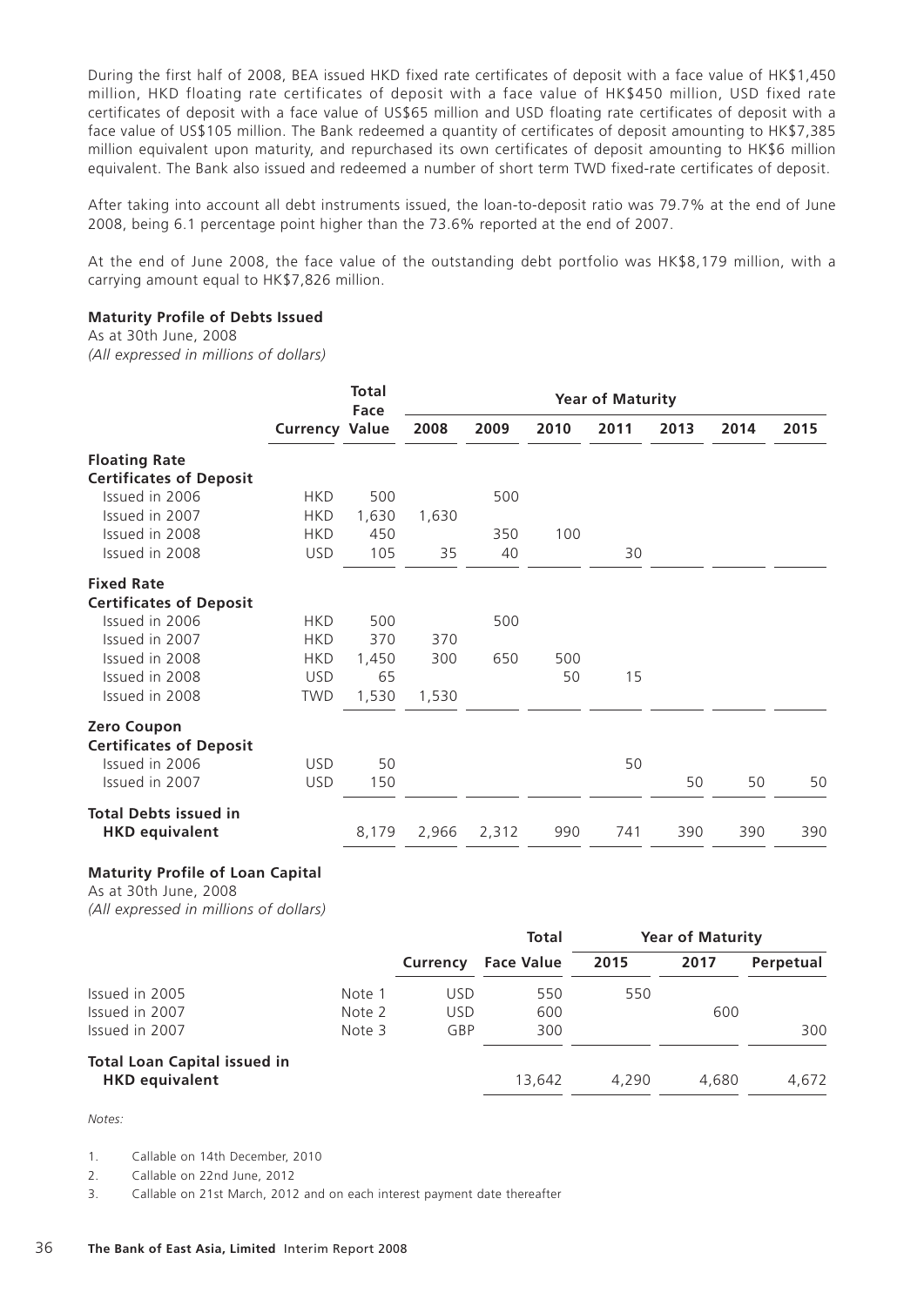During the first half of 2008, BEA issued HKD fixed rate certificates of deposit with a face value of HK$1,450 million, HKD floating rate certificates of deposit with a face value of HK$450 million, USD fixed rate certificates of deposit with a face value of US$65 million and USD floating rate certificates of deposit with a face value of US$105 million. The Bank redeemed a quantity of certificates of deposit amounting to HK$7,385 million equivalent upon maturity, and repurchased its own certificates of deposit amounting to HK$6 million equivalent. The Bank also issued and redeemed a number of short term TWD fixed-rate certificates of deposit.

After taking into account all debt instruments issued, the loan-to-deposit ratio was 79.7% at the end of June 2008, being 6.1 percentage point higher than the 73.6% reported at the end of 2007.

At the end of June 2008, the face value of the outstanding debt portfolio was HK$8,179 million, with a carrying amount equal to HK$7,826 million.

**Maturity Profile of Debts Issued**

As at 30th June, 2008

*(All expressed in millions of dollars)*

| | Currency | Total Face Value | Year of Maturity | | | | | | |
|---|---|---|---|---|---|---|---|---|---|
| | | | 2008 | 2009 | 2010 | 2011 | 2013 | 2014 | 2015 |
| **Floating Rate Certificates of Deposit** | | | | | | | | | |
| Issued in 2006 | HKD | 500 | | 500 | | | | | |
| Issued in 2007 | HKD | 1,630 | 1,630 | | | | | | |
| Issued in 2008 | HKD | 450 | | 350 | 100 | | | | |
| Issued in 2008 | USD | 105 | 35 | 40 | | 30 | | | |
| **Fixed Rate Certificates of Deposit** | | | | | | | | | |
| Issued in 2006 | HKD | 500 | | 500 | | | | | |
| Issued in 2007 | HKD | 370 | 370 | | | | | | |
| Issued in 2008 | HKD | 1,450 | 300 | 650 | 500 | | | | |
| Issued in 2008 | USD | 65 | | | 50 | 15 | | | |
| Issued in 2008 | TWD | 1,530 | 1,530 | | | | | | |
| **Zero Coupon Certificates of Deposit** | | | | | | | | | |
| Issued in 2006 | USD | 50 | | | | 50 | | | |
| Issued in 2007 | USD | 150 | | | | | 50 | 50 | 50 |
| **Total Debts issued in HKD equivalent** | | 8,179 | 2,966 | 2,312 | 990 | 741 | 390 | 390 | 390 |

**Maturity Profile of Loan Capital**

As at 30th June, 2008

*(All expressed in millions of dollars)*

| | | Currency | Total Face Value | Year of Maturity | | |
|---|---|---|---|---|---|---|
| | | | | 2015 | 2017 | Perpetual |
| Issued in 2005 | Note 1 | USD | 550 | 550 | | |
| Issued in 2007 | Note 2 | USD | 600 | | 600 | |
| Issued in 2007 | Note 3 | GBP | 300 | | | 300 |
| **Total Loan Capital issued in HKD equivalent** | | | 13,642 | 4,290 | 4,680 | 4,672 |

*Notes:*

1. Callable on 14th December, 2010
2. Callable on 22nd June, 2012
3. Callable on 21st March, 2012 and on each interest payment date thereafter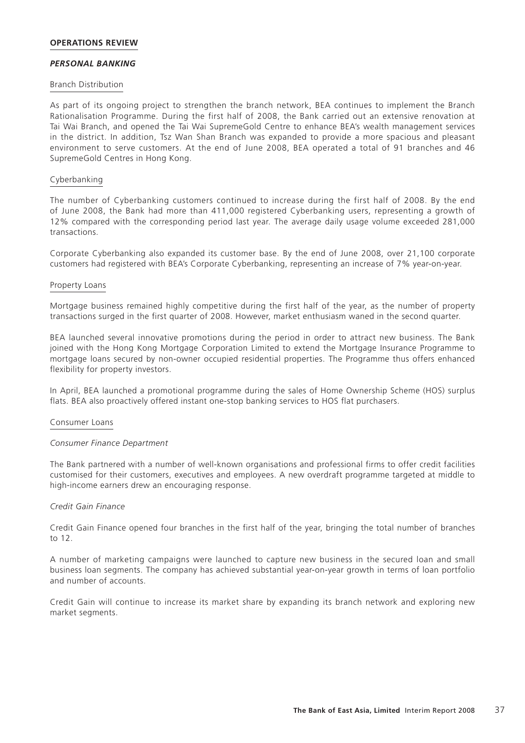## OPERATIONS REVIEW

### *PERSONAL BANKING*

#### Branch Distribution

As part of its ongoing project to strengthen the branch network, BEA continues to implement the Branch Rationalisation Programme. During the first half of 2008, the Bank carried out an extensive renovation at Tai Wai Branch, and opened the Tai Wai SupremeGold Centre to enhance BEA's wealth management services in the district. In addition, Tsz Wan Shan Branch was expanded to provide a more spacious and pleasant environment to serve customers. At the end of June 2008, BEA operated a total of 91 branches and 46 SupremeGold Centres in Hong Kong.

#### Cyberbanking

The number of Cyberbanking customers continued to increase during the first half of 2008. By the end of June 2008, the Bank had more than 411,000 registered Cyberbanking users, representing a growth of 12% compared with the corresponding period last year. The average daily usage volume exceeded 281,000 transactions.

Corporate Cyberbanking also expanded its customer base. By the end of June 2008, over 21,100 corporate customers had registered with BEA's Corporate Cyberbanking, representing an increase of 7% year-on-year.

#### Property Loans

Mortgage business remained highly competitive during the first half of the year, as the number of property transactions surged in the first quarter of 2008. However, market enthusiasm waned in the second quarter.

BEA launched several innovative promotions during the period in order to attract new business. The Bank joined with the Hong Kong Mortgage Corporation Limited to extend the Mortgage Insurance Programme to mortgage loans secured by non-owner occupied residential properties. The Programme thus offers enhanced flexibility for property investors.

In April, BEA launched a promotional programme during the sales of Home Ownership Scheme (HOS) surplus flats. BEA also proactively offered instant one-stop banking services to HOS flat purchasers.

#### Consumer Loans

*Consumer Finance Department*

The Bank partnered with a number of well-known organisations and professional firms to offer credit facilities customised for their customers, executives and employees. A new overdraft programme targeted at middle to high-income earners drew an encouraging response.

*Credit Gain Finance*

Credit Gain Finance opened four branches in the first half of the year, bringing the total number of branches to 12.

A number of marketing campaigns were launched to capture new business in the secured loan and small business loan segments. The company has achieved substantial year-on-year growth in terms of loan portfolio and number of accounts.

Credit Gain will continue to increase its market share by expanding its branch network and exploring new market segments.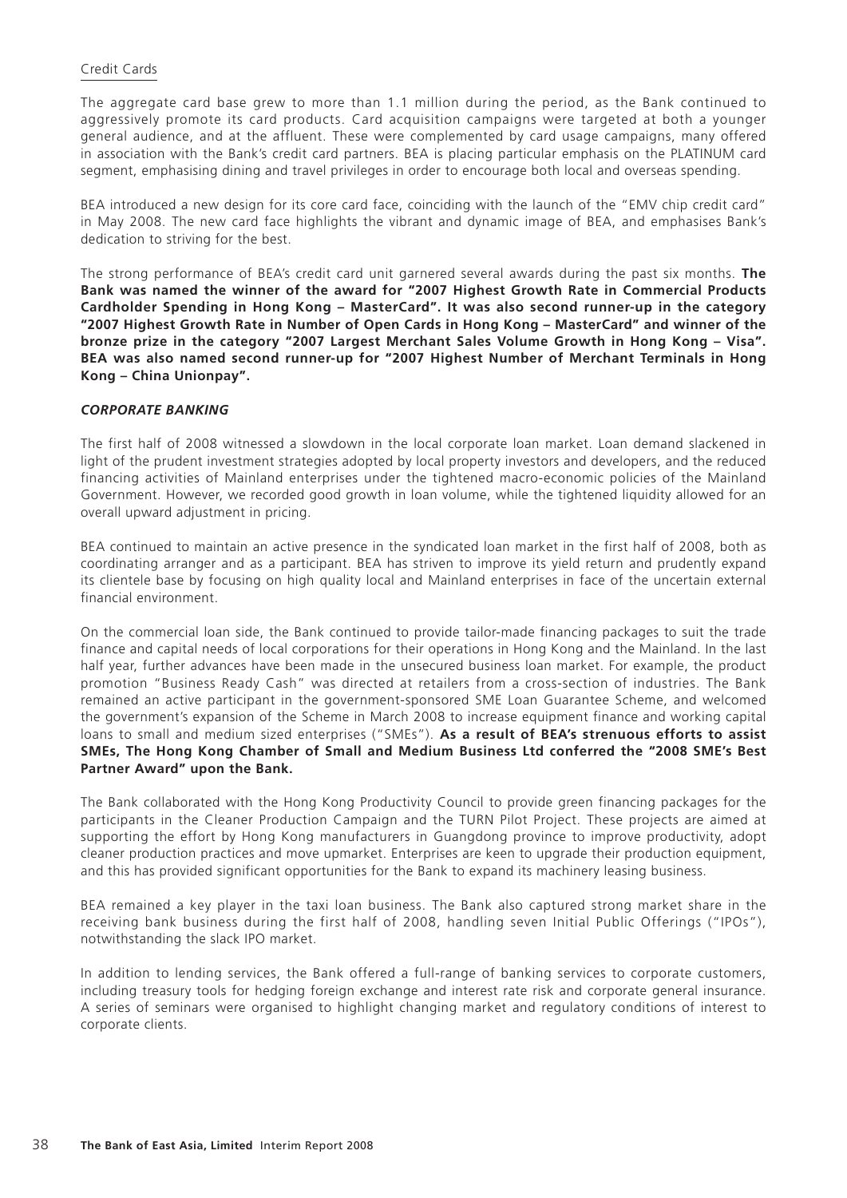Credit Cards

The aggregate card base grew to more than 1.1 million during the period, as the Bank continued to aggressively promote its card products. Card acquisition campaigns were targeted at both a younger general audience, and at the affluent. These were complemented by card usage campaigns, many offered in association with the Bank's credit card partners. BEA is placing particular emphasis on the PLATINUM card segment, emphasising dining and travel privileges in order to encourage both local and overseas spending.

BEA introduced a new design for its core card face, coinciding with the launch of the "EMV chip credit card" in May 2008. The new card face highlights the vibrant and dynamic image of BEA, and emphasises Bank's dedication to striving for the best.

The strong performance of BEA's credit card unit garnered several awards during the past six months. **The Bank was named the winner of the award for "2007 Highest Growth Rate in Commercial Products Cardholder Spending in Hong Kong – MasterCard". It was also second runner-up in the category "2007 Highest Growth Rate in Number of Open Cards in Hong Kong – MasterCard" and winner of the bronze prize in the category "2007 Largest Merchant Sales Volume Growth in Hong Kong – Visa". BEA was also named second runner-up for "2007 Highest Number of Merchant Terminals in Hong Kong – China Unionpay".**

***CORPORATE BANKING***

The first half of 2008 witnessed a slowdown in the local corporate loan market. Loan demand slackened in light of the prudent investment strategies adopted by local property investors and developers, and the reduced financing activities of Mainland enterprises under the tightened macro-economic policies of the Mainland Government. However, we recorded good growth in loan volume, while the tightened liquidity allowed for an overall upward adjustment in pricing.

BEA continued to maintain an active presence in the syndicated loan market in the first half of 2008, both as coordinating arranger and as a participant. BEA has striven to improve its yield return and prudently expand its clientele base by focusing on high quality local and Mainland enterprises in face of the uncertain external financial environment.

On the commercial loan side, the Bank continued to provide tailor-made financing packages to suit the trade finance and capital needs of local corporations for their operations in Hong Kong and the Mainland. In the last half year, further advances have been made in the unsecured business loan market. For example, the product promotion "Business Ready Cash" was directed at retailers from a cross-section of industries. The Bank remained an active participant in the government-sponsored SME Loan Guarantee Scheme, and welcomed the government's expansion of the Scheme in March 2008 to increase equipment finance and working capital loans to small and medium sized enterprises ("SMEs"). **As a result of BEA's strenuous efforts to assist SMEs, The Hong Kong Chamber of Small and Medium Business Ltd conferred the "2008 SME's Best Partner Award" upon the Bank.**

The Bank collaborated with the Hong Kong Productivity Council to provide green financing packages for the participants in the Cleaner Production Campaign and the TURN Pilot Project. These projects are aimed at supporting the effort by Hong Kong manufacturers in Guangdong province to improve productivity, adopt cleaner production practices and move upmarket. Enterprises are keen to upgrade their production equipment, and this has provided significant opportunities for the Bank to expand its machinery leasing business.

BEA remained a key player in the taxi loan business. The Bank also captured strong market share in the receiving bank business during the first half of 2008, handling seven Initial Public Offerings ("IPOs"), notwithstanding the slack IPO market.

In addition to lending services, the Bank offered a full-range of banking services to corporate customers, including treasury tools for hedging foreign exchange and interest rate risk and corporate general insurance. A series of seminars were organised to highlight changing market and regulatory conditions of interest to corporate clients.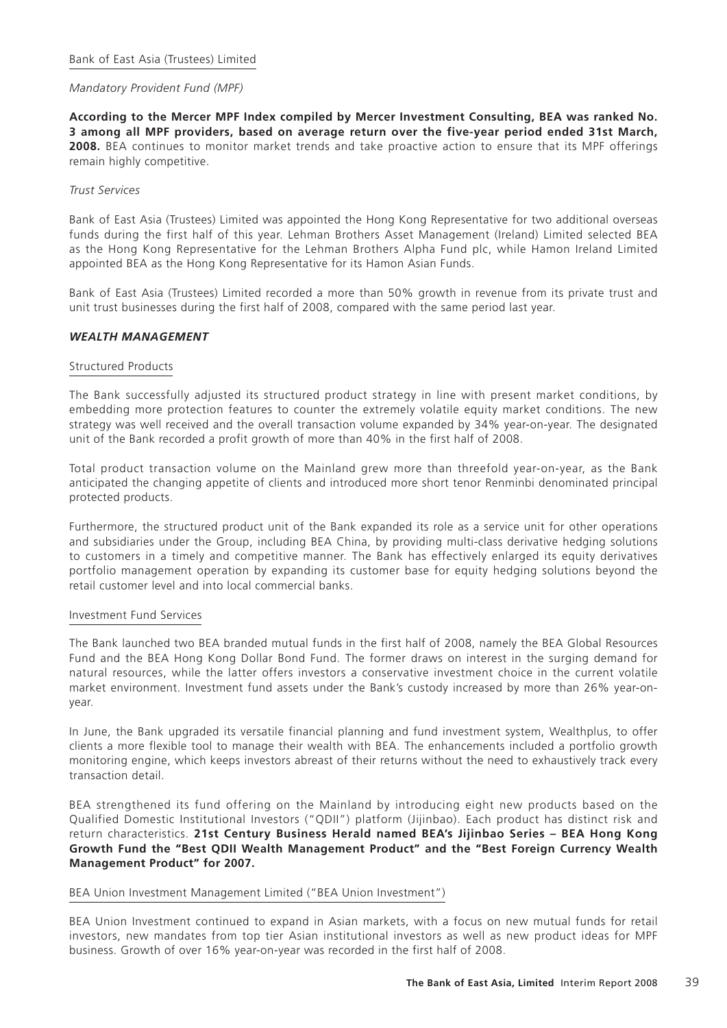Bank of East Asia (Trustees) Limited

*Mandatory Provident Fund (MPF)*

**According to the Mercer MPF Index compiled by Mercer Investment Consulting, BEA was ranked No. 3 among all MPF providers, based on average return over the five-year period ended 31st March, 2008.** BEA continues to monitor market trends and take proactive action to ensure that its MPF offerings remain highly competitive.

*Trust Services*

Bank of East Asia (Trustees) Limited was appointed the Hong Kong Representative for two additional overseas funds during the first half of this year. Lehman Brothers Asset Management (Ireland) Limited selected BEA as the Hong Kong Representative for the Lehman Brothers Alpha Fund plc, while Hamon Ireland Limited appointed BEA as the Hong Kong Representative for its Hamon Asian Funds.

Bank of East Asia (Trustees) Limited recorded a more than 50% growth in revenue from its private trust and unit trust businesses during the first half of 2008, compared with the same period last year.

### ***WEALTH MANAGEMENT***

Structured Products

The Bank successfully adjusted its structured product strategy in line with present market conditions, by embedding more protection features to counter the extremely volatile equity market conditions. The new strategy was well received and the overall transaction volume expanded by 34% year-on-year. The designated unit of the Bank recorded a profit growth of more than 40% in the first half of 2008.

Total product transaction volume on the Mainland grew more than threefold year-on-year, as the Bank anticipated the changing appetite of clients and introduced more short tenor Renminbi denominated principal protected products.

Furthermore, the structured product unit of the Bank expanded its role as a service unit for other operations and subsidiaries under the Group, including BEA China, by providing multi-class derivative hedging solutions to customers in a timely and competitive manner. The Bank has effectively enlarged its equity derivatives portfolio management operation by expanding its customer base for equity hedging solutions beyond the retail customer level and into local commercial banks.

Investment Fund Services

The Bank launched two BEA branded mutual funds in the first half of 2008, namely the BEA Global Resources Fund and the BEA Hong Kong Dollar Bond Fund. The former draws on interest in the surging demand for natural resources, while the latter offers investors a conservative investment choice in the current volatile market environment. Investment fund assets under the Bank's custody increased by more than 26% year-on-year.

In June, the Bank upgraded its versatile financial planning and fund investment system, Wealthplus, to offer clients a more flexible tool to manage their wealth with BEA. The enhancements included a portfolio growth monitoring engine, which keeps investors abreast of their returns without the need to exhaustively track every transaction detail.

BEA strengthened its fund offering on the Mainland by introducing eight new products based on the Qualified Domestic Institutional Investors ("QDII") platform (Jijinbao). Each product has distinct risk and return characteristics. **21st Century Business Herald named BEA's Jijinbao Series – BEA Hong Kong Growth Fund the "Best QDII Wealth Management Product" and the "Best Foreign Currency Wealth Management Product" for 2007.**

BEA Union Investment Management Limited ("BEA Union Investment")

BEA Union Investment continued to expand in Asian markets, with a focus on new mutual funds for retail investors, new mandates from top tier Asian institutional investors as well as new product ideas for MPF business. Growth of over 16% year-on-year was recorded in the first half of 2008.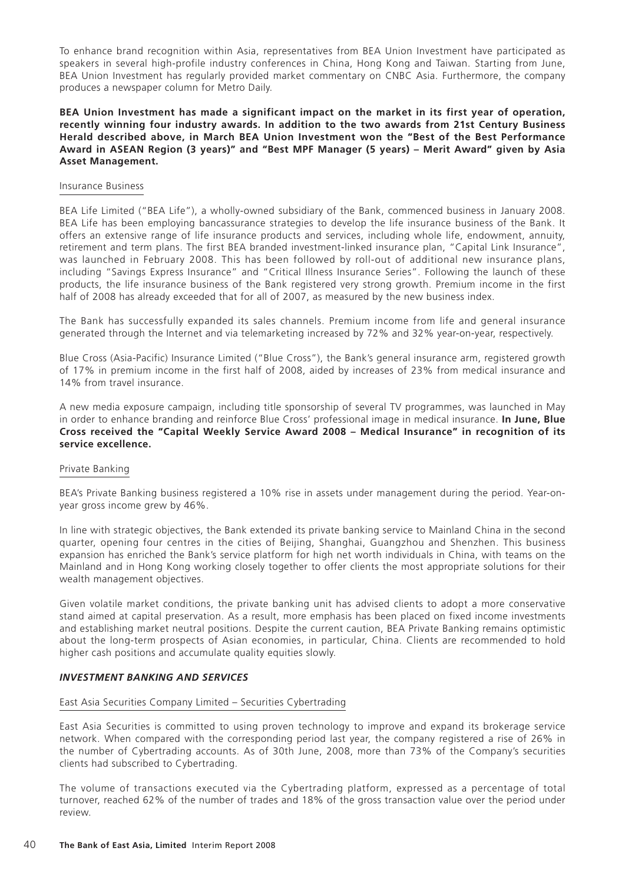To enhance brand recognition within Asia, representatives from BEA Union Investment have participated as speakers in several high-profile industry conferences in China, Hong Kong and Taiwan. Starting from June, BEA Union Investment has regularly provided market commentary on CNBC Asia. Furthermore, the company produces a newspaper column for Metro Daily.

**BEA Union Investment has made a significant impact on the market in its first year of operation, recently winning four industry awards. In addition to the two awards from 21st Century Business Herald described above, in March BEA Union Investment won the "Best of the Best Performance Award in ASEAN Region (3 years)" and "Best MPF Manager (5 years) – Merit Award" given by Asia Asset Management.**

### Insurance Business

BEA Life Limited ("BEA Life"), a wholly-owned subsidiary of the Bank, commenced business in January 2008. BEA Life has been employing bancassurance strategies to develop the life insurance business of the Bank. It offers an extensive range of life insurance products and services, including whole life, endowment, annuity, retirement and term plans. The first BEA branded investment-linked insurance plan, "Capital Link Insurance", was launched in February 2008. This has been followed by roll-out of additional new insurance plans, including "Savings Express Insurance" and "Critical Illness Insurance Series". Following the launch of these products, the life insurance business of the Bank registered very strong growth. Premium income in the first half of 2008 has already exceeded that for all of 2007, as measured by the new business index.

The Bank has successfully expanded its sales channels. Premium income from life and general insurance generated through the Internet and via telemarketing increased by 72% and 32% year-on-year, respectively.

Blue Cross (Asia-Pacific) Insurance Limited ("Blue Cross"), the Bank's general insurance arm, registered growth of 17% in premium income in the first half of 2008, aided by increases of 23% from medical insurance and 14% from travel insurance.

A new media exposure campaign, including title sponsorship of several TV programmes, was launched in May in order to enhance branding and reinforce Blue Cross' professional image in medical insurance. **In June, Blue Cross received the "Capital Weekly Service Award 2008 – Medical Insurance" in recognition of its service excellence.**

### Private Banking

BEA's Private Banking business registered a 10% rise in assets under management during the period. Year-on-year gross income grew by 46%.

In line with strategic objectives, the Bank extended its private banking service to Mainland China in the second quarter, opening four centres in the cities of Beijing, Shanghai, Guangzhou and Shenzhen. This business expansion has enriched the Bank's service platform for high net worth individuals in China, with teams on the Mainland and in Hong Kong working closely together to offer clients the most appropriate solutions for their wealth management objectives.

Given volatile market conditions, the private banking unit has advised clients to adopt a more conservative stand aimed at capital preservation. As a result, more emphasis has been placed on fixed income investments and establishing market neutral positions. Despite the current caution, BEA Private Banking remains optimistic about the long-term prospects of Asian economies, in particular, China. Clients are recommended to hold higher cash positions and accumulate quality equities slowly.

## ***INVESTMENT BANKING AND SERVICES***

### East Asia Securities Company Limited – Securities Cybertrading

East Asia Securities is committed to using proven technology to improve and expand its brokerage service network. When compared with the corresponding period last year, the company registered a rise of 26% in the number of Cybertrading accounts. As of 30th June, 2008, more than 73% of the Company's securities clients had subscribed to Cybertrading.

The volume of transactions executed via the Cybertrading platform, expressed as a percentage of total turnover, reached 62% of the number of trades and 18% of the gross transaction value over the period under review.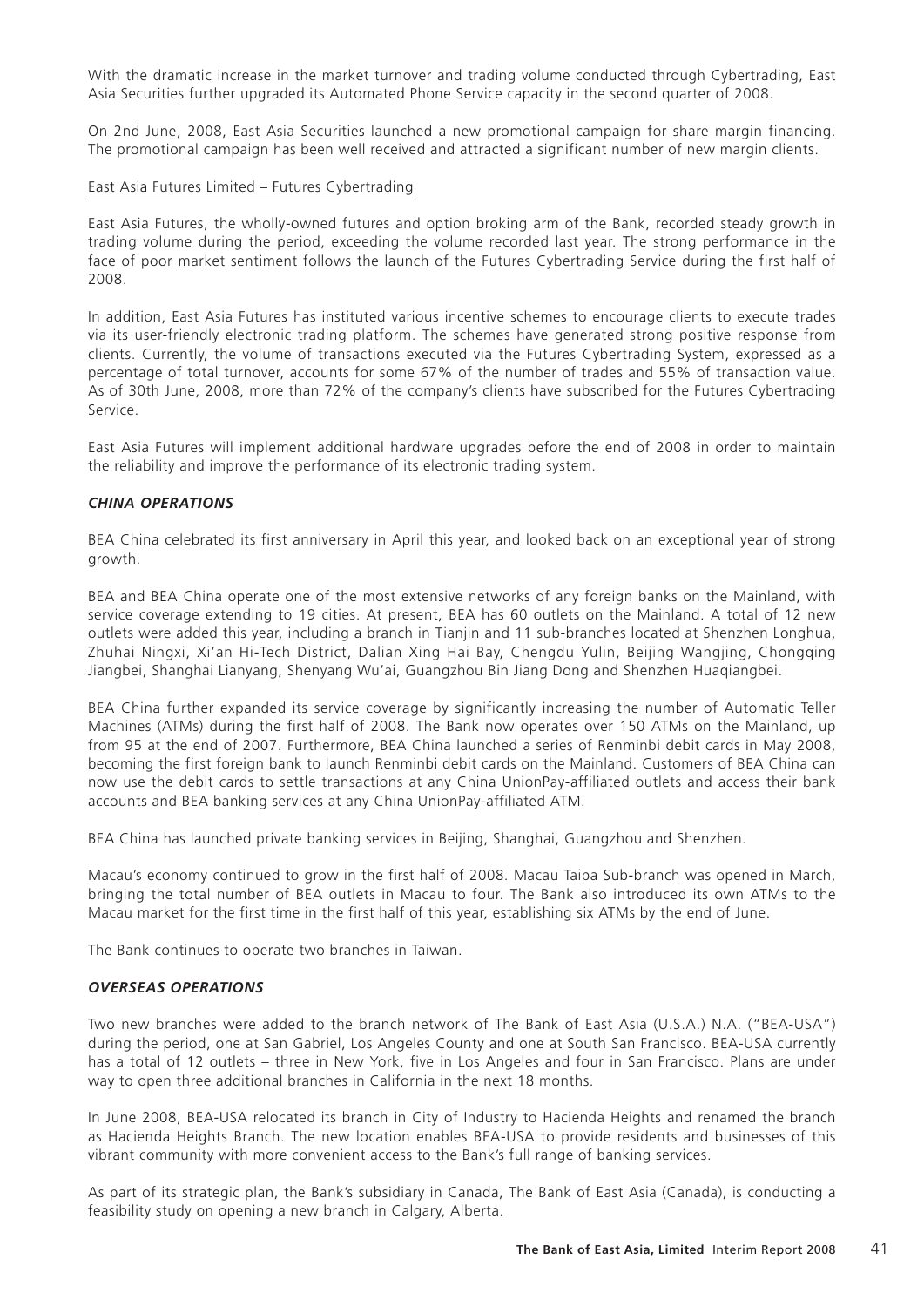With the dramatic increase in the market turnover and trading volume conducted through Cybertrading, East Asia Securities further upgraded its Automated Phone Service capacity in the second quarter of 2008.

On 2nd June, 2008, East Asia Securities launched a new promotional campaign for share margin financing. The promotional campaign has been well received and attracted a significant number of new margin clients.

East Asia Futures Limited – Futures Cybertrading

East Asia Futures, the wholly-owned futures and option broking arm of the Bank, recorded steady growth in trading volume during the period, exceeding the volume recorded last year. The strong performance in the face of poor market sentiment follows the launch of the Futures Cybertrading Service during the first half of 2008.

In addition, East Asia Futures has instituted various incentive schemes to encourage clients to execute trades via its user-friendly electronic trading platform. The schemes have generated strong positive response from clients. Currently, the volume of transactions executed via the Futures Cybertrading System, expressed as a percentage of total turnover, accounts for some 67% of the number of trades and 55% of transaction value. As of 30th June, 2008, more than 72% of the company's clients have subscribed for the Futures Cybertrading Service.

East Asia Futures will implement additional hardware upgrades before the end of 2008 in order to maintain the reliability and improve the performance of its electronic trading system.

### *CHINA OPERATIONS*

BEA China celebrated its first anniversary in April this year, and looked back on an exceptional year of strong growth.

BEA and BEA China operate one of the most extensive networks of any foreign banks on the Mainland, with service coverage extending to 19 cities. At present, BEA has 60 outlets on the Mainland. A total of 12 new outlets were added this year, including a branch in Tianjin and 11 sub-branches located at Shenzhen Longhua, Zhuhai Ningxi, Xi'an Hi-Tech District, Dalian Xing Hai Bay, Chengdu Yulin, Beijing Wangjing, Chongqing Jiangbei, Shanghai Lianyang, Shenyang Wu'ai, Guangzhou Bin Jiang Dong and Shenzhen Huaqiangbei.

BEA China further expanded its service coverage by significantly increasing the number of Automatic Teller Machines (ATMs) during the first half of 2008. The Bank now operates over 150 ATMs on the Mainland, up from 95 at the end of 2007. Furthermore, BEA China launched a series of Renminbi debit cards in May 2008, becoming the first foreign bank to launch Renminbi debit cards on the Mainland. Customers of BEA China can now use the debit cards to settle transactions at any China UnionPay-affiliated outlets and access their bank accounts and BEA banking services at any China UnionPay-affiliated ATM.

BEA China has launched private banking services in Beijing, Shanghai, Guangzhou and Shenzhen.

Macau's economy continued to grow in the first half of 2008. Macau Taipa Sub-branch was opened in March, bringing the total number of BEA outlets in Macau to four. The Bank also introduced its own ATMs to the Macau market for the first time in the first half of this year, establishing six ATMs by the end of June.

The Bank continues to operate two branches in Taiwan.

### *OVERSEAS OPERATIONS*

Two new branches were added to the branch network of The Bank of East Asia (U.S.A.) N.A. ("BEA-USA") during the period, one at San Gabriel, Los Angeles County and one at South San Francisco. BEA-USA currently has a total of 12 outlets – three in New York, five in Los Angeles and four in San Francisco. Plans are under way to open three additional branches in California in the next 18 months.

In June 2008, BEA-USA relocated its branch in City of Industry to Hacienda Heights and renamed the branch as Hacienda Heights Branch. The new location enables BEA-USA to provide residents and businesses of this vibrant community with more convenient access to the Bank's full range of banking services.

As part of its strategic plan, the Bank's subsidiary in Canada, The Bank of East Asia (Canada), is conducting a feasibility study on opening a new branch in Calgary, Alberta.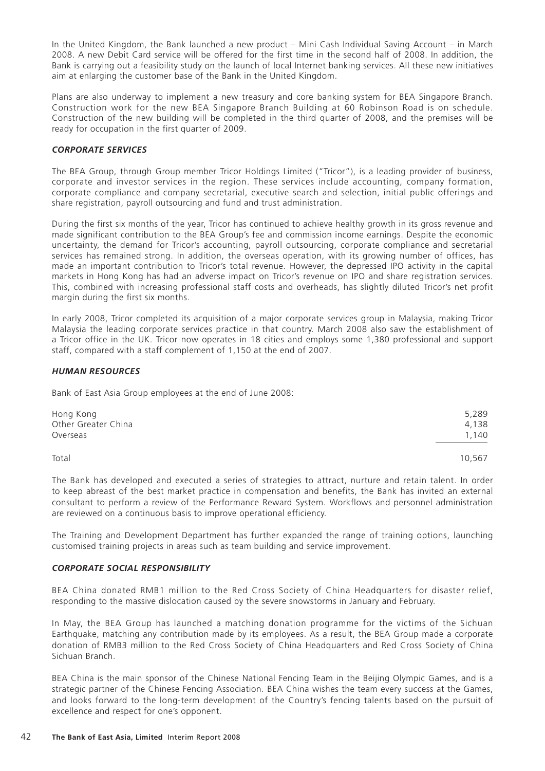In the United Kingdom, the Bank launched a new product – Mini Cash Individual Saving Account – in March 2008. A new Debit Card service will be offered for the first time in the second half of 2008. In addition, the Bank is carrying out a feasibility study on the launch of local Internet banking services. All these new initiatives aim at enlarging the customer base of the Bank in the United Kingdom.

Plans are also underway to implement a new treasury and core banking system for BEA Singapore Branch. Construction work for the new BEA Singapore Branch Building at 60 Robinson Road is on schedule. Construction of the new building will be completed in the third quarter of 2008, and the premises will be ready for occupation in the first quarter of 2009.

### *CORPORATE SERVICES*

The BEA Group, through Group member Tricor Holdings Limited ("Tricor"), is a leading provider of business, corporate and investor services in the region. These services include accounting, company formation, corporate compliance and company secretarial, executive search and selection, initial public offerings and share registration, payroll outsourcing and fund and trust administration.

During the first six months of the year, Tricor has continued to achieve healthy growth in its gross revenue and made significant contribution to the BEA Group's fee and commission income earnings. Despite the economic uncertainty, the demand for Tricor's accounting, payroll outsourcing, corporate compliance and secretarial services has remained strong. In addition, the overseas operation, with its growing number of offices, has made an important contribution to Tricor's total revenue. However, the depressed IPO activity in the capital markets in Hong Kong has had an adverse impact on Tricor's revenue on IPO and share registration services. This, combined with increasing professional staff costs and overheads, has slightly diluted Tricor's net profit margin during the first six months.

In early 2008, Tricor completed its acquisition of a major corporate services group in Malaysia, making Tricor Malaysia the leading corporate services practice in that country. March 2008 also saw the establishment of a Tricor office in the UK. Tricor now operates in 18 cities and employs some 1,380 professional and support staff, compared with a staff complement of 1,150 at the end of 2007.

### *HUMAN RESOURCES*

Bank of East Asia Group employees at the end of June 2008:

| | |
|---|---|
| Hong Kong | 5,289 |
| Other Greater China | 4,138 |
| Overseas | 1,140 |
| Total | 10,567 |

The Bank has developed and executed a series of strategies to attract, nurture and retain talent. In order to keep abreast of the best market practice in compensation and benefits, the Bank has invited an external consultant to perform a review of the Performance Reward System. Workflows and personnel administration are reviewed on a continuous basis to improve operational efficiency.

The Training and Development Department has further expanded the range of training options, launching customised training projects in areas such as team building and service improvement.

### *CORPORATE SOCIAL RESPONSIBILITY*

BEA China donated RMB1 million to the Red Cross Society of China Headquarters for disaster relief, responding to the massive dislocation caused by the severe snowstorms in January and February.

In May, the BEA Group has launched a matching donation programme for the victims of the Sichuan Earthquake, matching any contribution made by its employees. As a result, the BEA Group made a corporate donation of RMB3 million to the Red Cross Society of China Headquarters and Red Cross Society of China Sichuan Branch.

BEA China is the main sponsor of the Chinese National Fencing Team in the Beijing Olympic Games, and is a strategic partner of the Chinese Fencing Association. BEA China wishes the team every success at the Games, and looks forward to the long-term development of the Country's fencing talents based on the pursuit of excellence and respect for one's opponent.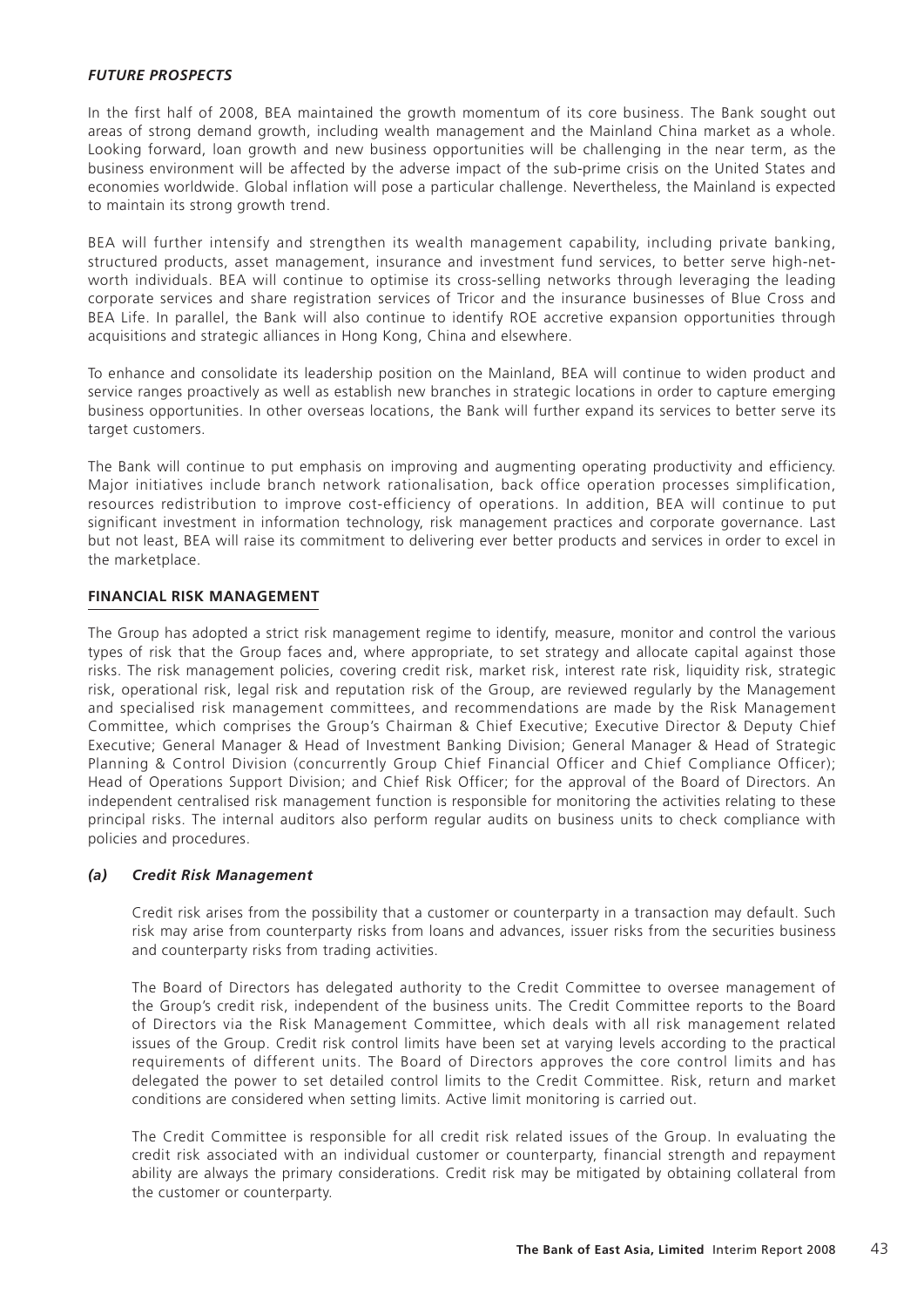### *FUTURE PROSPECTS*

In the first half of 2008, BEA maintained the growth momentum of its core business. The Bank sought out areas of strong demand growth, including wealth management and the Mainland China market as a whole. Looking forward, loan growth and new business opportunities will be challenging in the near term, as the business environment will be affected by the adverse impact of the sub-prime crisis on the United States and economies worldwide. Global inflation will pose a particular challenge. Nevertheless, the Mainland is expected to maintain its strong growth trend.

BEA will further intensify and strengthen its wealth management capability, including private banking, structured products, asset management, insurance and investment fund services, to better serve high-net-worth individuals. BEA will continue to optimise its cross-selling networks through leveraging the leading corporate services and share registration services of Tricor and the insurance businesses of Blue Cross and BEA Life. In parallel, the Bank will also continue to identify ROE accretive expansion opportunities through acquisitions and strategic alliances in Hong Kong, China and elsewhere.

To enhance and consolidate its leadership position on the Mainland, BEA will continue to widen product and service ranges proactively as well as establish new branches in strategic locations in order to capture emerging business opportunities. In other overseas locations, the Bank will further expand its services to better serve its target customers.

The Bank will continue to put emphasis on improving and augmenting operating productivity and efficiency. Major initiatives include branch network rationalisation, back office operation processes simplification, resources redistribution to improve cost-efficiency of operations. In addition, BEA will continue to put significant investment in information technology, risk management practices and corporate governance. Last but not least, BEA will raise its commitment to delivering ever better products and services in order to excel in the marketplace.

## FINANCIAL RISK MANAGEMENT

The Group has adopted a strict risk management regime to identify, measure, monitor and control the various types of risk that the Group faces and, where appropriate, to set strategy and allocate capital against those risks. The risk management policies, covering credit risk, market risk, interest rate risk, liquidity risk, strategic risk, operational risk, legal risk and reputation risk of the Group, are reviewed regularly by the Management and specialised risk management committees, and recommendations are made by the Risk Management Committee, which comprises the Group's Chairman & Chief Executive; Executive Director & Deputy Chief Executive; General Manager & Head of Investment Banking Division; General Manager & Head of Strategic Planning & Control Division (concurrently Group Chief Financial Officer and Chief Compliance Officer); Head of Operations Support Division; and Chief Risk Officer; for the approval of the Board of Directors. An independent centralised risk management function is responsible for monitoring the activities relating to these principal risks. The internal auditors also perform regular audits on business units to check compliance with policies and procedures.

### *(a) Credit Risk Management*

Credit risk arises from the possibility that a customer or counterparty in a transaction may default. Such risk may arise from counterparty risks from loans and advances, issuer risks from the securities business and counterparty risks from trading activities.

The Board of Directors has delegated authority to the Credit Committee to oversee management of the Group's credit risk, independent of the business units. The Credit Committee reports to the Board of Directors via the Risk Management Committee, which deals with all risk management related issues of the Group. Credit risk control limits have been set at varying levels according to the practical requirements of different units. The Board of Directors approves the core control limits and has delegated the power to set detailed control limits to the Credit Committee. Risk, return and market conditions are considered when setting limits. Active limit monitoring is carried out.

The Credit Committee is responsible for all credit risk related issues of the Group. In evaluating the credit risk associated with an individual customer or counterparty, financial strength and repayment ability are always the primary considerations. Credit risk may be mitigated by obtaining collateral from the customer or counterparty.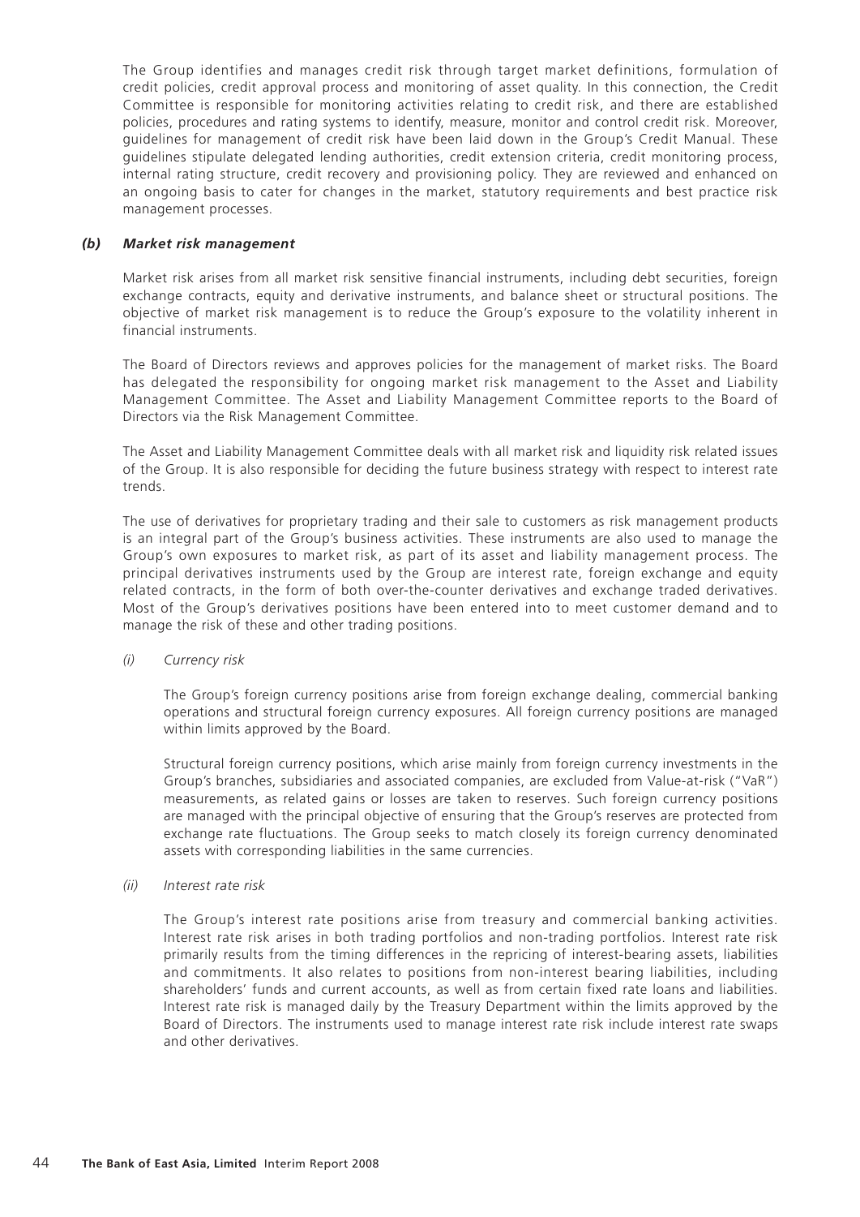The Group identifies and manages credit risk through target market definitions, formulation of credit policies, credit approval process and monitoring of asset quality. In this connection, the Credit Committee is responsible for monitoring activities relating to credit risk, and there are established policies, procedures and rating systems to identify, measure, monitor and control credit risk. Moreover, guidelines for management of credit risk have been laid down in the Group's Credit Manual. These guidelines stipulate delegated lending authorities, credit extension criteria, credit monitoring process, internal rating structure, credit recovery and provisioning policy. They are reviewed and enhanced on an ongoing basis to cater for changes in the market, statutory requirements and best practice risk management processes.

### *(b) Market risk management*

Market risk arises from all market risk sensitive financial instruments, including debt securities, foreign exchange contracts, equity and derivative instruments, and balance sheet or structural positions. The objective of market risk management is to reduce the Group's exposure to the volatility inherent in financial instruments.

The Board of Directors reviews and approves policies for the management of market risks. The Board has delegated the responsibility for ongoing market risk management to the Asset and Liability Management Committee. The Asset and Liability Management Committee reports to the Board of Directors via the Risk Management Committee.

The Asset and Liability Management Committee deals with all market risk and liquidity risk related issues of the Group. It is also responsible for deciding the future business strategy with respect to interest rate trends.

The use of derivatives for proprietary trading and their sale to customers as risk management products is an integral part of the Group's business activities. These instruments are also used to manage the Group's own exposures to market risk, as part of its asset and liability management process. The principal derivatives instruments used by the Group are interest rate, foreign exchange and equity related contracts, in the form of both over-the-counter derivatives and exchange traded derivatives. Most of the Group's derivatives positions have been entered into to meet customer demand and to manage the risk of these and other trading positions.

*(i) Currency risk*

The Group's foreign currency positions arise from foreign exchange dealing, commercial banking operations and structural foreign currency exposures. All foreign currency positions are managed within limits approved by the Board.

Structural foreign currency positions, which arise mainly from foreign currency investments in the Group's branches, subsidiaries and associated companies, are excluded from Value-at-risk ("VaR") measurements, as related gains or losses are taken to reserves. Such foreign currency positions are managed with the principal objective of ensuring that the Group's reserves are protected from exchange rate fluctuations. The Group seeks to match closely its foreign currency denominated assets with corresponding liabilities in the same currencies.

*(ii) Interest rate risk*

The Group's interest rate positions arise from treasury and commercial banking activities. Interest rate risk arises in both trading portfolios and non-trading portfolios. Interest rate risk primarily results from the timing differences in the repricing of interest-bearing assets, liabilities and commitments. It also relates to positions from non-interest bearing liabilities, including shareholders' funds and current accounts, as well as from certain fixed rate loans and liabilities. Interest rate risk is managed daily by the Treasury Department within the limits approved by the Board of Directors. The instruments used to manage interest rate risk include interest rate swaps and other derivatives.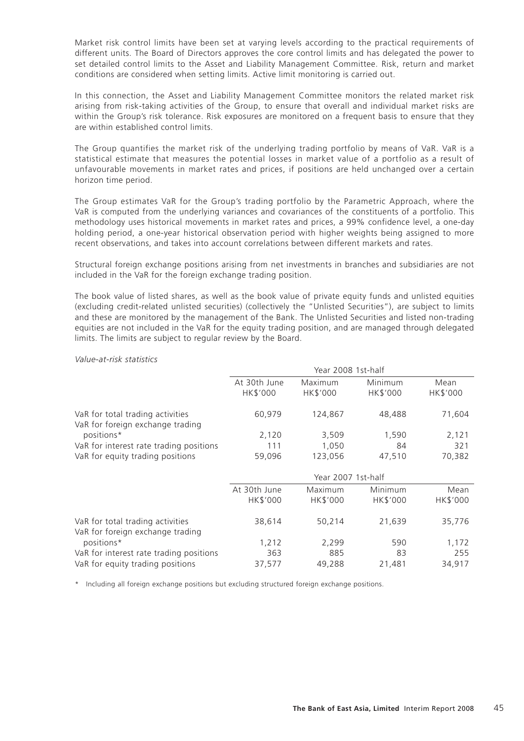Market risk control limits have been set at varying levels according to the practical requirements of different units. The Board of Directors approves the core control limits and has delegated the power to set detailed control limits to the Asset and Liability Management Committee. Risk, return and market conditions are considered when setting limits. Active limit monitoring is carried out.

In this connection, the Asset and Liability Management Committee monitors the related market risk arising from risk-taking activities of the Group, to ensure that overall and individual market risks are within the Group's risk tolerance. Risk exposures are monitored on a frequent basis to ensure that they are within established control limits.

The Group quantifies the market risk of the underlying trading portfolio by means of VaR. VaR is a statistical estimate that measures the potential losses in market value of a portfolio as a result of unfavourable movements in market rates and prices, if positions are held unchanged over a certain horizon time period.

The Group estimates VaR for the Group's trading portfolio by the Parametric Approach, where the VaR is computed from the underlying variances and covariances of the constituents of a portfolio. This methodology uses historical movements in market rates and prices, a 99% confidence level, a one-day holding period, a one-year historical observation period with higher weights being assigned to more recent observations, and takes into account correlations between different markets and rates.

Structural foreign exchange positions arising from net investments in branches and subsidiaries are not included in the VaR for the foreign exchange trading position.

The book value of listed shares, as well as the book value of private equity funds and unlisted equities (excluding credit-related unlisted securities) (collectively the "Unlisted Securities"), are subject to limits and these are monitored by the management of the Bank. The Unlisted Securities and listed non-trading equities are not included in the VaR for the equity trading position, and are managed through delegated limits. The limits are subject to regular review by the Board.

*Value-at-risk statistics*

| | Year 2008 1st-half | | | |
|---|---|---|---|---|
| | At 30th June HK$'000 | Maximum HK$'000 | Minimum HK$'000 | Mean HK$'000 |
| VaR for total trading activities | 60,979 | 124,867 | 48,488 | 71,604 |
| VaR for foreign exchange trading positions* | 2,120 | 3,509 | 1,590 | 2,121 |
| VaR for interest rate trading positions | 111 | 1,050 | 84 | 321 |
| VaR for equity trading positions | 59,096 | 123,056 | 47,510 | 70,382 |

| | Year 2007 1st-half | | | |
|---|---|---|---|---|
| | At 30th June HK$'000 | Maximum HK$'000 | Minimum HK$'000 | Mean HK$'000 |
| VaR for total trading activities | 38,614 | 50,214 | 21,639 | 35,776 |
| VaR for foreign exchange trading positions* | 1,212 | 2,299 | 590 | 1,172 |
| VaR for interest rate trading positions | 363 | 885 | 83 | 255 |
| VaR for equity trading positions | 37,577 | 49,288 | 21,481 | 34,917 |

\* Including all foreign exchange positions but excluding structured foreign exchange positions.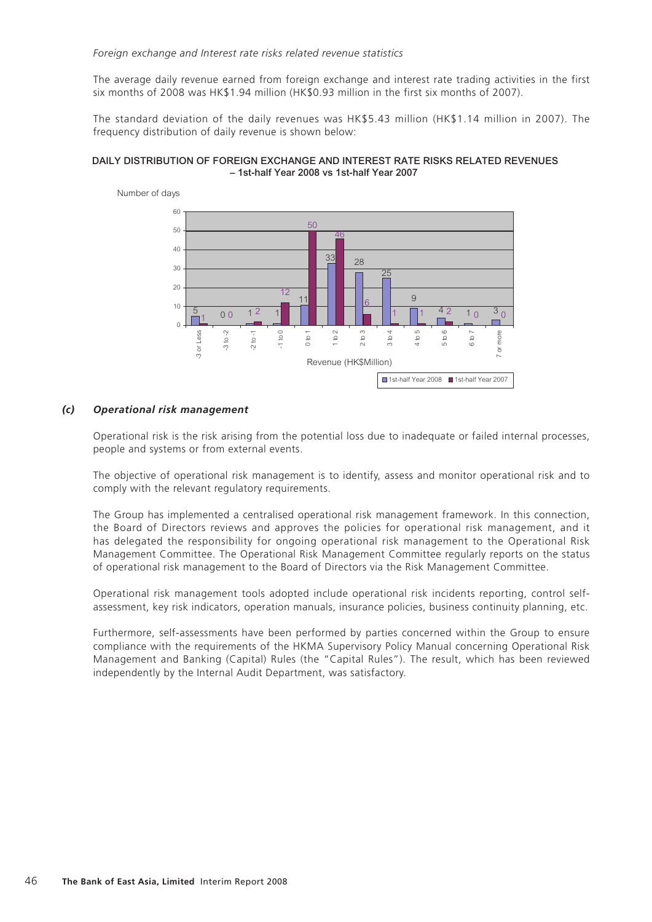*Foreign exchange and Interest rate risks related revenue statistics*

The average daily revenue earned from foreign exchange and interest rate trading activities in the first six months of 2008 was HK$1.94 million (HK$0.93 million in the first six months of 2007).

The standard deviation of the daily revenues was HK$5.43 million (HK$1.14 million in 2007). The frequency distribution of daily revenue is shown below:

**DAILY DISTRIBUTION OF FOREIGN EXCHANGE AND INTEREST RATE RISKS RELATED REVENUES – 1st-half Year 2008 vs 1st-half Year 2007**

Number of days

| Revenue (HK$Million) | 1st-half Year 2008 | 1st-half Year 2007 |
|---|---|---|
| -3 or Less | 5 | 1 |
| -3 to -2 | 0 | 0 |
| -2 to -1 | 1 | 2 |
| -1 to 0 | 1 | 12 |
| 0 to 1 | 11 | 50 |
| 1 to 2 | 33 | 46 |
| 2 to 3 | 28 | 6 |
| 3 to 4 | 25 | 1 |
| 4 to 5 | 9 | 1 |
| 5 to 6 | 4 | 2 |
| 6 to 7 | 1 | 0 |
| 7 or more | 3 | 0 |

### *(c) Operational risk management*

Operational risk is the risk arising from the potential loss due to inadequate or failed internal processes, people and systems or from external events.

The objective of operational risk management is to identify, assess and monitor operational risk and to comply with the relevant regulatory requirements.

The Group has implemented a centralised operational risk management framework. In this connection, the Board of Directors reviews and approves the policies for operational risk management, and it has delegated the responsibility for ongoing operational risk management to the Operational Risk Management Committee. The Operational Risk Management Committee regularly reports on the status of operational risk management to the Board of Directors via the Risk Management Committee.

Operational risk management tools adopted include operational risk incidents reporting, control self-assessment, key risk indicators, operation manuals, insurance policies, business continuity planning, etc.

Furthermore, self-assessments have been performed by parties concerned within the Group to ensure compliance with the requirements of the HKMA Supervisory Policy Manual concerning Operational Risk Management and Banking (Capital) Rules (the "Capital Rules"). The result, which has been reviewed independently by the Internal Audit Department, was satisfactory.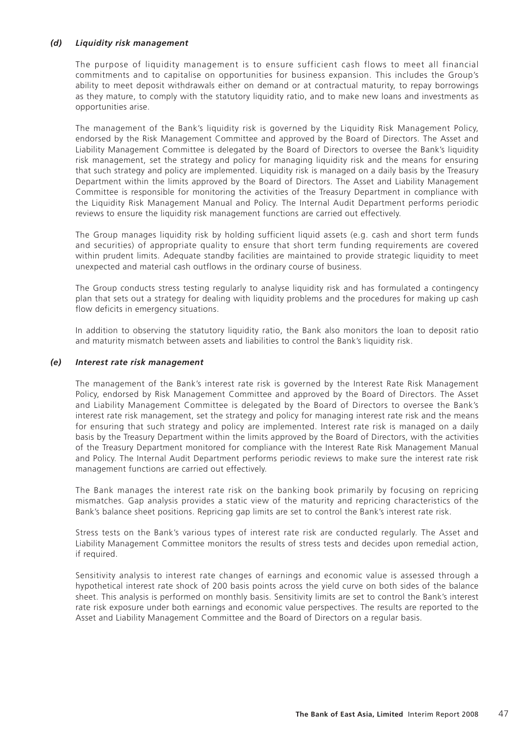### *(d) Liquidity risk management*

The purpose of liquidity management is to ensure sufficient cash flows to meet all financial commitments and to capitalise on opportunities for business expansion. This includes the Group's ability to meet deposit withdrawals either on demand or at contractual maturity, to repay borrowings as they mature, to comply with the statutory liquidity ratio, and to make new loans and investments as opportunities arise.

The management of the Bank's liquidity risk is governed by the Liquidity Risk Management Policy, endorsed by the Risk Management Committee and approved by the Board of Directors. The Asset and Liability Management Committee is delegated by the Board of Directors to oversee the Bank's liquidity risk management, set the strategy and policy for managing liquidity risk and the means for ensuring that such strategy and policy are implemented. Liquidity risk is managed on a daily basis by the Treasury Department within the limits approved by the Board of Directors. The Asset and Liability Management Committee is responsible for monitoring the activities of the Treasury Department in compliance with the Liquidity Risk Management Manual and Policy. The Internal Audit Department performs periodic reviews to ensure the liquidity risk management functions are carried out effectively.

The Group manages liquidity risk by holding sufficient liquid assets (e.g. cash and short term funds and securities) of appropriate quality to ensure that short term funding requirements are covered within prudent limits. Adequate standby facilities are maintained to provide strategic liquidity to meet unexpected and material cash outflows in the ordinary course of business.

The Group conducts stress testing regularly to analyse liquidity risk and has formulated a contingency plan that sets out a strategy for dealing with liquidity problems and the procedures for making up cash flow deficits in emergency situations.

In addition to observing the statutory liquidity ratio, the Bank also monitors the loan to deposit ratio and maturity mismatch between assets and liabilities to control the Bank's liquidity risk.

### *(e) Interest rate risk management*

The management of the Bank's interest rate risk is governed by the Interest Rate Risk Management Policy, endorsed by Risk Management Committee and approved by the Board of Directors. The Asset and Liability Management Committee is delegated by the Board of Directors to oversee the Bank's interest rate risk management, set the strategy and policy for managing interest rate risk and the means for ensuring that such strategy and policy are implemented. Interest rate risk is managed on a daily basis by the Treasury Department within the limits approved by the Board of Directors, with the activities of the Treasury Department monitored for compliance with the Interest Rate Risk Management Manual and Policy. The Internal Audit Department performs periodic reviews to make sure the interest rate risk management functions are carried out effectively.

The Bank manages the interest rate risk on the banking book primarily by focusing on repricing mismatches. Gap analysis provides a static view of the maturity and repricing characteristics of the Bank's balance sheet positions. Repricing gap limits are set to control the Bank's interest rate risk.

Stress tests on the Bank's various types of interest rate risk are conducted regularly. The Asset and Liability Management Committee monitors the results of stress tests and decides upon remedial action, if required.

Sensitivity analysis to interest rate changes of earnings and economic value is assessed through a hypothetical interest rate shock of 200 basis points across the yield curve on both sides of the balance sheet. This analysis is performed on monthly basis. Sensitivity limits are set to control the Bank's interest rate risk exposure under both earnings and economic value perspectives. The results are reported to the Asset and Liability Management Committee and the Board of Directors on a regular basis.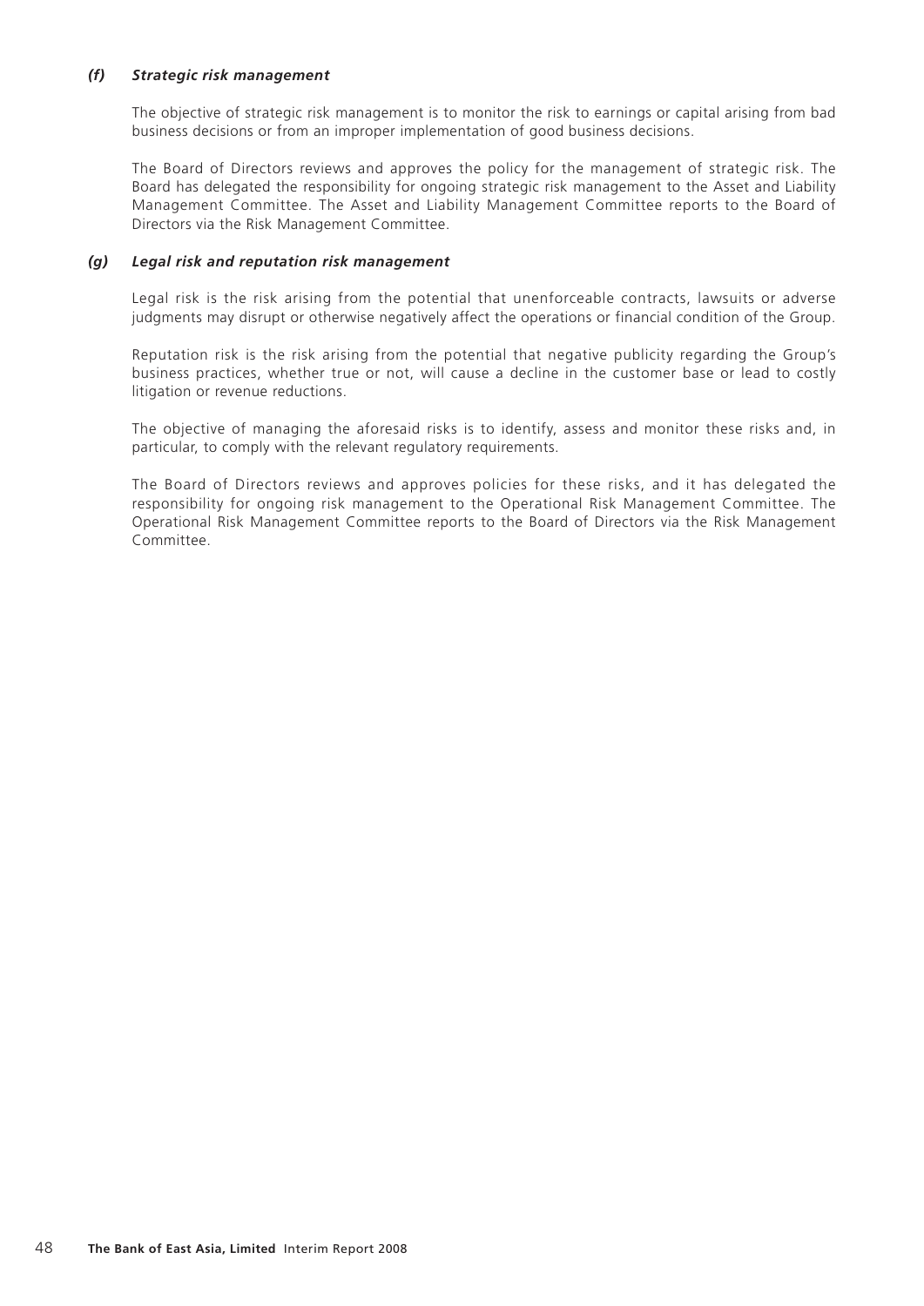### *(f) Strategic risk management*

The objective of strategic risk management is to monitor the risk to earnings or capital arising from bad business decisions or from an improper implementation of good business decisions.

The Board of Directors reviews and approves the policy for the management of strategic risk. The Board has delegated the responsibility for ongoing strategic risk management to the Asset and Liability Management Committee. The Asset and Liability Management Committee reports to the Board of Directors via the Risk Management Committee.

### *(g) Legal risk and reputation risk management*

Legal risk is the risk arising from the potential that unenforceable contracts, lawsuits or adverse judgments may disrupt or otherwise negatively affect the operations or financial condition of the Group.

Reputation risk is the risk arising from the potential that negative publicity regarding the Group's business practices, whether true or not, will cause a decline in the customer base or lead to costly litigation or revenue reductions.

The objective of managing the aforesaid risks is to identify, assess and monitor these risks and, in particular, to comply with the relevant regulatory requirements.

The Board of Directors reviews and approves policies for these risks, and it has delegated the responsibility for ongoing risk management to the Operational Risk Management Committee. The Operational Risk Management Committee reports to the Board of Directors via the Risk Management Committee.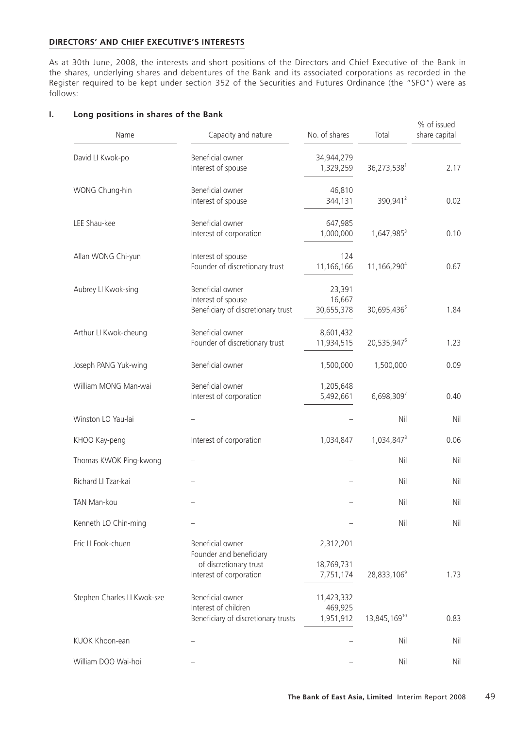## DIRECTORS' AND CHIEF EXECUTIVE'S INTERESTS

As at 30th June, 2008, the interests and short positions of the Directors and Chief Executive of the Bank in the shares, underlying shares and debentures of the Bank and its associated corporations as recorded in the Register required to be kept under section 352 of the Securities and Futures Ordinance (the "SFO") were as follows:

### I. Long positions in shares of the Bank

| Name | Capacity and nature | No. of shares | Total | % of issued share capital |
|---|---|---|---|---|
| David LI Kwok-po | Beneficial owner | 34,944,279 | | |
| | Interest of spouse | 1,329,259 | 36,273,538[1] | 2.17 |
| WONG Chung-hin | Beneficial owner | 46,810 | | |
| | Interest of spouse | 344,131 | 390,941[2] | 0.02 |
| LEE Shau-kee | Beneficial owner | 647,985 | | |
| | Interest of corporation | 1,000,000 | 1,647,985[3] | 0.10 |
| Allan WONG Chi-yun | Interest of spouse | 124 | | |
| | Founder of discretionary trust | 11,166,166 | 11,166,290[4] | 0.67 |
| Aubrey LI Kwok-sing | Beneficial owner | 23,391 | | |
| | Interest of spouse | 16,667 | | |
| | Beneficiary of discretionary trust | 30,655,378 | 30,695,436[5] | 1.84 |
| Arthur LI Kwok-cheung | Beneficial owner | 8,601,432 | | |
| | Founder of discretionary trust | 11,934,515 | 20,535,947[6] | 1.23 |
| Joseph PANG Yuk-wing | Beneficial owner | 1,500,000 | 1,500,000 | 0.09 |
| William MONG Man-wai | Beneficial owner | 1,205,648 | | |
| | Interest of corporation | 5,492,661 | 6,698,309[7] | 0.40 |
| Winston LO Yau-lai | – | – | Nil | Nil |
| KHOO Kay-peng | Interest of corporation | 1,034,847 | 1,034,847[8] | 0.06 |
| Thomas KWOK Ping-kwong | – | – | Nil | Nil |
| Richard LI Tzar-kai | – | – | Nil | Nil |
| TAN Man-kou | – | – | Nil | Nil |
| Kenneth LO Chin-ming | – | – | Nil | Nil |
| Eric LI Fook-chuen | Beneficial owner | 2,312,201 | | |
| | Founder and beneficiary of discretionary trust | 18,769,731 | | |
| | Interest of corporation | 7,751,174 | 28,833,106[9] | 1.73 |
| Stephen Charles LI Kwok-sze | Beneficial owner | 11,423,332 | | |
| | Interest of children | 469,925 | | |
| | Beneficiary of discretionary trusts | 1,951,912 | 13,845,169[10] | 0.83 |
| KUOK Khoon-ean | – | – | Nil | Nil |
| William DOO Wai-hoi | – | – | Nil | Nil |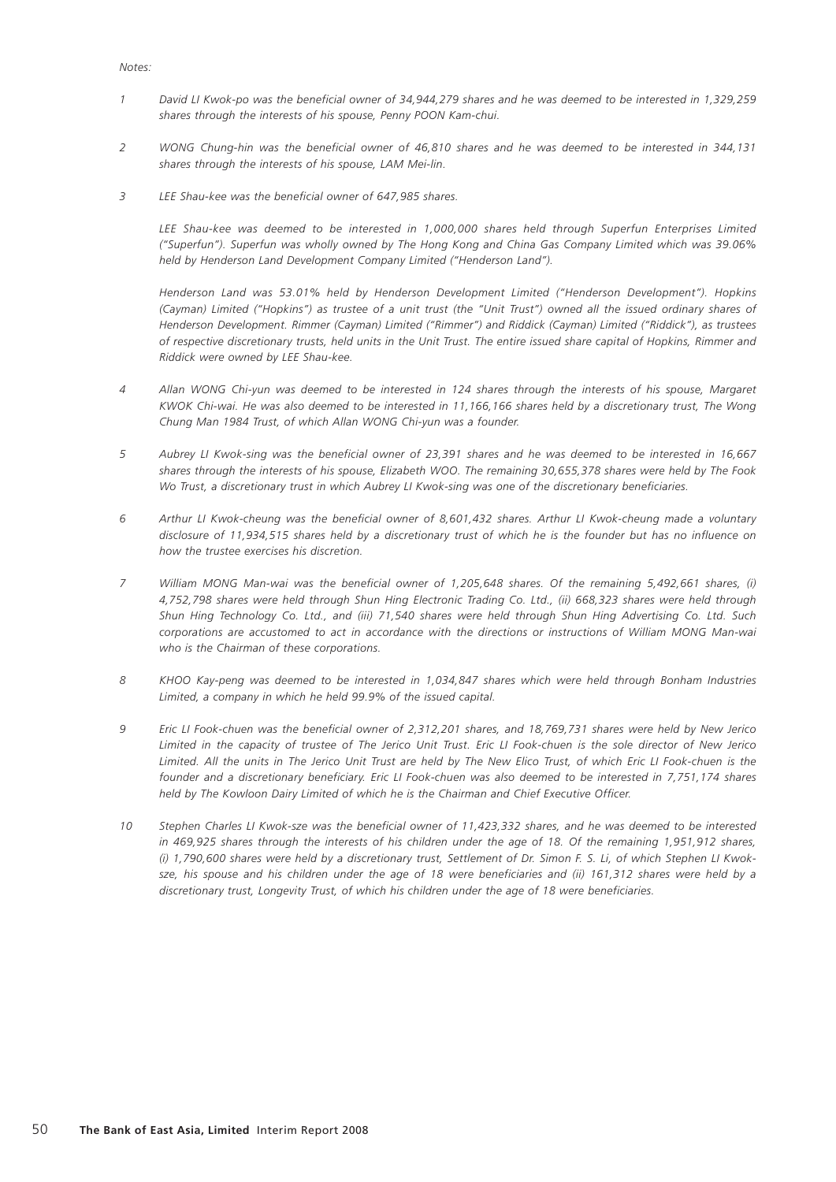*Notes:*

1. *David LI Kwok-po was the beneficial owner of 34,944,279 shares and he was deemed to be interested in 1,329,259 shares through the interests of his spouse, Penny POON Kam-chui.*

2. *WONG Chung-hin was the beneficial owner of 46,810 shares and he was deemed to be interested in 344,131 shares through the interests of his spouse, LAM Mei-lin.*

3. *LEE Shau-kee was the beneficial owner of 647,985 shares.*

   *LEE Shau-kee was deemed to be interested in 1,000,000 shares held through Superfun Enterprises Limited ("Superfun"). Superfun was wholly owned by The Hong Kong and China Gas Company Limited which was 39.06% held by Henderson Land Development Company Limited ("Henderson Land").*

   *Henderson Land was 53.01% held by Henderson Development Limited ("Henderson Development"). Hopkins (Cayman) Limited ("Hopkins") as trustee of a unit trust (the "Unit Trust") owned all the issued ordinary shares of Henderson Development. Rimmer (Cayman) Limited ("Rimmer") and Riddick (Cayman) Limited ("Riddick"), as trustees of respective discretionary trusts, held units in the Unit Trust. The entire issued share capital of Hopkins, Rimmer and Riddick were owned by LEE Shau-kee.*

4. *Allan WONG Chi-yun was deemed to be interested in 124 shares through the interests of his spouse, Margaret KWOK Chi-wai. He was also deemed to be interested in 11,166,166 shares held by a discretionary trust, The Wong Chung Man 1984 Trust, of which Allan WONG Chi-yun was a founder.*

5. *Aubrey LI Kwok-sing was the beneficial owner of 23,391 shares and he was deemed to be interested in 16,667 shares through the interests of his spouse, Elizabeth WOO. The remaining 30,655,378 shares were held by The Fook Wo Trust, a discretionary trust in which Aubrey LI Kwok-sing was one of the discretionary beneficiaries.*

6. *Arthur LI Kwok-cheung was the beneficial owner of 8,601,432 shares. Arthur LI Kwok-cheung made a voluntary disclosure of 11,934,515 shares held by a discretionary trust of which he is the founder but has no influence on how the trustee exercises his discretion.*

7. *William MONG Man-wai was the beneficial owner of 1,205,648 shares. Of the remaining 5,492,661 shares, (i) 4,752,798 shares were held through Shun Hing Electronic Trading Co. Ltd., (ii) 668,323 shares were held through Shun Hing Technology Co. Ltd., and (iii) 71,540 shares were held through Shun Hing Advertising Co. Ltd. Such corporations are accustomed to act in accordance with the directions or instructions of William MONG Man-wai who is the Chairman of these corporations.*

8. *KHOO Kay-peng was deemed to be interested in 1,034,847 shares which were held through Bonham Industries Limited, a company in which he held 99.9% of the issued capital.*

9. *Eric LI Fook-chuen was the beneficial owner of 2,312,201 shares, and 18,769,731 shares were held by New Jerico Limited in the capacity of trustee of The Jerico Unit Trust. Eric LI Fook-chuen is the sole director of New Jerico Limited. All the units in The Jerico Unit Trust are held by The New Elico Trust, of which Eric LI Fook-chuen is the founder and a discretionary beneficiary. Eric LI Fook-chuen was also deemed to be interested in 7,751,174 shares held by The Kowloon Dairy Limited of which he is the Chairman and Chief Executive Officer.*

10. *Stephen Charles LI Kwok-sze was the beneficial owner of 11,423,332 shares, and he was deemed to be interested in 469,925 shares through the interests of his children under the age of 18. Of the remaining 1,951,912 shares, (i) 1,790,600 shares were held by a discretionary trust, Settlement of Dr. Simon F. S. Li, of which Stephen LI Kwok-sze, his spouse and his children under the age of 18 were beneficiaries and (ii) 161,312 shares were held by a discretionary trust, Longevity Trust, of which his children under the age of 18 were beneficiaries.*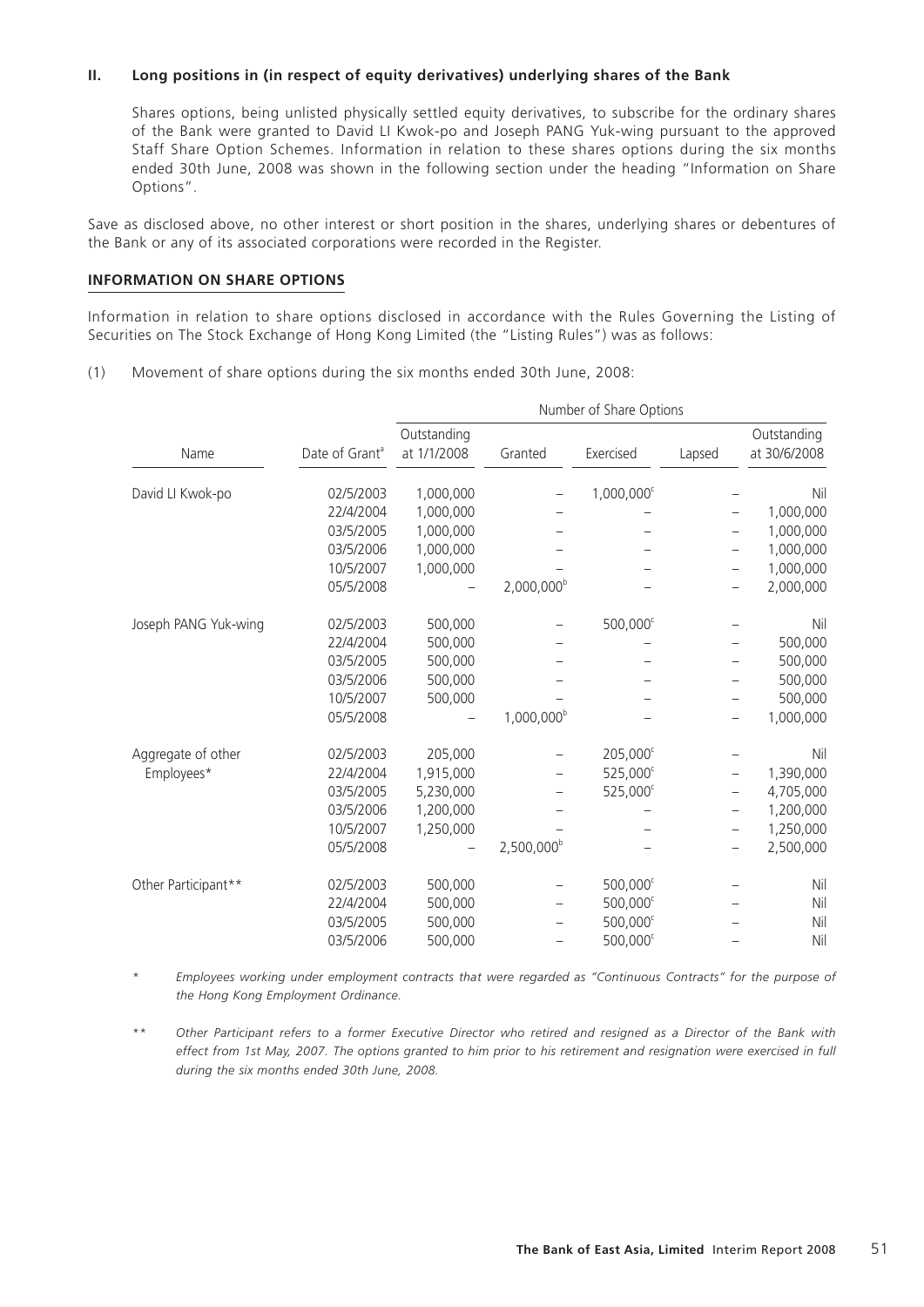**II. Long positions in (in respect of equity derivatives) underlying shares of the Bank**

Shares options, being unlisted physically settled equity derivatives, to subscribe for the ordinary shares of the Bank were granted to David LI Kwok-po and Joseph PANG Yuk-wing pursuant to the approved Staff Share Option Schemes. Information in relation to these shares options during the six months ended 30th June, 2008 was shown in the following section under the heading "Information on Share Options".

Save as disclosed above, no other interest or short position in the shares, underlying shares or debentures of the Bank or any of its associated corporations were recorded in the Register.

## INFORMATION ON SHARE OPTIONS

Information in relation to share options disclosed in accordance with the Rules Governing the Listing of Securities on The Stock Exchange of Hong Kong Limited (the "Listing Rules") was as follows:

(1) Movement of share options during the six months ended 30th June, 2008:

| | | Number of Share Options | | | | |
|---|---|---|---|---|---|---|
| Name | Date of Grant[a] | Outstanding at 1/1/2008 | Granted | Exercised | Lapsed | Outstanding at 30/6/2008 |
| David LI Kwok-po | 02/5/2003 | 1,000,000 | – | 1,000,000[c] | – | Nil |
| | 22/4/2004 | 1,000,000 | – | – | – | 1,000,000 |
| | 03/5/2005 | 1,000,000 | – | – | – | 1,000,000 |
| | 03/5/2006 | 1,000,000 | – | – | – | 1,000,000 |
| | 10/5/2007 | 1,000,000 | – | – | – | 1,000,000 |
| | 05/5/2008 | – | 2,000,000[b] | – | – | 2,000,000 |
| Joseph PANG Yuk-wing | 02/5/2003 | 500,000 | – | 500,000[c] | – | Nil |
| | 22/4/2004 | 500,000 | – | – | – | 500,000 |
| | 03/5/2005 | 500,000 | – | – | – | 500,000 |
| | 03/5/2006 | 500,000 | – | – | – | 500,000 |
| | 10/5/2007 | 500,000 | – | – | – | 500,000 |
| | 05/5/2008 | – | 1,000,000[b] | – | – | 1,000,000 |
| Aggregate of other Employees* | 02/5/2003 | 205,000 | – | 205,000[c] | – | Nil |
| | 22/4/2004 | 1,915,000 | – | 525,000[c] | – | 1,390,000 |
| | 03/5/2005 | 5,230,000 | – | 525,000[c] | – | 4,705,000 |
| | 03/5/2006 | 1,200,000 | – | – | – | 1,200,000 |
| | 10/5/2007 | 1,250,000 | – | – | – | 1,250,000 |
| | 05/5/2008 | – | 2,500,000[b] | – | – | 2,500,000 |
| Other Participant** | 02/5/2003 | 500,000 | – | 500,000[c] | – | Nil |
| | 22/4/2004 | 500,000 | – | 500,000[c] | – | Nil |
| | 03/5/2005 | 500,000 | – | 500,000[c] | – | Nil |
| | 03/5/2006 | 500,000 | – | 500,000[c] | – | Nil |

\* *Employees working under employment contracts that were regarded as "Continuous Contracts" for the purpose of the Hong Kong Employment Ordinance.*

\*\* *Other Participant refers to a former Executive Director who retired and resigned as a Director of the Bank with effect from 1st May, 2007. The options granted to him prior to his retirement and resignation were exercised in full during the six months ended 30th June, 2008.*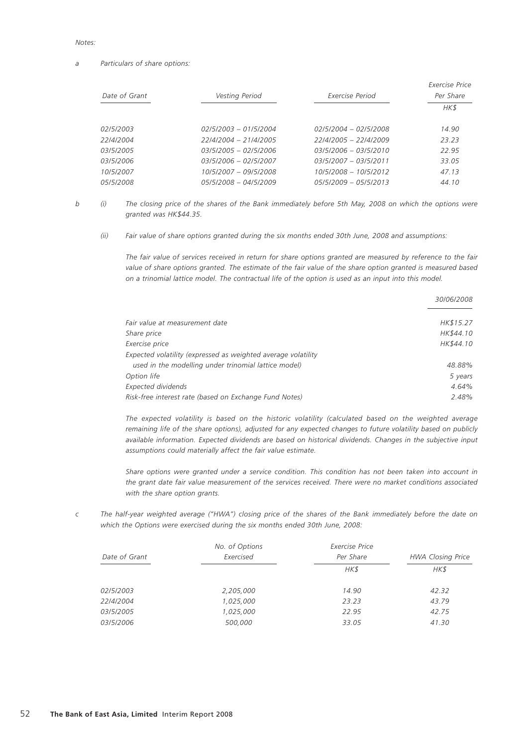*Notes:*

*a Particulars of share options:*

| *Date of Grant* | *Vesting Period* | *Exercise Period* | *Exercise Price Per Share* |
|---|---|---|---|
| | | | *HK$* |
| *02/5/2003* | *02/5/2003 – 01/5/2004* | *02/5/2004 – 02/5/2008* | *14.90* |
| *22/4/2004* | *22/4/2004 – 21/4/2005* | *22/4/2005 – 22/4/2009* | *23.23* |
| *03/5/2005* | *03/5/2005 – 02/5/2006* | *03/5/2006 – 03/5/2010* | *22.95* |
| *03/5/2006* | *03/5/2006 – 02/5/2007* | *03/5/2007 – 03/5/2011* | *33.05* |
| *10/5/2007* | *10/5/2007 – 09/5/2008* | *10/5/2008 – 10/5/2012* | *47.13* |
| *05/5/2008* | *05/5/2008 – 04/5/2009* | *05/5/2009 – 05/5/2013* | *44.10* |

*b (i) The closing price of the shares of the Bank immediately before 5th May, 2008 on which the options were granted was HK$44.35.*

*(ii) Fair value of share options granted during the six months ended 30th June, 2008 and assumptions:*

*The fair value of services received in return for share options granted are measured by reference to the fair value of share options granted. The estimate of the fair value of the share option granted is measured based on a trinomial lattice model. The contractual life of the option is used as an input into this model.*

| | *30/06/2008* |
|---|---|
| *Fair value at measurement date* | *HK$15.27* |
| *Share price* | *HK$44.10* |
| *Exercise price* | *HK$44.10* |
| *Expected volatility (expressed as weighted average volatility used in the modelling under trinomial lattice model)* | *48.88%* |
| *Option life* | *5 years* |
| *Expected dividends* | *4.64%* |
| *Risk-free interest rate (based on Exchange Fund Notes)* | *2.48%* |

*The expected volatility is based on the historic volatility (calculated based on the weighted average remaining life of the share options), adjusted for any expected changes to future volatility based on publicly available information. Expected dividends are based on historical dividends. Changes in the subjective input assumptions could materially affect the fair value estimate.*

*Share options were granted under a service condition. This condition has not been taken into account in the grant date fair value measurement of the services received. There were no market conditions associated with the share option grants.*

*c The half-year weighted average ("HWA") closing price of the shares of the Bank immediately before the date on which the Options were exercised during the six months ended 30th June, 2008:*

| *Date of Grant* | *No. of Options Exercised* | *Exercise Price Per Share* | *HWA Closing Price* |
|---|---|---|---|
| | | *HK$* | *HK$* |
| *02/5/2003* | *2,205,000* | *14.90* | *42.32* |
| *22/4/2004* | *1,025,000* | *23.23* | *43.79* |
| *03/5/2005* | *1,025,000* | *22.95* | *42.75* |
| *03/5/2006* | *500,000* | *33.05* | *41.30* |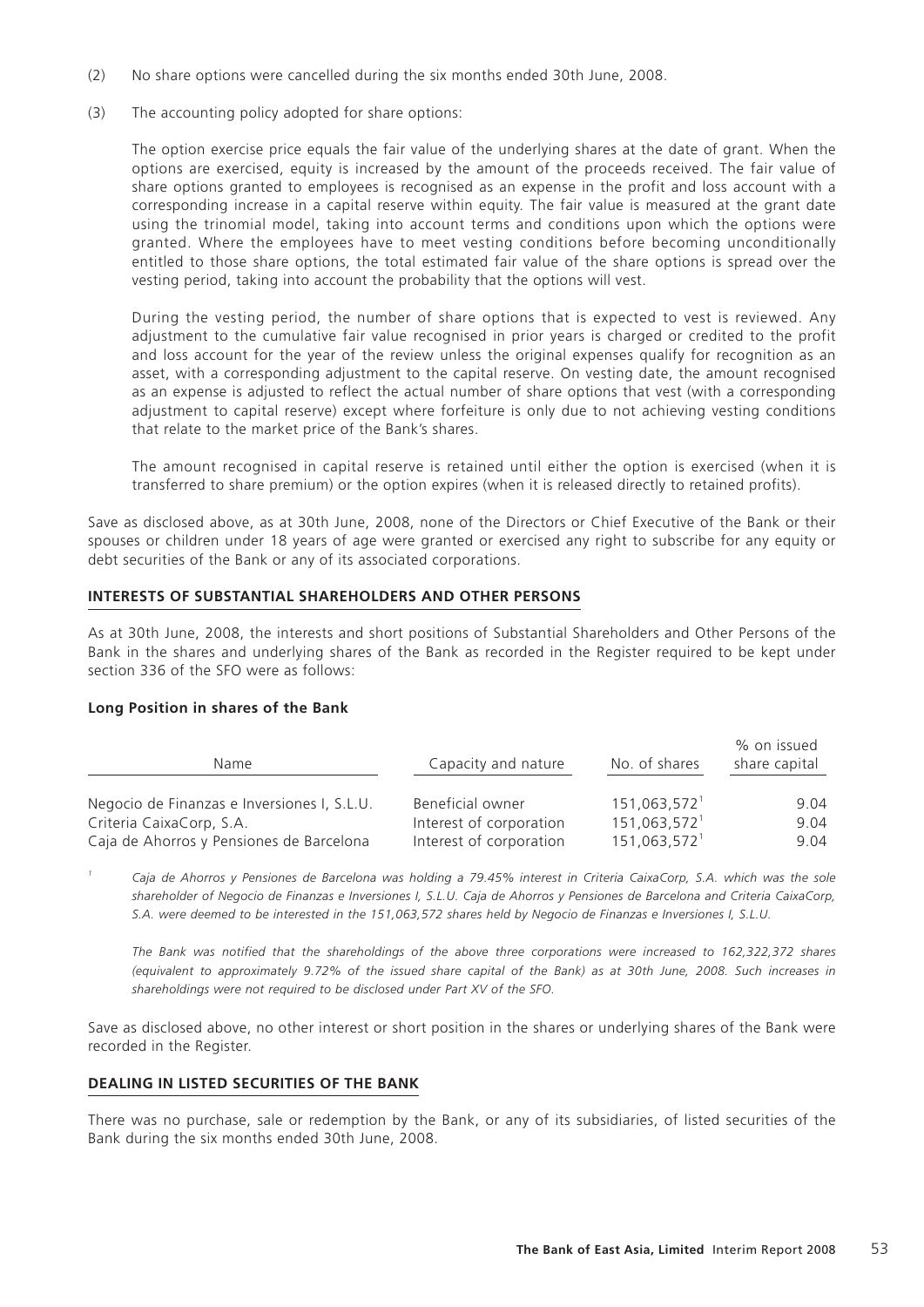(2) No share options were cancelled during the six months ended 30th June, 2008.

(3) The accounting policy adopted for share options:

The option exercise price equals the fair value of the underlying shares at the date of grant. When the options are exercised, equity is increased by the amount of the proceeds received. The fair value of share options granted to employees is recognised as an expense in the profit and loss account with a corresponding increase in a capital reserve within equity. The fair value is measured at the grant date using the trinomial model, taking into account terms and conditions upon which the options were granted. Where the employees have to meet vesting conditions before becoming unconditionally entitled to those share options, the total estimated fair value of the share options is spread over the vesting period, taking into account the probability that the options will vest.

During the vesting period, the number of share options that is expected to vest is reviewed. Any adjustment to the cumulative fair value recognised in prior years is charged or credited to the profit and loss account for the year of the review unless the original expenses qualify for recognition as an asset, with a corresponding adjustment to the capital reserve. On vesting date, the amount recognised as an expense is adjusted to reflect the actual number of share options that vest (with a corresponding adjustment to capital reserve) except where forfeiture is only due to not achieving vesting conditions that relate to the market price of the Bank's shares.

The amount recognised in capital reserve is retained until either the option is exercised (when it is transferred to share premium) or the option expires (when it is released directly to retained profits).

Save as disclosed above, as at 30th June, 2008, none of the Directors or Chief Executive of the Bank or their spouses or children under 18 years of age were granted or exercised any right to subscribe for any equity or debt securities of the Bank or any of its associated corporations.

## INTERESTS OF SUBSTANTIAL SHAREHOLDERS AND OTHER PERSONS

As at 30th June, 2008, the interests and short positions of Substantial Shareholders and Other Persons of the Bank in the shares and underlying shares of the Bank as recorded in the Register required to be kept under section 336 of the SFO were as follows:

### Long Position in shares of the Bank

| Name | Capacity and nature | No. of shares | % on issued share capital |
|---|---|---|---|
| Negocio de Finanzas e Inversiones I, S.L.U. | Beneficial owner | 151,063,572[1] | 9.04 |
| Criteria CaixaCorp, S.A. | Interest of corporation | 151,063,572[1] | 9.04 |
| Caja de Ahorros y Pensiones de Barcelona | Interest of corporation | 151,063,572[1] | 9.04 |

[1] *Caja de Ahorros y Pensiones de Barcelona was holding a 79.45% interest in Criteria CaixaCorp, S.A. which was the sole shareholder of Negocio de Finanzas e Inversiones I, S.L.U. Caja de Ahorros y Pensiones de Barcelona and Criteria CaixaCorp, S.A. were deemed to be interested in the 151,063,572 shares held by Negocio de Finanzas e Inversiones I, S.L.U.*

*The Bank was notified that the shareholdings of the above three corporations were increased to 162,322,372 shares (equivalent to approximately 9.72% of the issued share capital of the Bank) as at 30th June, 2008. Such increases in shareholdings were not required to be disclosed under Part XV of the SFO.*

Save as disclosed above, no other interest or short position in the shares or underlying shares of the Bank were recorded in the Register.

## DEALING IN LISTED SECURITIES OF THE BANK

There was no purchase, sale or redemption by the Bank, or any of its subsidiaries, of listed securities of the Bank during the six months ended 30th June, 2008.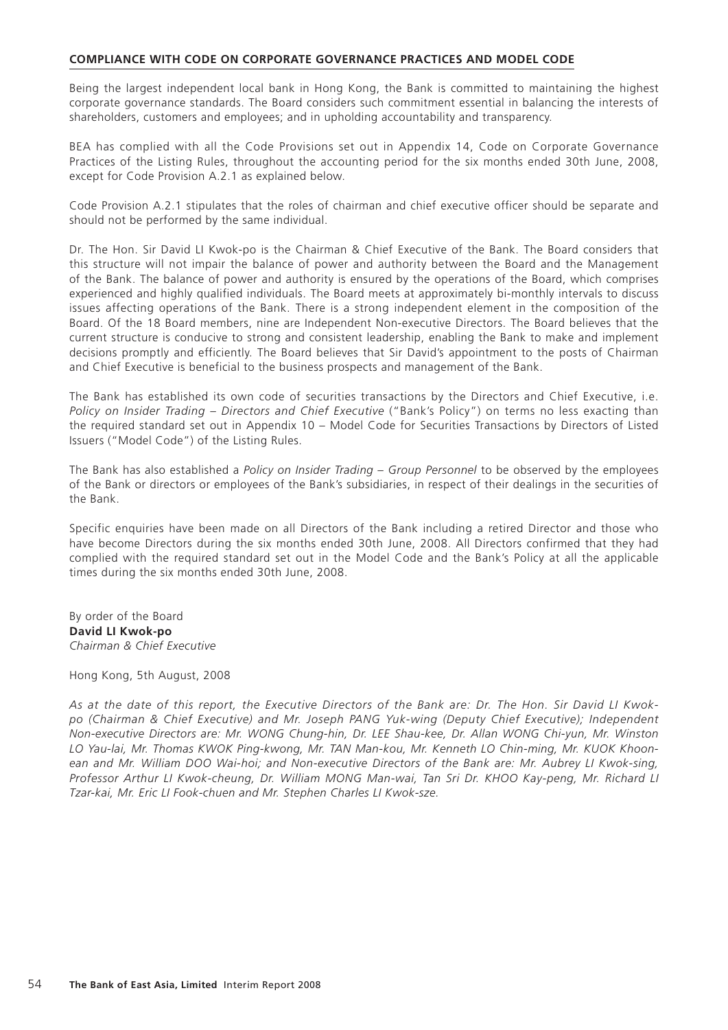## COMPLIANCE WITH CODE ON CORPORATE GOVERNANCE PRACTICES AND MODEL CODE

Being the largest independent local bank in Hong Kong, the Bank is committed to maintaining the highest corporate governance standards. The Board considers such commitment essential in balancing the interests of shareholders, customers and employees; and in upholding accountability and transparency.

BEA has complied with all the Code Provisions set out in Appendix 14, Code on Corporate Governance Practices of the Listing Rules, throughout the accounting period for the six months ended 30th June, 2008, except for Code Provision A.2.1 as explained below.

Code Provision A.2.1 stipulates that the roles of chairman and chief executive officer should be separate and should not be performed by the same individual.

Dr. The Hon. Sir David LI Kwok-po is the Chairman & Chief Executive of the Bank. The Board considers that this structure will not impair the balance of power and authority between the Board and the Management of the Bank. The balance of power and authority is ensured by the operations of the Board, which comprises experienced and highly qualified individuals. The Board meets at approximately bi-monthly intervals to discuss issues affecting operations of the Bank. There is a strong independent element in the composition of the Board. Of the 18 Board members, nine are Independent Non-executive Directors. The Board believes that the current structure is conducive to strong and consistent leadership, enabling the Bank to make and implement decisions promptly and efficiently. The Board believes that Sir David's appointment to the posts of Chairman and Chief Executive is beneficial to the business prospects and management of the Bank.

The Bank has established its own code of securities transactions by the Directors and Chief Executive, i.e. *Policy on Insider Trading – Directors and Chief Executive* ("Bank's Policy") on terms no less exacting than the required standard set out in Appendix 10 – Model Code for Securities Transactions by Directors of Listed Issuers ("Model Code") of the Listing Rules.

The Bank has also established a *Policy on Insider Trading – Group Personnel* to be observed by the employees of the Bank or directors or employees of the Bank's subsidiaries, in respect of their dealings in the securities of the Bank.

Specific enquiries have been made on all Directors of the Bank including a retired Director and those who have become Directors during the six months ended 30th June, 2008. All Directors confirmed that they had complied with the required standard set out in the Model Code and the Bank's Policy at all the applicable times during the six months ended 30th June, 2008.

By order of the Board
**David LI Kwok-po**
*Chairman & Chief Executive*

Hong Kong, 5th August, 2008

*As at the date of this report, the Executive Directors of the Bank are: Dr. The Hon. Sir David LI Kwok-po (Chairman & Chief Executive) and Mr. Joseph PANG Yuk-wing (Deputy Chief Executive); Independent Non-executive Directors are: Mr. WONG Chung-hin, Dr. LEE Shau-kee, Dr. Allan WONG Chi-yun, Mr. Winston LO Yau-lai, Mr. Thomas KWOK Ping-kwong, Mr. TAN Man-kou, Mr. Kenneth LO Chin-ming, Mr. KUOK Khoon-ean and Mr. William DOO Wai-hoi; and Non-executive Directors of the Bank are: Mr. Aubrey LI Kwok-sing, Professor Arthur LI Kwok-cheung, Dr. William MONG Man-wai, Tan Sri Dr. KHOO Kay-peng, Mr. Richard LI Tzar-kai, Mr. Eric LI Fook-chuen and Mr. Stephen Charles LI Kwok-sze.*